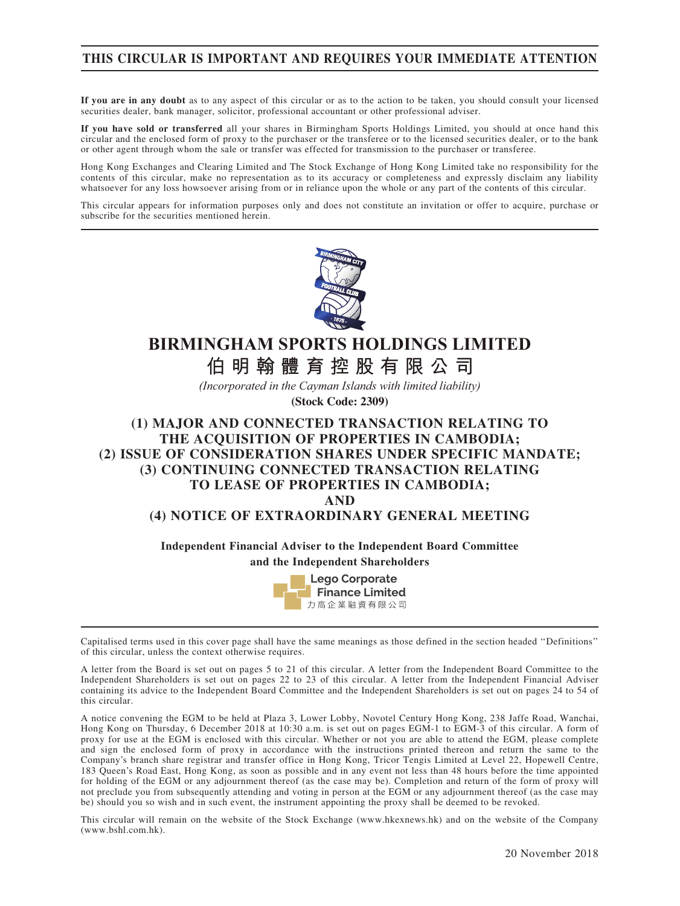**THIS CIRCULAR IS IMPORTANT AND REQUIRES YOUR IMMEDIATE ATTENTION**

**If you are in any doubt** as to any aspect of this circular or as to the action to be taken, you should consult your licensed securities dealer, bank manager, solicitor, professional accountant or other professional adviser.

**If you have sold or transferred** all your shares in Birmingham Sports Holdings Limited, you should at once hand this circular and the enclosed form of proxy to the purchaser or the transferee or to the licensed securities dealer, or to the bank or other agent through whom the sale or transfer was effected for transmission to the purchaser or transferee.

Hong Kong Exchanges and Clearing Limited and The Stock Exchange of Hong Kong Limited take no responsibility for the contents of this circular, make no representation as to its accuracy or completeness and expressly disclaim any liability whatsoever for any loss howsoever arising from or in reliance upon the whole or any part of the contents of this circular.

This circular appears for information purposes only and does not constitute an invitation or offer to acquire, purchase or subscribe for the securities mentioned herein.

# BIRMINGHAM SPORTS HOLDINGS LIMITED

# 伯明翰體育控股有限公司

*(Incorporated in the Cayman Islands with limited liability)*

**(Stock Code: 2309)**

## (1) MAJOR AND CONNECTED TRANSACTION RELATING TO THE ACQUISITION OF PROPERTIES IN CAMBODIA;
## (2) ISSUE OF CONSIDERATION SHARES UNDER SPECIFIC MANDATE;
## (3) CONTINUING CONNECTED TRANSACTION RELATING TO LEASE OF PROPERTIES IN CAMBODIA;
## AND
## (4) NOTICE OF EXTRAORDINARY GENERAL MEETING

**Independent Financial Adviser to the Independent Board Committee and the Independent Shareholders**

**Lego Corporate Finance Limited**
力高企業融資有限公司

Capitalised terms used in this cover page shall have the same meanings as those defined in the section headed "Definitions" of this circular, unless the context otherwise requires.

A letter from the Board is set out on pages 5 to 21 of this circular. A letter from the Independent Board Committee to the Independent Shareholders is set out on pages 22 to 23 of this circular. A letter from the Independent Financial Adviser containing its advice to the Independent Board Committee and the Independent Shareholders is set out on pages 24 to 54 of this circular.

A notice convening the EGM to be held at Plaza 3, Lower Lobby, Novotel Century Hong Kong, 238 Jaffe Road, Wanchai, Hong Kong on Thursday, 6 December 2018 at 10:30 a.m. is set out on pages EGM-1 to EGM-3 of this circular. A form of proxy for use at the EGM is enclosed with this circular. Whether or not you are able to attend the EGM, please complete and sign the enclosed form of proxy in accordance with the instructions printed thereon and return the same to the Company's branch share registrar and transfer office in Hong Kong, Tricor Tengis Limited at Level 22, Hopewell Centre, 183 Queen's Road East, Hong Kong, as soon as possible and in any event not less than 48 hours before the time appointed for holding of the EGM or any adjournment thereof (as the case may be). Completion and return of the form of proxy will not preclude you from subsequently attending and voting in person at the EGM or any adjournment thereof (as the case may be) should you so wish and in such event, the instrument appointing the proxy shall be deemed to be revoked.

This circular will remain on the website of the Stock Exchange (www.hkexnews.hk) and on the website of the Company (www.bshl.com.hk).

20 November 2018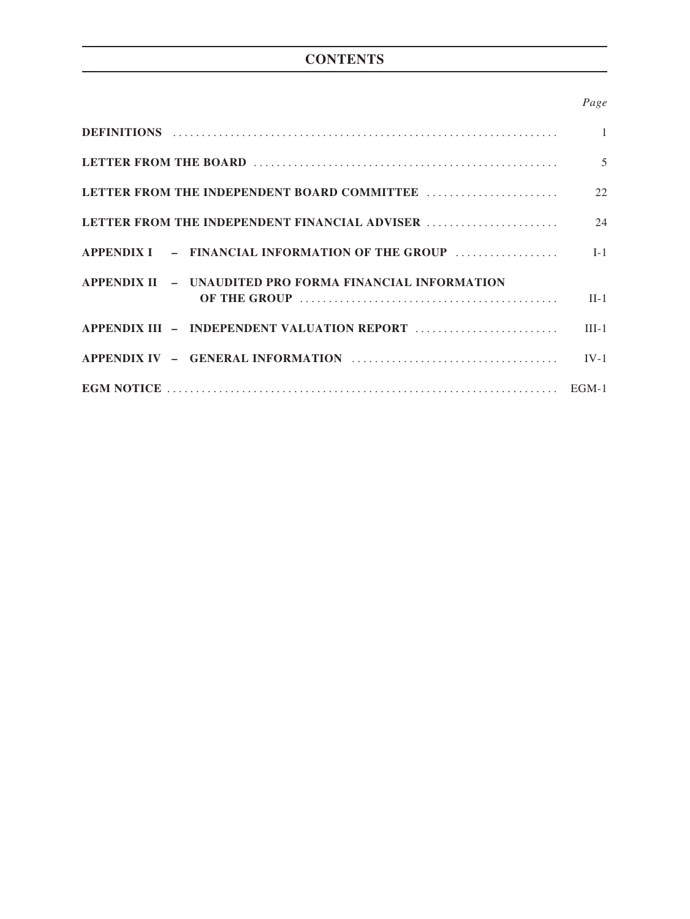# CONTENTS

| | *Page* |
|---|---|
| **DEFINITIONS** | 1 |
| **LETTER FROM THE BOARD** | 5 |
| **LETTER FROM THE INDEPENDENT BOARD COMMITTEE** | 22 |
| **LETTER FROM THE INDEPENDENT FINANCIAL ADVISER** | 24 |
| **APPENDIX I – FINANCIAL INFORMATION OF THE GROUP** | I-1 |
| **APPENDIX II – UNAUDITED PRO FORMA FINANCIAL INFORMATION OF THE GROUP** | II-1 |
| **APPENDIX III – INDEPENDENT VALUATION REPORT** | III-1 |
| **APPENDIX IV – GENERAL INFORMATION** | IV-1 |
| **EGM NOTICE** | EGM-1 |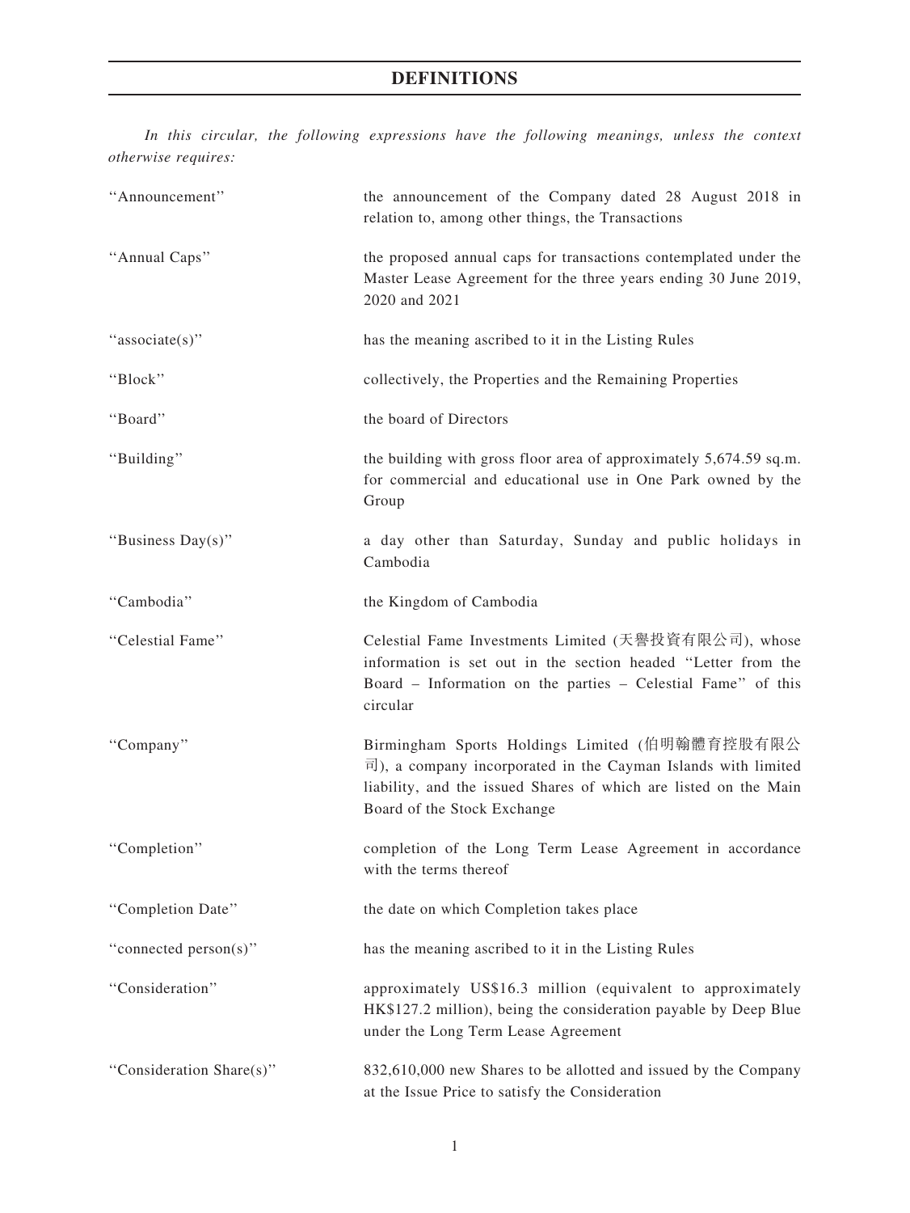# DEFINITIONS

*In this circular, the following expressions have the following meanings, unless the context otherwise requires:*

| | |
|---|---|
| "Announcement" | the announcement of the Company dated 28 August 2018 in relation to, among other things, the Transactions |
| "Annual Caps" | the proposed annual caps for transactions contemplated under the Master Lease Agreement for the three years ending 30 June 2019, 2020 and 2021 |
| "associate(s)" | has the meaning ascribed to it in the Listing Rules |
| "Block" | collectively, the Properties and the Remaining Properties |
| "Board" | the board of Directors |
| "Building" | the building with gross floor area of approximately 5,674.59 sq.m. for commercial and educational use in One Park owned by the Group |
| "Business Day(s)" | a day other than Saturday, Sunday and public holidays in Cambodia |
| "Cambodia" | the Kingdom of Cambodia |
| "Celestial Fame" | Celestial Fame Investments Limited (天譽投資有限公司), whose information is set out in the section headed "Letter from the Board – Information on the parties – Celestial Fame" of this circular |
| "Company" | Birmingham Sports Holdings Limited (伯明翰體育控股有限公司), a company incorporated in the Cayman Islands with limited liability, and the issued Shares of which are listed on the Main Board of the Stock Exchange |
| "Completion" | completion of the Long Term Lease Agreement in accordance with the terms thereof |
| "Completion Date" | the date on which Completion takes place |
| "connected person(s)" | has the meaning ascribed to it in the Listing Rules |
| "Consideration" | approximately US$16.3 million (equivalent to approximately HK$127.2 million), being the consideration payable by Deep Blue under the Long Term Lease Agreement |
| "Consideration Share(s)" | 832,610,000 new Shares to be allotted and issued by the Company at the Issue Price to satisfy the Consideration |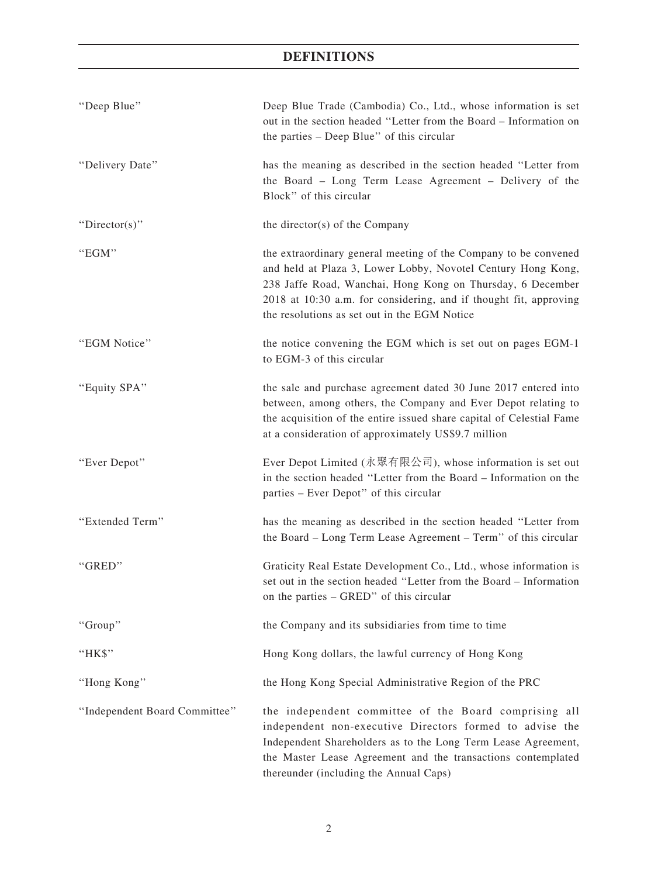# DEFINITIONS

| | |
|---|---|
| "Deep Blue" | Deep Blue Trade (Cambodia) Co., Ltd., whose information is set out in the section headed "Letter from the Board – Information on the parties – Deep Blue" of this circular |
| "Delivery Date" | has the meaning as described in the section headed "Letter from the Board – Long Term Lease Agreement – Delivery of the Block" of this circular |
| "Director(s)" | the director(s) of the Company |
| "EGM" | the extraordinary general meeting of the Company to be convened and held at Plaza 3, Lower Lobby, Novotel Century Hong Kong, 238 Jaffe Road, Wanchai, Hong Kong on Thursday, 6 December 2018 at 10:30 a.m. for considering, and if thought fit, approving the resolutions as set out in the EGM Notice |
| "EGM Notice" | the notice convening the EGM which is set out on pages EGM-1 to EGM-3 of this circular |
| "Equity SPA" | the sale and purchase agreement dated 30 June 2017 entered into between, among others, the Company and Ever Depot relating to the acquisition of the entire issued share capital of Celestial Fame at a consideration of approximately US$9.7 million |
| "Ever Depot" | Ever Depot Limited (永聚有限公司), whose information is set out in the section headed "Letter from the Board – Information on the parties – Ever Depot" of this circular |
| "Extended Term" | has the meaning as described in the section headed "Letter from the Board – Long Term Lease Agreement – Term" of this circular |
| "GRED" | Graticity Real Estate Development Co., Ltd., whose information is set out in the section headed "Letter from the Board – Information on the parties – GRED" of this circular |
| "Group" | the Company and its subsidiaries from time to time |
| "HK$" | Hong Kong dollars, the lawful currency of Hong Kong |
| "Hong Kong" | the Hong Kong Special Administrative Region of the PRC |
| "Independent Board Committee" | the independent committee of the Board comprising all independent non-executive Directors formed to advise the Independent Shareholders as to the Long Term Lease Agreement, the Master Lease Agreement and the transactions contemplated thereunder (including the Annual Caps) |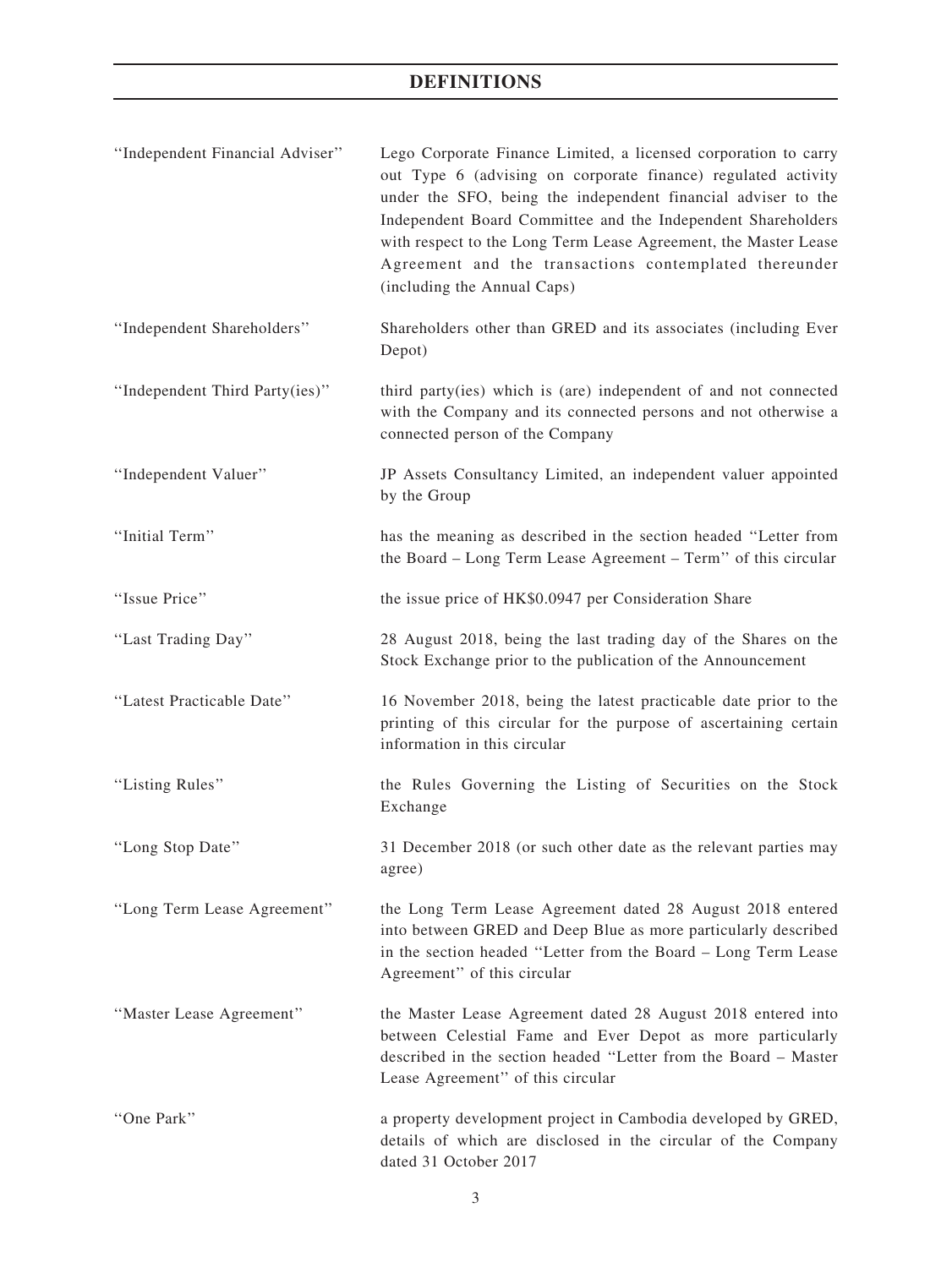# DEFINITIONS

| | |
|---|---|
| "Independent Financial Adviser" | Lego Corporate Finance Limited, a licensed corporation to carry out Type 6 (advising on corporate finance) regulated activity under the SFO, being the independent financial adviser to the Independent Board Committee and the Independent Shareholders with respect to the Long Term Lease Agreement, the Master Lease Agreement and the transactions contemplated thereunder (including the Annual Caps) |
| "Independent Shareholders" | Shareholders other than GRED and its associates (including Ever Depot) |
| "Independent Third Party(ies)" | third party(ies) which is (are) independent of and not connected with the Company and its connected persons and not otherwise a connected person of the Company |
| "Independent Valuer" | JP Assets Consultancy Limited, an independent valuer appointed by the Group |
| "Initial Term" | has the meaning as described in the section headed "Letter from the Board – Long Term Lease Agreement – Term" of this circular |
| "Issue Price" | the issue price of HK$0.0947 per Consideration Share |
| "Last Trading Day" | 28 August 2018, being the last trading day of the Shares on the Stock Exchange prior to the publication of the Announcement |
| "Latest Practicable Date" | 16 November 2018, being the latest practicable date prior to the printing of this circular for the purpose of ascertaining certain information in this circular |
| "Listing Rules" | the Rules Governing the Listing of Securities on the Stock Exchange |
| "Long Stop Date" | 31 December 2018 (or such other date as the relevant parties may agree) |
| "Long Term Lease Agreement" | the Long Term Lease Agreement dated 28 August 2018 entered into between GRED and Deep Blue as more particularly described in the section headed "Letter from the Board – Long Term Lease Agreement" of this circular |
| "Master Lease Agreement" | the Master Lease Agreement dated 28 August 2018 entered into between Celestial Fame and Ever Depot as more particularly described in the section headed "Letter from the Board – Master Lease Agreement" of this circular |
| "One Park" | a property development project in Cambodia developed by GRED, details of which are disclosed in the circular of the Company dated 31 October 2017 |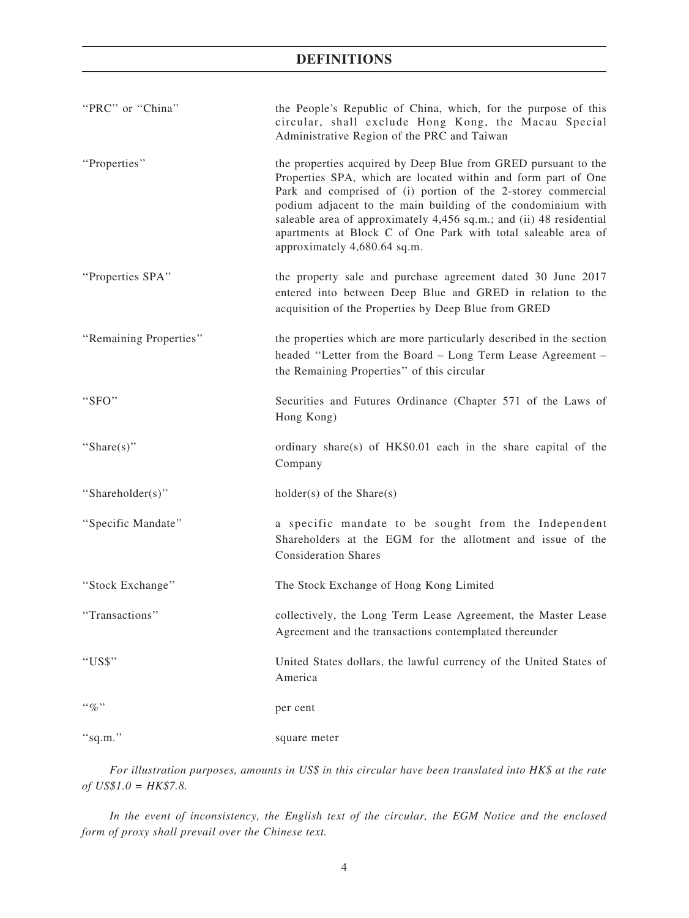## DEFINITIONS

| | |
|---|---|
| "PRC" or "China" | the People's Republic of China, which, for the purpose of this circular, shall exclude Hong Kong, the Macau Special Administrative Region of the PRC and Taiwan |
| "Properties" | the properties acquired by Deep Blue from GRED pursuant to the Properties SPA, which are located within and form part of One Park and comprised of (i) portion of the 2-storey commercial podium adjacent to the main building of the condominium with saleable area of approximately 4,456 sq.m.; and (ii) 48 residential apartments at Block C of One Park with total saleable area of approximately 4,680.64 sq.m. |
| "Properties SPA" | the property sale and purchase agreement dated 30 June 2017 entered into between Deep Blue and GRED in relation to the acquisition of the Properties by Deep Blue from GRED |
| "Remaining Properties" | the properties which are more particularly described in the section headed "Letter from the Board – Long Term Lease Agreement – the Remaining Properties" of this circular |
| "SFO" | Securities and Futures Ordinance (Chapter 571 of the Laws of Hong Kong) |
| "Share(s)" | ordinary share(s) of HK$0.01 each in the share capital of the Company |
| "Shareholder(s)" | holder(s) of the Share(s) |
| "Specific Mandate" | a specific mandate to be sought from the Independent Shareholders at the EGM for the allotment and issue of the Consideration Shares |
| "Stock Exchange" | The Stock Exchange of Hong Kong Limited |
| "Transactions" | collectively, the Long Term Lease Agreement, the Master Lease Agreement and the transactions contemplated thereunder |
| "US$" | United States dollars, the lawful currency of the United States of America |
| "%" | per cent |
| "sq.m." | square meter |

*For illustration purposes, amounts in US$ in this circular have been translated into HK$ at the rate of US$1.0 = HK$7.8.*

*In the event of inconsistency, the English text of the circular, the EGM Notice and the enclosed form of proxy shall prevail over the Chinese text.*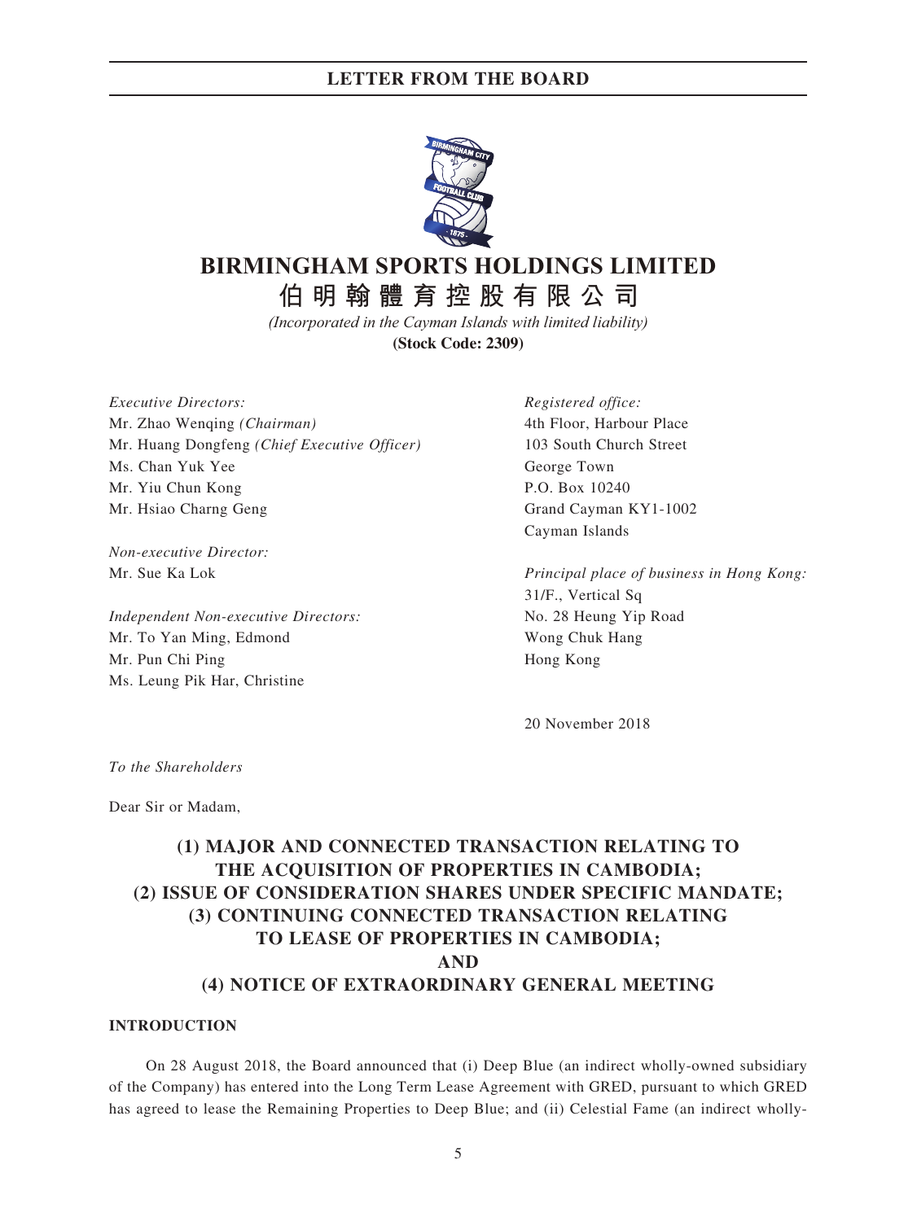# BIRMINGHAM SPORTS HOLDINGS LIMITED

# 伯明翰體育控股有限公司

*(Incorporated in the Cayman Islands with limited liability)*

**(Stock Code: 2309)**

*Executive Directors:*
Mr. Zhao Wenqing *(Chairman)*
Mr. Huang Dongfeng *(Chief Executive Officer)*
Ms. Chan Yuk Yee
Mr. Yiu Chun Kong
Mr. Hsiao Charng Geng

*Non-executive Director:*
Mr. Sue Ka Lok

*Independent Non-executive Directors:*
Mr. To Yan Ming, Edmond
Mr. Pun Chi Ping
Ms. Leung Pik Har, Christine

*Registered office:*
4th Floor, Harbour Place
103 South Church Street
George Town
P.O. Box 10240
Grand Cayman KY1-1002
Cayman Islands

*Principal place of business in Hong Kong:*
31/F., Vertical Sq
No. 28 Heung Yip Road
Wong Chuk Hang
Hong Kong

20 November 2018

*To the Shareholders*

Dear Sir or Madam,

## (1) MAJOR AND CONNECTED TRANSACTION RELATING TO THE ACQUISITION OF PROPERTIES IN CAMBODIA; (2) ISSUE OF CONSIDERATION SHARES UNDER SPECIFIC MANDATE; (3) CONTINUING CONNECTED TRANSACTION RELATING TO LEASE OF PROPERTIES IN CAMBODIA; AND (4) NOTICE OF EXTRAORDINARY GENERAL MEETING

### INTRODUCTION

On 28 August 2018, the Board announced that (i) Deep Blue (an indirect wholly-owned subsidiary of the Company) has entered into the Long Term Lease Agreement with GRED, pursuant to which GRED has agreed to lease the Remaining Properties to Deep Blue; and (ii) Celestial Fame (an indirect wholly-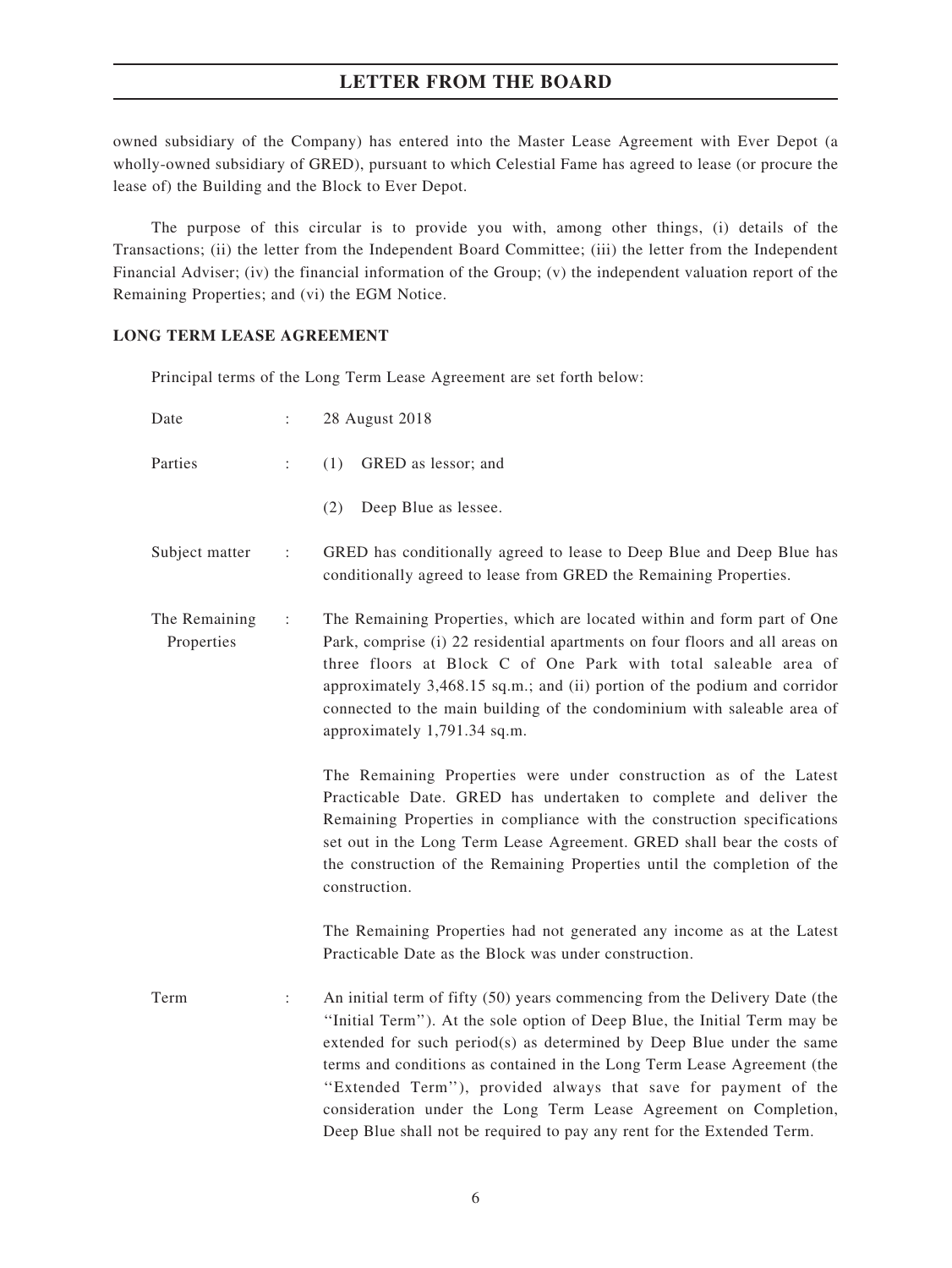owned subsidiary of the Company) has entered into the Master Lease Agreement with Ever Depot (a wholly-owned subsidiary of GRED), pursuant to which Celestial Fame has agreed to lease (or procure the lease of) the Building and the Block to Ever Depot.

The purpose of this circular is to provide you with, among other things, (i) details of the Transactions; (ii) the letter from the Independent Board Committee; (iii) the letter from the Independent Financial Adviser; (iv) the financial information of the Group; (v) the independent valuation report of the Remaining Properties; and (vi) the EGM Notice.

**LONG TERM LEASE AGREEMENT**

Principal terms of the Long Term Lease Agreement are set forth below:

| | | |
|---|---|---|
| Date | : | 28 August 2018 |
| Parties | : | (1) GRED as lessor; and<br>(2) Deep Blue as lessee. |
| Subject matter | : | GRED has conditionally agreed to lease to Deep Blue and Deep Blue has conditionally agreed to lease from GRED the Remaining Properties. |
| The Remaining Properties | : | The Remaining Properties, which are located within and form part of One Park, comprise (i) 22 residential apartments on four floors and all areas on three floors at Block C of One Park with total saleable area of approximately 3,468.15 sq.m.; and (ii) portion of the podium and corridor connected to the main building of the condominium with saleable area of approximately 1,791.34 sq.m.<br><br>The Remaining Properties were under construction as of the Latest Practicable Date. GRED has undertaken to complete and deliver the Remaining Properties in compliance with the construction specifications set out in the Long Term Lease Agreement. GRED shall bear the costs of the construction of the Remaining Properties until the completion of the construction.<br><br>The Remaining Properties had not generated any income as at the Latest Practicable Date as the Block was under construction. |
| Term | : | An initial term of fifty (50) years commencing from the Delivery Date (the ''Initial Term''). At the sole option of Deep Blue, the Initial Term may be extended for such period(s) as determined by Deep Blue under the same terms and conditions as contained in the Long Term Lease Agreement (the ''Extended Term''), provided always that save for payment of the consideration under the Long Term Lease Agreement on Completion, Deep Blue shall not be required to pay any rent for the Extended Term. |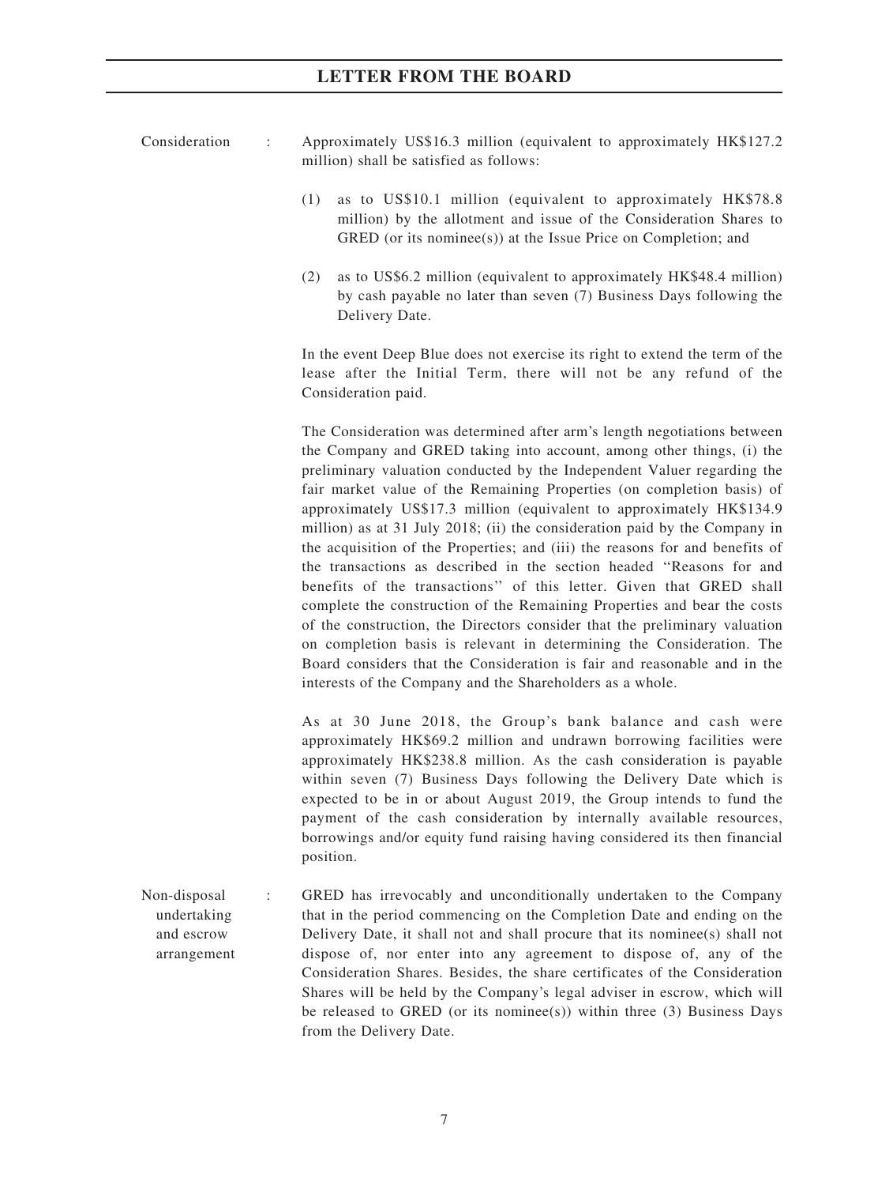**Consideration** : Approximately US$16.3 million (equivalent to approximately HK$127.2 million) shall be satisfied as follows:

(1) as to US$10.1 million (equivalent to approximately HK$78.8 million) by the allotment and issue of the Consideration Shares to GRED (or its nominee(s)) at the Issue Price on Completion; and

(2) as to US$6.2 million (equivalent to approximately HK$48.4 million) by cash payable no later than seven (7) Business Days following the Delivery Date.

In the event Deep Blue does not exercise its right to extend the term of the lease after the Initial Term, there will not be any refund of the Consideration paid.

The Consideration was determined after arm's length negotiations between the Company and GRED taking into account, among other things, (i) the preliminary valuation conducted by the Independent Valuer regarding the fair market value of the Remaining Properties (on completion basis) of approximately US$17.3 million (equivalent to approximately HK$134.9 million) as at 31 July 2018; (ii) the consideration paid by the Company in the acquisition of the Properties; and (iii) the reasons for and benefits of the transactions as described in the section headed "Reasons for and benefits of the transactions" of this letter. Given that GRED shall complete the construction of the Remaining Properties and bear the costs of the construction, the Directors consider that the preliminary valuation on completion basis is relevant in determining the Consideration. The Board considers that the Consideration is fair and reasonable and in the interests of the Company and the Shareholders as a whole.

As at 30 June 2018, the Group's bank balance and cash were approximately HK$69.2 million and undrawn borrowing facilities were approximately HK$238.8 million. As the cash consideration is payable within seven (7) Business Days following the Delivery Date which is expected to be in or about August 2019, the Group intends to fund the payment of the cash consideration by internally available resources, borrowings and/or equity fund raising having considered its then financial position.

**Non-disposal undertaking and escrow arrangement** : GRED has irrevocably and unconditionally undertaken to the Company that in the period commencing on the Completion Date and ending on the Delivery Date, it shall not and shall procure that its nominee(s) shall not dispose of, nor enter into any agreement to dispose of, any of the Consideration Shares. Besides, the share certificates of the Consideration Shares will be held by the Company's legal adviser in escrow, which will be released to GRED (or its nominee(s)) within three (3) Business Days from the Delivery Date.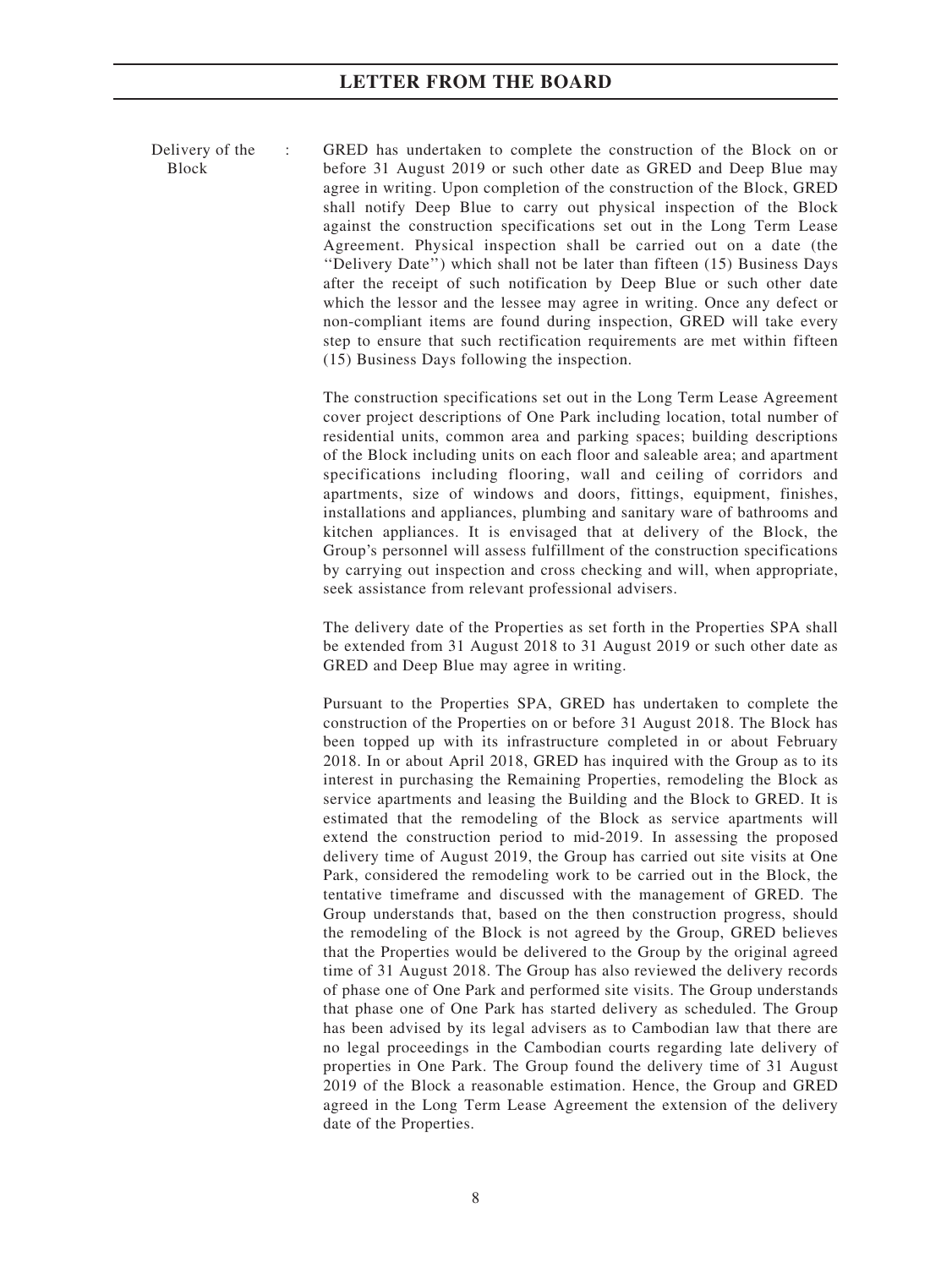Delivery of the Block : GRED has undertaken to complete the construction of the Block on or before 31 August 2019 or such other date as GRED and Deep Blue may agree in writing. Upon completion of the construction of the Block, GRED shall notify Deep Blue to carry out physical inspection of the Block against the construction specifications set out in the Long Term Lease Agreement. Physical inspection shall be carried out on a date (the ''Delivery Date'') which shall not be later than fifteen (15) Business Days after the receipt of such notification by Deep Blue or such other date which the lessor and the lessee may agree in writing. Once any defect or non-compliant items are found during inspection, GRED will take every step to ensure that such rectification requirements are met within fifteen (15) Business Days following the inspection.

The construction specifications set out in the Long Term Lease Agreement cover project descriptions of One Park including location, total number of residential units, common area and parking spaces; building descriptions of the Block including units on each floor and saleable area; and apartment specifications including flooring, wall and ceiling of corridors and apartments, size of windows and doors, fittings, equipment, finishes, installations and appliances, plumbing and sanitary ware of bathrooms and kitchen appliances. It is envisaged that at delivery of the Block, the Group's personnel will assess fulfillment of the construction specifications by carrying out inspection and cross checking and will, when appropriate, seek assistance from relevant professional advisers.

The delivery date of the Properties as set forth in the Properties SPA shall be extended from 31 August 2018 to 31 August 2019 or such other date as GRED and Deep Blue may agree in writing.

Pursuant to the Properties SPA, GRED has undertaken to complete the construction of the Properties on or before 31 August 2018. The Block has been topped up with its infrastructure completed in or about February 2018. In or about April 2018, GRED has inquired with the Group as to its interest in purchasing the Remaining Properties, remodeling the Block as service apartments and leasing the Building and the Block to GRED. It is estimated that the remodeling of the Block as service apartments will extend the construction period to mid-2019. In assessing the proposed delivery time of August 2019, the Group has carried out site visits at One Park, considered the remodeling work to be carried out in the Block, the tentative timeframe and discussed with the management of GRED. The Group understands that, based on the then construction progress, should the remodeling of the Block is not agreed by the Group, GRED believes that the Properties would be delivered to the Group by the original agreed time of 31 August 2018. The Group has also reviewed the delivery records of phase one of One Park and performed site visits. The Group understands that phase one of One Park has started delivery as scheduled. The Group has been advised by its legal advisers as to Cambodian law that there are no legal proceedings in the Cambodian courts regarding late delivery of properties in One Park. The Group found the delivery time of 31 August 2019 of the Block a reasonable estimation. Hence, the Group and GRED agreed in the Long Term Lease Agreement the extension of the delivery date of the Properties.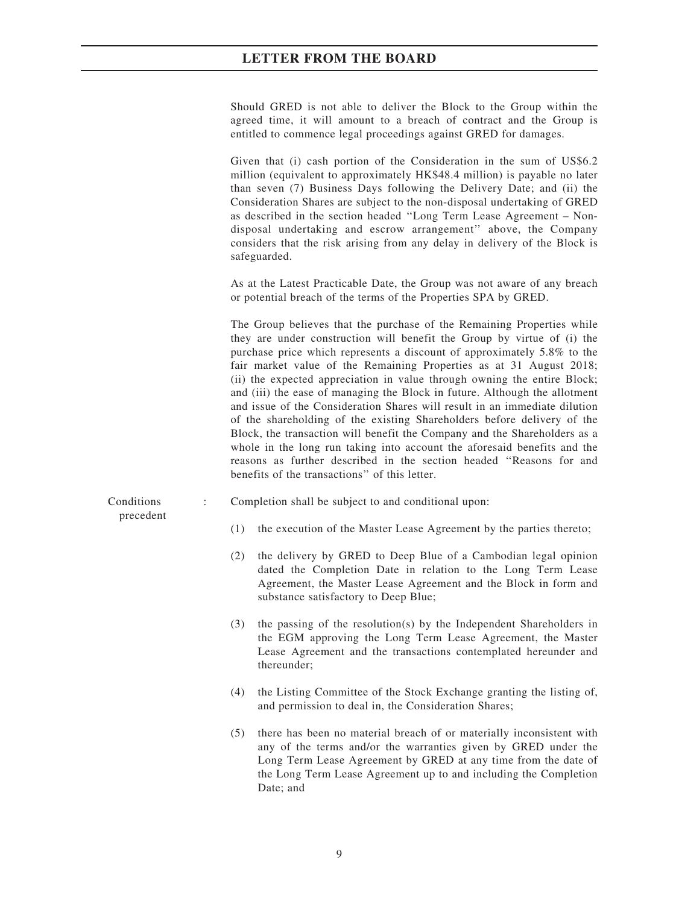Should GRED is not able to deliver the Block to the Group within the agreed time, it will amount to a breach of contract and the Group is entitled to commence legal proceedings against GRED for damages.

Given that (i) cash portion of the Consideration in the sum of US$6.2 million (equivalent to approximately HK$48.4 million) is payable no later than seven (7) Business Days following the Delivery Date; and (ii) the Consideration Shares are subject to the non-disposal undertaking of GRED as described in the section headed "Long Term Lease Agreement – Non-disposal undertaking and escrow arrangement" above, the Company considers that the risk arising from any delay in delivery of the Block is safeguarded.

As at the Latest Practicable Date, the Group was not aware of any breach or potential breach of the terms of the Properties SPA by GRED.

The Group believes that the purchase of the Remaining Properties while they are under construction will benefit the Group by virtue of (i) the purchase price which represents a discount of approximately 5.8% to the fair market value of the Remaining Properties as at 31 August 2018; (ii) the expected appreciation in value through owning the entire Block; and (iii) the ease of managing the Block in future. Although the allotment and issue of the Consideration Shares will result in an immediate dilution of the shareholding of the existing Shareholders before delivery of the Block, the transaction will benefit the Company and the Shareholders as a whole in the long run taking into account the aforesaid benefits and the reasons as further described in the section headed "Reasons for and benefits of the transactions" of this letter.

Conditions precedent : Completion shall be subject to and conditional upon:

(1) the execution of the Master Lease Agreement by the parties thereto;

(2) the delivery by GRED to Deep Blue of a Cambodian legal opinion dated the Completion Date in relation to the Long Term Lease Agreement, the Master Lease Agreement and the Block in form and substance satisfactory to Deep Blue;

(3) the passing of the resolution(s) by the Independent Shareholders in the EGM approving the Long Term Lease Agreement, the Master Lease Agreement and the transactions contemplated hereunder and thereunder;

(4) the Listing Committee of the Stock Exchange granting the listing of, and permission to deal in, the Consideration Shares;

(5) there has been no material breach of or materially inconsistent with any of the terms and/or the warranties given by GRED under the Long Term Lease Agreement by GRED at any time from the date of the Long Term Lease Agreement up to and including the Completion Date; and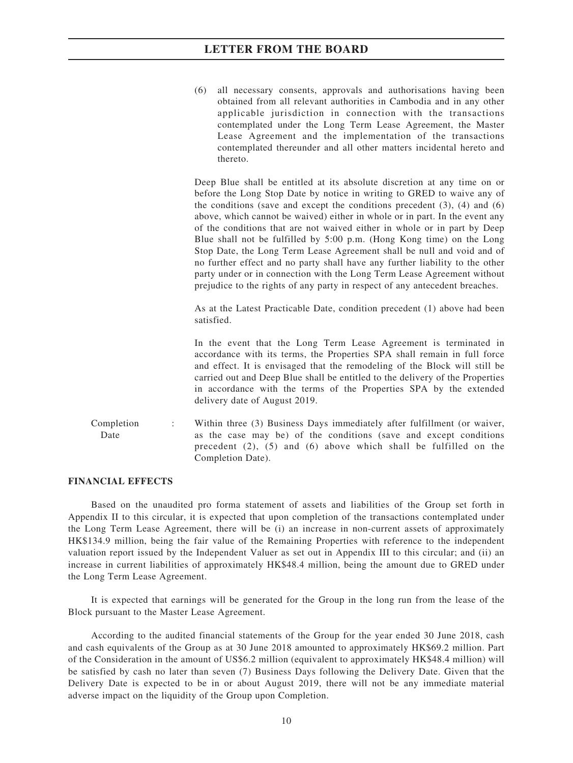(6) all necessary consents, approvals and authorisations having been obtained from all relevant authorities in Cambodia and in any other applicable jurisdiction in connection with the transactions contemplated under the Long Term Lease Agreement, the Master Lease Agreement and the implementation of the transactions contemplated thereunder and all other matters incidental hereto and thereto.

Deep Blue shall be entitled at its absolute discretion at any time on or before the Long Stop Date by notice in writing to GRED to waive any of the conditions (save and except the conditions precedent (3), (4) and (6) above, which cannot be waived) either in whole or in part. In the event any of the conditions that are not waived either in whole or in part by Deep Blue shall not be fulfilled by 5:00 p.m. (Hong Kong time) on the Long Stop Date, the Long Term Lease Agreement shall be null and void and of no further effect and no party shall have any further liability to the other party under or in connection with the Long Term Lease Agreement without prejudice to the rights of any party in respect of any antecedent breaches.

As at the Latest Practicable Date, condition precedent (1) above had been satisfied.

In the event that the Long Term Lease Agreement is terminated in accordance with its terms, the Properties SPA shall remain in full force and effect. It is envisaged that the remodeling of the Block will still be carried out and Deep Blue shall be entitled to the delivery of the Properties in accordance with the terms of the Properties SPA by the extended delivery date of August 2019.

Completion Date : Within three (3) Business Days immediately after fulfillment (or waiver, as the case may be) of the conditions (save and except conditions precedent (2), (5) and (6) above which shall be fulfilled on the Completion Date).

**FINANCIAL EFFECTS**

Based on the unaudited pro forma statement of assets and liabilities of the Group set forth in Appendix II to this circular, it is expected that upon completion of the transactions contemplated under the Long Term Lease Agreement, there will be (i) an increase in non-current assets of approximately HK$134.9 million, being the fair value of the Remaining Properties with reference to the independent valuation report issued by the Independent Valuer as set out in Appendix III to this circular; and (ii) an increase in current liabilities of approximately HK$48.4 million, being the amount due to GRED under the Long Term Lease Agreement.

It is expected that earnings will be generated for the Group in the long run from the lease of the Block pursuant to the Master Lease Agreement.

According to the audited financial statements of the Group for the year ended 30 June 2018, cash and cash equivalents of the Group as at 30 June 2018 amounted to approximately HK$69.2 million. Part of the Consideration in the amount of US$6.2 million (equivalent to approximately HK$48.4 million) will be satisfied by cash no later than seven (7) Business Days following the Delivery Date. Given that the Delivery Date is expected to be in or about August 2019, there will not be any immediate material adverse impact on the liquidity of the Group upon Completion.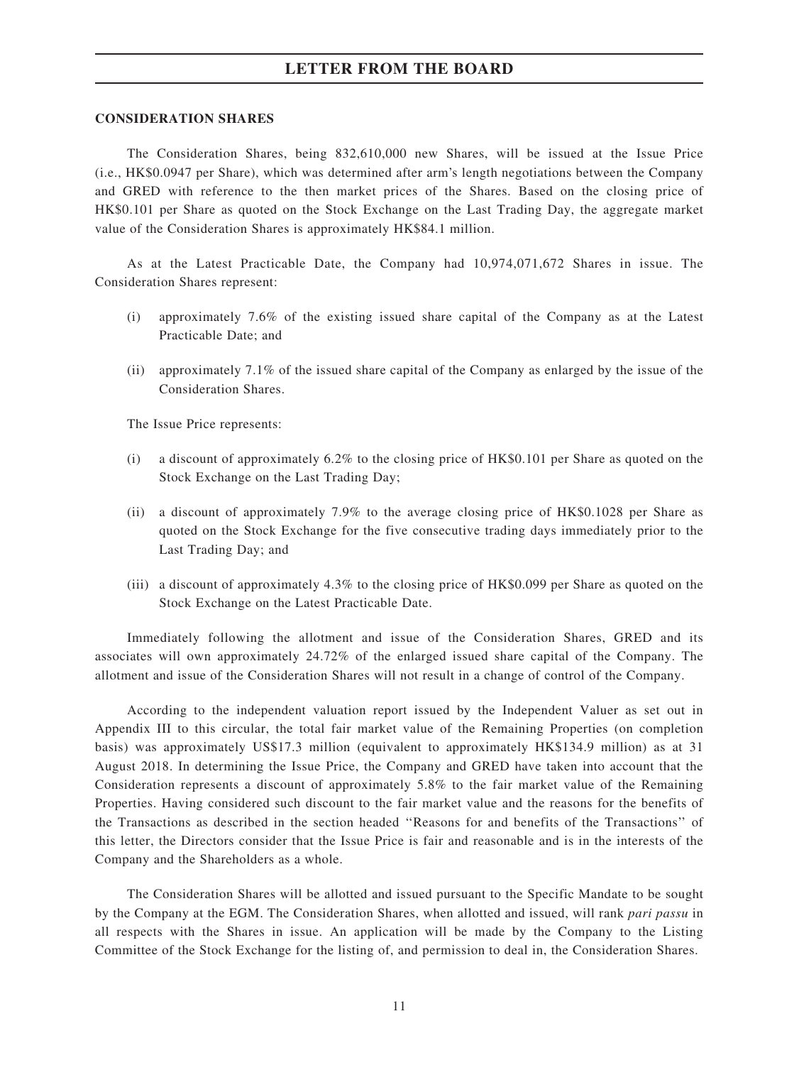**CONSIDERATION SHARES**

The Consideration Shares, being 832,610,000 new Shares, will be issued at the Issue Price (i.e., HK$0.0947 per Share), which was determined after arm's length negotiations between the Company and GRED with reference to the then market prices of the Shares. Based on the closing price of HK$0.101 per Share as quoted on the Stock Exchange on the Last Trading Day, the aggregate market value of the Consideration Shares is approximately HK$84.1 million.

As at the Latest Practicable Date, the Company had 10,974,071,672 Shares in issue. The Consideration Shares represent:

(i) approximately 7.6% of the existing issued share capital of the Company as at the Latest Practicable Date; and

(ii) approximately 7.1% of the issued share capital of the Company as enlarged by the issue of the Consideration Shares.

The Issue Price represents:

(i) a discount of approximately 6.2% to the closing price of HK$0.101 per Share as quoted on the Stock Exchange on the Last Trading Day;

(ii) a discount of approximately 7.9% to the average closing price of HK$0.1028 per Share as quoted on the Stock Exchange for the five consecutive trading days immediately prior to the Last Trading Day; and

(iii) a discount of approximately 4.3% to the closing price of HK$0.099 per Share as quoted on the Stock Exchange on the Latest Practicable Date.

Immediately following the allotment and issue of the Consideration Shares, GRED and its associates will own approximately 24.72% of the enlarged issued share capital of the Company. The allotment and issue of the Consideration Shares will not result in a change of control of the Company.

According to the independent valuation report issued by the Independent Valuer as set out in Appendix III to this circular, the total fair market value of the Remaining Properties (on completion basis) was approximately US$17.3 million (equivalent to approximately HK$134.9 million) as at 31 August 2018. In determining the Issue Price, the Company and GRED have taken into account that the Consideration represents a discount of approximately 5.8% to the fair market value of the Remaining Properties. Having considered such discount to the fair market value and the reasons for the benefits of the Transactions as described in the section headed "Reasons for and benefits of the Transactions" of this letter, the Directors consider that the Issue Price is fair and reasonable and is in the interests of the Company and the Shareholders as a whole.

The Consideration Shares will be allotted and issued pursuant to the Specific Mandate to be sought by the Company at the EGM. The Consideration Shares, when allotted and issued, will rank *pari passu* in all respects with the Shares in issue. An application will be made by the Company to the Listing Committee of the Stock Exchange for the listing of, and permission to deal in, the Consideration Shares.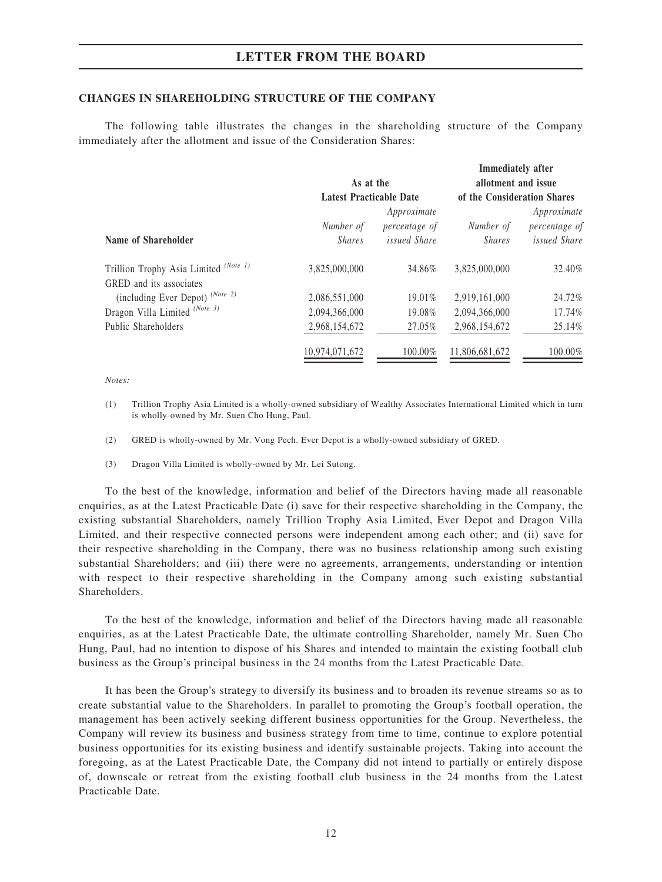## CHANGES IN SHAREHOLDING STRUCTURE OF THE COMPANY

The following table illustrates the changes in the shareholding structure of the Company immediately after the allotment and issue of the Consideration Shares:

| Name of Shareholder | As at the Latest Practicable Date | | Immediately after allotment and issue of the Consideration Shares | |
|---|---|---|---|---|
| | *Number of Shares* | *Approximate percentage of issued Share* | *Number of Shares* | *Approximate percentage of issued Share* |
| Trillion Trophy Asia Limited *(Note 1)* | 3,825,000,000 | 34.86% | 3,825,000,000 | 32.40% |
| GRED and its associates (including Ever Depot) *(Note 2)* | 2,086,551,000 | 19.01% | 2,919,161,000 | 24.72% |
| Dragon Villa Limited *(Note 3)* | 2,094,366,000 | 19.08% | 2,094,366,000 | 17.74% |
| Public Shareholders | 2,968,154,672 | 27.05% | 2,968,154,672 | 25.14% |
| | 10,974,071,672 | 100.00% | 11,806,681,672 | 100.00% |

*Notes:*

(1) Trillion Trophy Asia Limited is a wholly-owned subsidiary of Wealthy Associates International Limited which in turn is wholly-owned by Mr. Suen Cho Hung, Paul.

(2) GRED is wholly-owned by Mr. Vong Pech. Ever Depot is a wholly-owned subsidiary of GRED.

(3) Dragon Villa Limited is wholly-owned by Mr. Lei Sutong.

To the best of the knowledge, information and belief of the Directors having made all reasonable enquiries, as at the Latest Practicable Date (i) save for their respective shareholding in the Company, the existing substantial Shareholders, namely Trillion Trophy Asia Limited, Ever Depot and Dragon Villa Limited, and their respective connected persons were independent among each other; and (ii) save for their respective shareholding in the Company, there was no business relationship among such existing substantial Shareholders; and (iii) there were no agreements, arrangements, understanding or intention with respect to their respective shareholding in the Company among such existing substantial Shareholders.

To the best of the knowledge, information and belief of the Directors having made all reasonable enquiries, as at the Latest Practicable Date, the ultimate controlling Shareholder, namely Mr. Suen Cho Hung, Paul, had no intention to dispose of his Shares and intended to maintain the existing football club business as the Group's principal business in the 24 months from the Latest Practicable Date.

It has been the Group's strategy to diversify its business and to broaden its revenue streams so as to create substantial value to the Shareholders. In parallel to promoting the Group's football operation, the management has been actively seeking different business opportunities for the Group. Nevertheless, the Company will review its business and business strategy from time to time, continue to explore potential business opportunities for its existing business and identify sustainable projects. Taking into account the foregoing, as at the Latest Practicable Date, the Company did not intend to partially or entirely dispose of, downscale or retreat from the existing football club business in the 24 months from the Latest Practicable Date.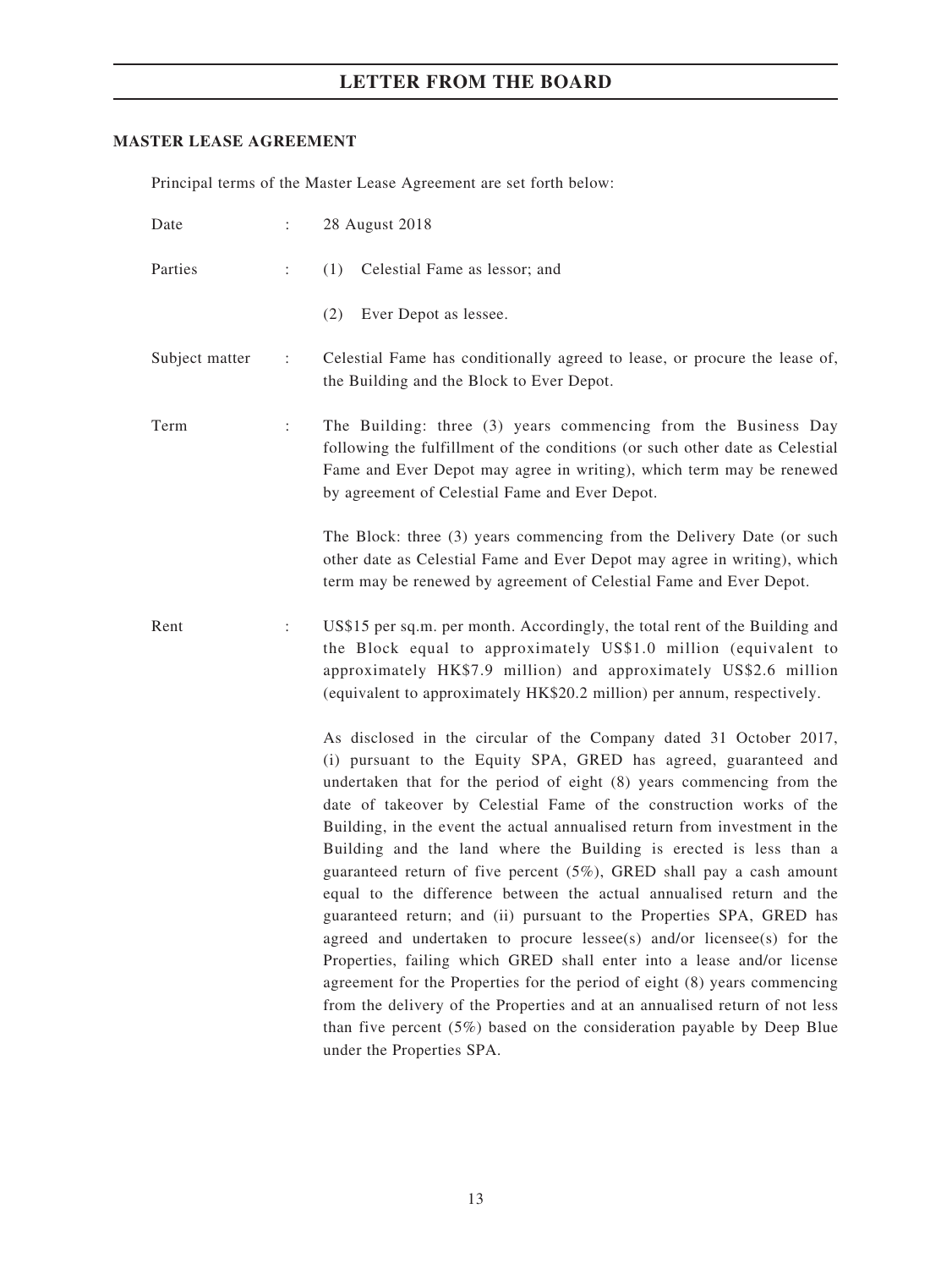## MASTER LEASE AGREEMENT

Principal terms of the Master Lease Agreement are set forth below:

| | | |
|---|---|---|
| Date | : | 28 August 2018 |
| Parties | : | (1) Celestial Fame as lessor; and<br><br>(2) Ever Depot as lessee. |
| Subject matter | : | Celestial Fame has conditionally agreed to lease, or procure the lease of, the Building and the Block to Ever Depot. |
| Term | : | The Building: three (3) years commencing from the Business Day following the fulfillment of the conditions (or such other date as Celestial Fame and Ever Depot may agree in writing), which term may be renewed by agreement of Celestial Fame and Ever Depot.<br><br>The Block: three (3) years commencing from the Delivery Date (or such other date as Celestial Fame and Ever Depot may agree in writing), which term may be renewed by agreement of Celestial Fame and Ever Depot. |
| Rent | : | US$15 per sq.m. per month. Accordingly, the total rent of the Building and the Block equal to approximately US$1.0 million (equivalent to approximately HK$7.9 million) and approximately US$2.6 million (equivalent to approximately HK$20.2 million) per annum, respectively.<br><br>As disclosed in the circular of the Company dated 31 October 2017, (i) pursuant to the Equity SPA, GRED has agreed, guaranteed and undertaken that for the period of eight (8) years commencing from the date of takeover by Celestial Fame of the construction works of the Building, in the event the actual annualised return from investment in the Building and the land where the Building is erected is less than a guaranteed return of five percent (5%), GRED shall pay a cash amount equal to the difference between the actual annualised return and the guaranteed return; and (ii) pursuant to the Properties SPA, GRED has agreed and undertaken to procure lessee(s) and/or licensee(s) for the Properties, failing which GRED shall enter into a lease and/or license agreement for the Properties for the period of eight (8) years commencing from the delivery of the Properties and at an annualised return of not less than five percent (5%) based on the consideration payable by Deep Blue under the Properties SPA. |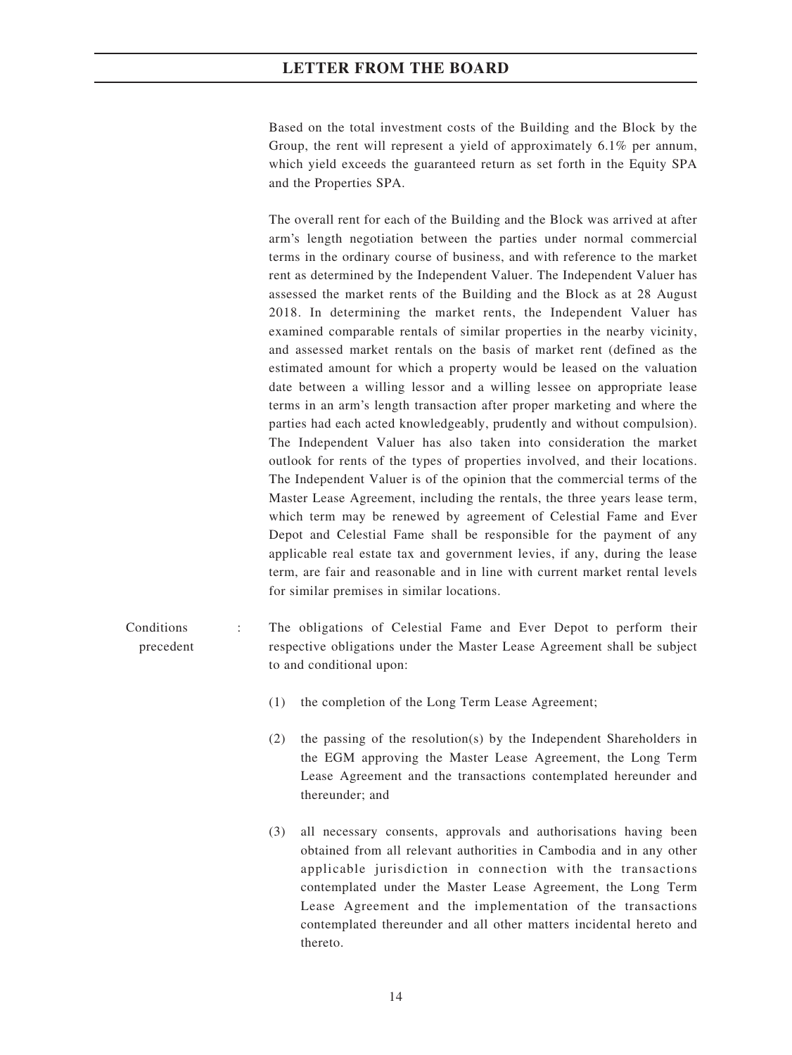Based on the total investment costs of the Building and the Block by the Group, the rent will represent a yield of approximately 6.1% per annum, which yield exceeds the guaranteed return as set forth in the Equity SPA and the Properties SPA.

The overall rent for each of the Building and the Block was arrived at after arm's length negotiation between the parties under normal commercial terms in the ordinary course of business, and with reference to the market rent as determined by the Independent Valuer. The Independent Valuer has assessed the market rents of the Building and the Block as at 28 August 2018. In determining the market rents, the Independent Valuer has examined comparable rentals of similar properties in the nearby vicinity, and assessed market rentals on the basis of market rent (defined as the estimated amount for which a property would be leased on the valuation date between a willing lessor and a willing lessee on appropriate lease terms in an arm's length transaction after proper marketing and where the parties had each acted knowledgeably, prudently and without compulsion). The Independent Valuer has also taken into consideration the market outlook for rents of the types of properties involved, and their locations. The Independent Valuer is of the opinion that the commercial terms of the Master Lease Agreement, including the rentals, the three years lease term, which term may be renewed by agreement of Celestial Fame and Ever Depot and Celestial Fame shall be responsible for the payment of any applicable real estate tax and government levies, if any, during the lease term, are fair and reasonable and in line with current market rental levels for similar premises in similar locations.

Conditions precedent : The obligations of Celestial Fame and Ever Depot to perform their respective obligations under the Master Lease Agreement shall be subject to and conditional upon:

(1) the completion of the Long Term Lease Agreement;

(2) the passing of the resolution(s) by the Independent Shareholders in the EGM approving the Master Lease Agreement, the Long Term Lease Agreement and the transactions contemplated hereunder and thereunder; and

(3) all necessary consents, approvals and authorisations having been obtained from all relevant authorities in Cambodia and in any other applicable jurisdiction in connection with the transactions contemplated under the Master Lease Agreement, the Long Term Lease Agreement and the implementation of the transactions contemplated thereunder and all other matters incidental hereto and thereto.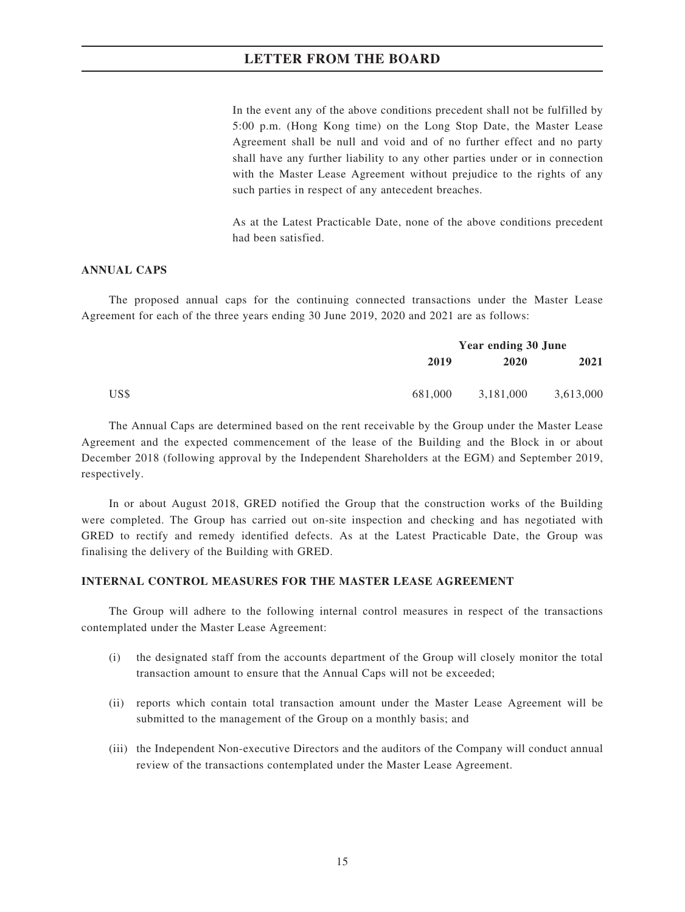In the event any of the above conditions precedent shall not be fulfilled by 5:00 p.m. (Hong Kong time) on the Long Stop Date, the Master Lease Agreement shall be null and void and of no further effect and no party shall have any further liability to any other parties under or in connection with the Master Lease Agreement without prejudice to the rights of any such parties in respect of any antecedent breaches.

As at the Latest Practicable Date, none of the above conditions precedent had been satisfied.

## ANNUAL CAPS

The proposed annual caps for the continuing connected transactions under the Master Lease Agreement for each of the three years ending 30 June 2019, 2020 and 2021 are as follows:

| | Year ending 30 June | | |
|---|---|---|---|
| | **2019** | **2020** | **2021** |
| US$ | 681,000 | 3,181,000 | 3,613,000 |

The Annual Caps are determined based on the rent receivable by the Group under the Master Lease Agreement and the expected commencement of the lease of the Building and the Block in or about December 2018 (following approval by the Independent Shareholders at the EGM) and September 2019, respectively.

In or about August 2018, GRED notified the Group that the construction works of the Building were completed. The Group has carried out on-site inspection and checking and has negotiated with GRED to rectify and remedy identified defects. As at the Latest Practicable Date, the Group was finalising the delivery of the Building with GRED.

## INTERNAL CONTROL MEASURES FOR THE MASTER LEASE AGREEMENT

The Group will adhere to the following internal control measures in respect of the transactions contemplated under the Master Lease Agreement:

(i) the designated staff from the accounts department of the Group will closely monitor the total transaction amount to ensure that the Annual Caps will not be exceeded;

(ii) reports which contain total transaction amount under the Master Lease Agreement will be submitted to the management of the Group on a monthly basis; and

(iii) the Independent Non-executive Directors and the auditors of the Company will conduct annual review of the transactions contemplated under the Master Lease Agreement.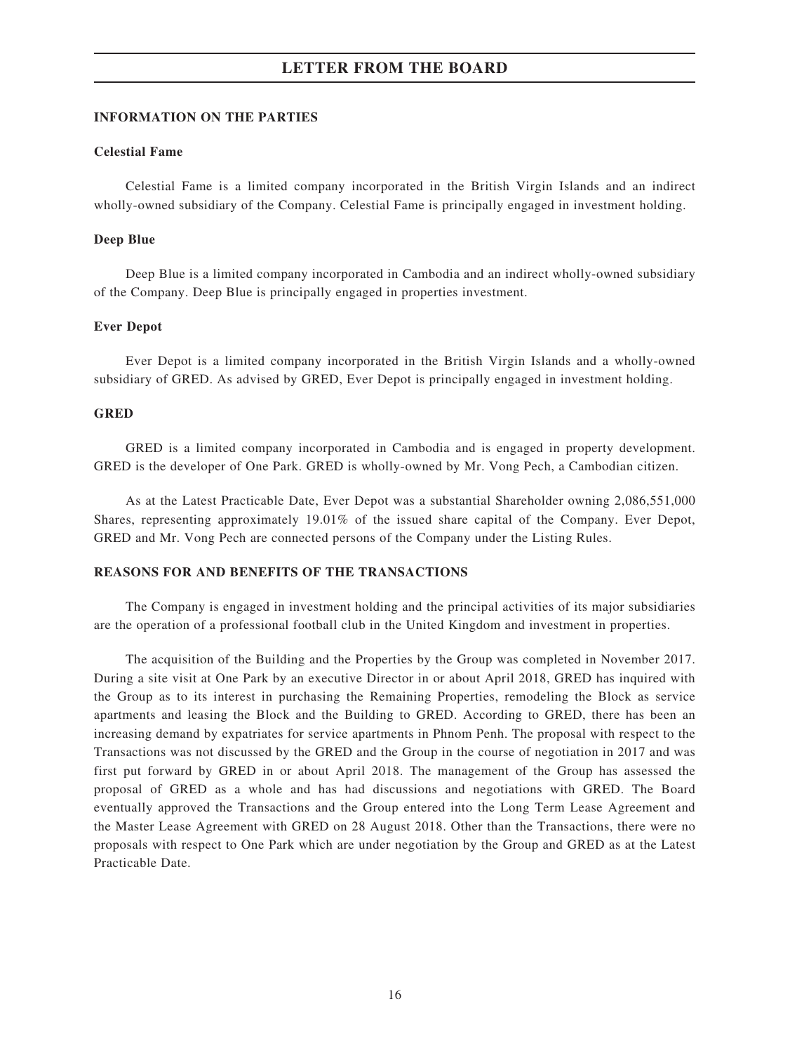## INFORMATION ON THE PARTIES

### Celestial Fame

Celestial Fame is a limited company incorporated in the British Virgin Islands and an indirect wholly-owned subsidiary of the Company. Celestial Fame is principally engaged in investment holding.

### Deep Blue

Deep Blue is a limited company incorporated in Cambodia and an indirect wholly-owned subsidiary of the Company. Deep Blue is principally engaged in properties investment.

### Ever Depot

Ever Depot is a limited company incorporated in the British Virgin Islands and a wholly-owned subsidiary of GRED. As advised by GRED, Ever Depot is principally engaged in investment holding.

### GRED

GRED is a limited company incorporated in Cambodia and is engaged in property development. GRED is the developer of One Park. GRED is wholly-owned by Mr. Vong Pech, a Cambodian citizen.

As at the Latest Practicable Date, Ever Depot was a substantial Shareholder owning 2,086,551,000 Shares, representing approximately 19.01% of the issued share capital of the Company. Ever Depot, GRED and Mr. Vong Pech are connected persons of the Company under the Listing Rules.

## REASONS FOR AND BENEFITS OF THE TRANSACTIONS

The Company is engaged in investment holding and the principal activities of its major subsidiaries are the operation of a professional football club in the United Kingdom and investment in properties.

The acquisition of the Building and the Properties by the Group was completed in November 2017. During a site visit at One Park by an executive Director in or about April 2018, GRED has inquired with the Group as to its interest in purchasing the Remaining Properties, remodeling the Block as service apartments and leasing the Block and the Building to GRED. According to GRED, there has been an increasing demand by expatriates for service apartments in Phnom Penh. The proposal with respect to the Transactions was not discussed by the GRED and the Group in the course of negotiation in 2017 and was first put forward by GRED in or about April 2018. The management of the Group has assessed the proposal of GRED as a whole and has had discussions and negotiations with GRED. The Board eventually approved the Transactions and the Group entered into the Long Term Lease Agreement and the Master Lease Agreement with GRED on 28 August 2018. Other than the Transactions, there were no proposals with respect to One Park which are under negotiation by the Group and GRED as at the Latest Practicable Date.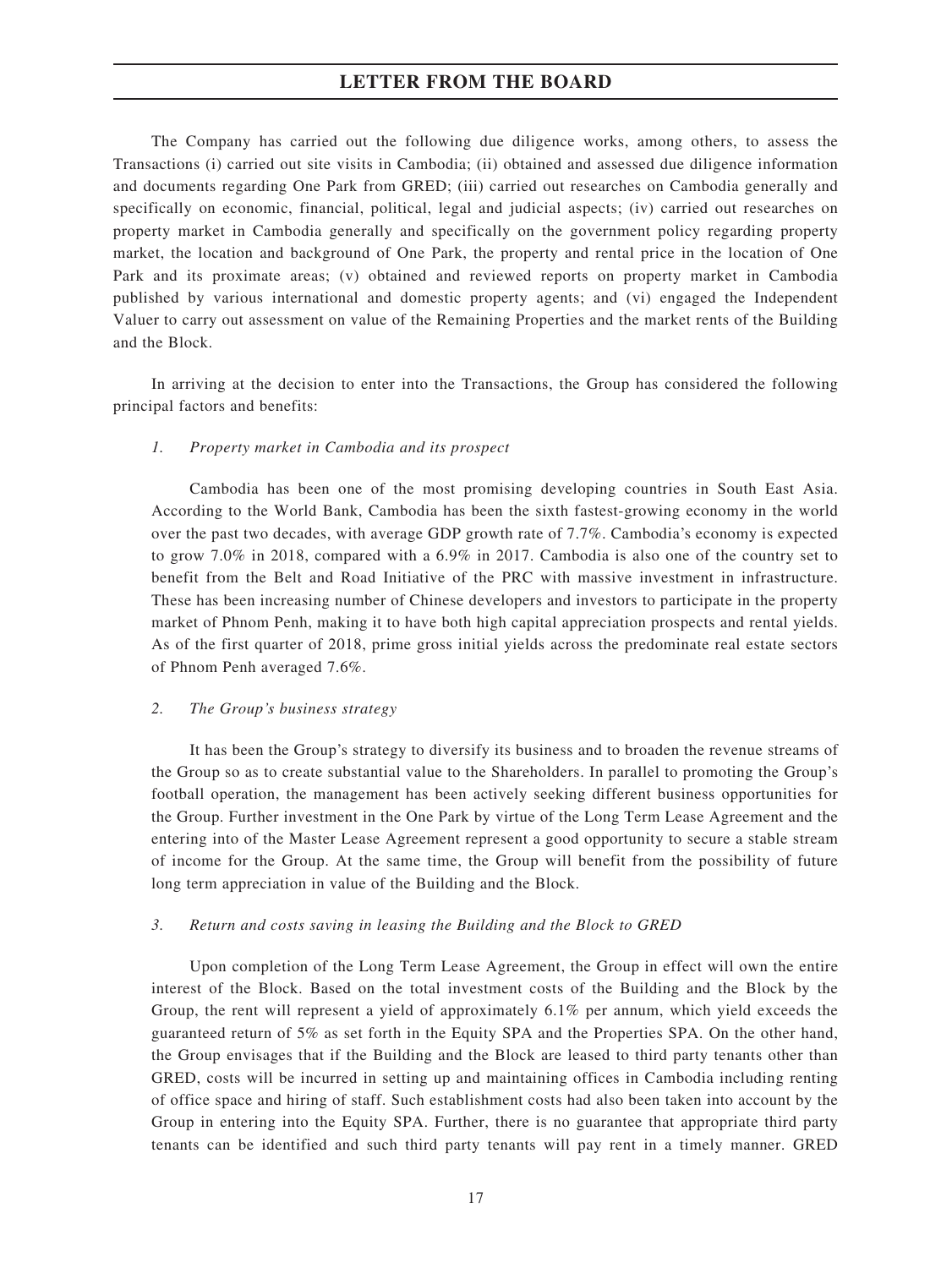The Company has carried out the following due diligence works, among others, to assess the Transactions (i) carried out site visits in Cambodia; (ii) obtained and assessed due diligence information and documents regarding One Park from GRED; (iii) carried out researches on Cambodia generally and specifically on economic, financial, political, legal and judicial aspects; (iv) carried out researches on property market in Cambodia generally and specifically on the government policy regarding property market, the location and background of One Park, the property and rental price in the location of One Park and its proximate areas; (v) obtained and reviewed reports on property market in Cambodia published by various international and domestic property agents; and (vi) engaged the Independent Valuer to carry out assessment on value of the Remaining Properties and the market rents of the Building and the Block.

In arriving at the decision to enter into the Transactions, the Group has considered the following principal factors and benefits:

*1. Property market in Cambodia and its prospect*

Cambodia has been one of the most promising developing countries in South East Asia. According to the World Bank, Cambodia has been the sixth fastest-growing economy in the world over the past two decades, with average GDP growth rate of 7.7%. Cambodia's economy is expected to grow 7.0% in 2018, compared with a 6.9% in 2017. Cambodia is also one of the country set to benefit from the Belt and Road Initiative of the PRC with massive investment in infrastructure. These has been increasing number of Chinese developers and investors to participate in the property market of Phnom Penh, making it to have both high capital appreciation prospects and rental yields. As of the first quarter of 2018, prime gross initial yields across the predominate real estate sectors of Phnom Penh averaged 7.6%.

*2. The Group's business strategy*

It has been the Group's strategy to diversify its business and to broaden the revenue streams of the Group so as to create substantial value to the Shareholders. In parallel to promoting the Group's football operation, the management has been actively seeking different business opportunities for the Group. Further investment in the One Park by virtue of the Long Term Lease Agreement and the entering into of the Master Lease Agreement represent a good opportunity to secure a stable stream of income for the Group. At the same time, the Group will benefit from the possibility of future long term appreciation in value of the Building and the Block.

*3. Return and costs saving in leasing the Building and the Block to GRED*

Upon completion of the Long Term Lease Agreement, the Group in effect will own the entire interest of the Block. Based on the total investment costs of the Building and the Block by the Group, the rent will represent a yield of approximately 6.1% per annum, which yield exceeds the guaranteed return of 5% as set forth in the Equity SPA and the Properties SPA. On the other hand, the Group envisages that if the Building and the Block are leased to third party tenants other than GRED, costs will be incurred in setting up and maintaining offices in Cambodia including renting of office space and hiring of staff. Such establishment costs had also been taken into account by the Group in entering into the Equity SPA. Further, there is no guarantee that appropriate third party tenants can be identified and such third party tenants will pay rent in a timely manner. GRED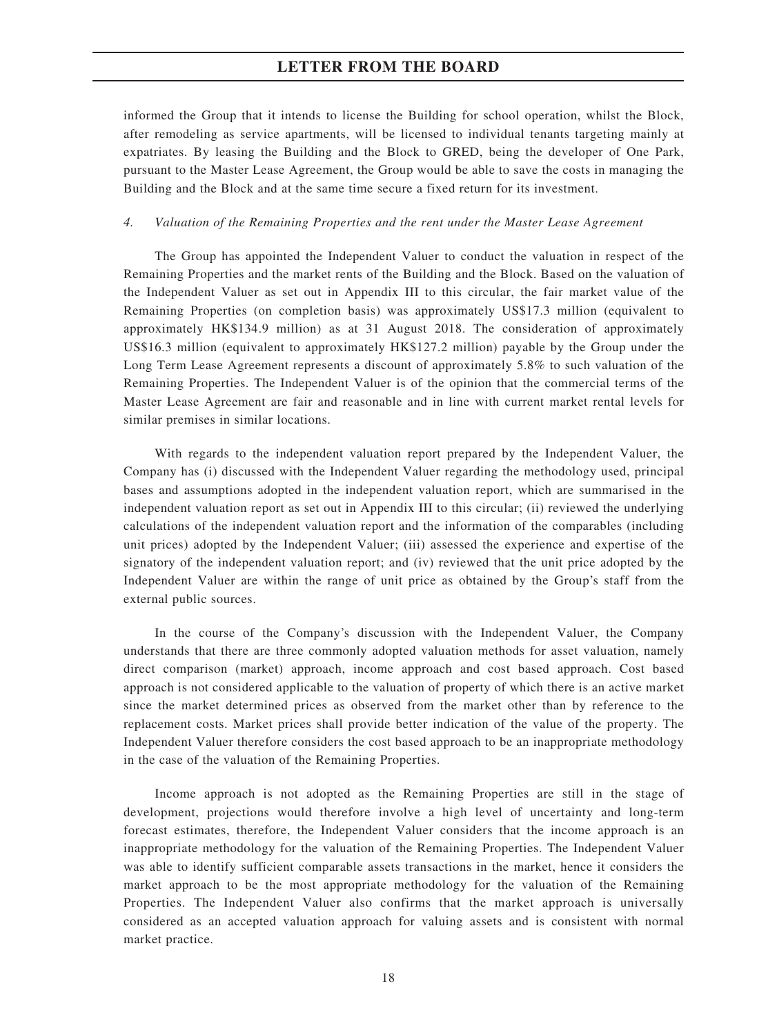informed the Group that it intends to license the Building for school operation, whilst the Block, after remodeling as service apartments, will be licensed to individual tenants targeting mainly at expatriates. By leasing the Building and the Block to GRED, being the developer of One Park, pursuant to the Master Lease Agreement, the Group would be able to save the costs in managing the Building and the Block and at the same time secure a fixed return for its investment.

*4. Valuation of the Remaining Properties and the rent under the Master Lease Agreement*

The Group has appointed the Independent Valuer to conduct the valuation in respect of the Remaining Properties and the market rents of the Building and the Block. Based on the valuation of the Independent Valuer as set out in Appendix III to this circular, the fair market value of the Remaining Properties (on completion basis) was approximately US$17.3 million (equivalent to approximately HK$134.9 million) as at 31 August 2018. The consideration of approximately US$16.3 million (equivalent to approximately HK$127.2 million) payable by the Group under the Long Term Lease Agreement represents a discount of approximately 5.8% to such valuation of the Remaining Properties. The Independent Valuer is of the opinion that the commercial terms of the Master Lease Agreement are fair and reasonable and in line with current market rental levels for similar premises in similar locations.

With regards to the independent valuation report prepared by the Independent Valuer, the Company has (i) discussed with the Independent Valuer regarding the methodology used, principal bases and assumptions adopted in the independent valuation report, which are summarised in the independent valuation report as set out in Appendix III to this circular; (ii) reviewed the underlying calculations of the independent valuation report and the information of the comparables (including unit prices) adopted by the Independent Valuer; (iii) assessed the experience and expertise of the signatory of the independent valuation report; and (iv) reviewed that the unit price adopted by the Independent Valuer are within the range of unit price as obtained by the Group's staff from the external public sources.

In the course of the Company's discussion with the Independent Valuer, the Company understands that there are three commonly adopted valuation methods for asset valuation, namely direct comparison (market) approach, income approach and cost based approach. Cost based approach is not considered applicable to the valuation of property of which there is an active market since the market determined prices as observed from the market other than by reference to the replacement costs. Market prices shall provide better indication of the value of the property. The Independent Valuer therefore considers the cost based approach to be an inappropriate methodology in the case of the valuation of the Remaining Properties.

Income approach is not adopted as the Remaining Properties are still in the stage of development, projections would therefore involve a high level of uncertainty and long-term forecast estimates, therefore, the Independent Valuer considers that the income approach is an inappropriate methodology for the valuation of the Remaining Properties. The Independent Valuer was able to identify sufficient comparable assets transactions in the market, hence it considers the market approach to be the most appropriate methodology for the valuation of the Remaining Properties. The Independent Valuer also confirms that the market approach is universally considered as an accepted valuation approach for valuing assets and is consistent with normal market practice.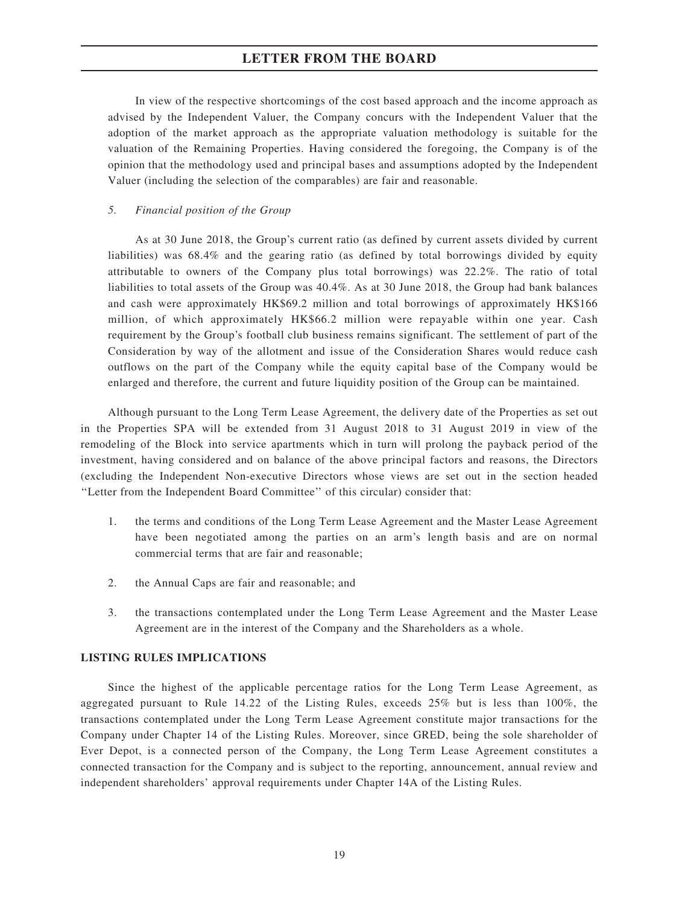In view of the respective shortcomings of the cost based approach and the income approach as advised by the Independent Valuer, the Company concurs with the Independent Valuer that the adoption of the market approach as the appropriate valuation methodology is suitable for the valuation of the Remaining Properties. Having considered the foregoing, the Company is of the opinion that the methodology used and principal bases and assumptions adopted by the Independent Valuer (including the selection of the comparables) are fair and reasonable.

*5. Financial position of the Group*

As at 30 June 2018, the Group's current ratio (as defined by current assets divided by current liabilities) was 68.4% and the gearing ratio (as defined by total borrowings divided by equity attributable to owners of the Company plus total borrowings) was 22.2%. The ratio of total liabilities to total assets of the Group was 40.4%. As at 30 June 2018, the Group had bank balances and cash were approximately HK$69.2 million and total borrowings of approximately HK$166 million, of which approximately HK$66.2 million were repayable within one year. Cash requirement by the Group's football club business remains significant. The settlement of part of the Consideration by way of the allotment and issue of the Consideration Shares would reduce cash outflows on the part of the Company while the equity capital base of the Company would be enlarged and therefore, the current and future liquidity position of the Group can be maintained.

Although pursuant to the Long Term Lease Agreement, the delivery date of the Properties as set out in the Properties SPA will be extended from 31 August 2018 to 31 August 2019 in view of the remodeling of the Block into service apartments which in turn will prolong the payback period of the investment, having considered and on balance of the above principal factors and reasons, the Directors (excluding the Independent Non-executive Directors whose views are set out in the section headed "Letter from the Independent Board Committee" of this circular) consider that:

1. the terms and conditions of the Long Term Lease Agreement and the Master Lease Agreement have been negotiated among the parties on an arm's length basis and are on normal commercial terms that are fair and reasonable;

2. the Annual Caps are fair and reasonable; and

3. the transactions contemplated under the Long Term Lease Agreement and the Master Lease Agreement are in the interest of the Company and the Shareholders as a whole.

## LISTING RULES IMPLICATIONS

Since the highest of the applicable percentage ratios for the Long Term Lease Agreement, as aggregated pursuant to Rule 14.22 of the Listing Rules, exceeds 25% but is less than 100%, the transactions contemplated under the Long Term Lease Agreement constitute major transactions for the Company under Chapter 14 of the Listing Rules. Moreover, since GRED, being the sole shareholder of Ever Depot, is a connected person of the Company, the Long Term Lease Agreement constitutes a connected transaction for the Company and is subject to the reporting, announcement, annual review and independent shareholders' approval requirements under Chapter 14A of the Listing Rules.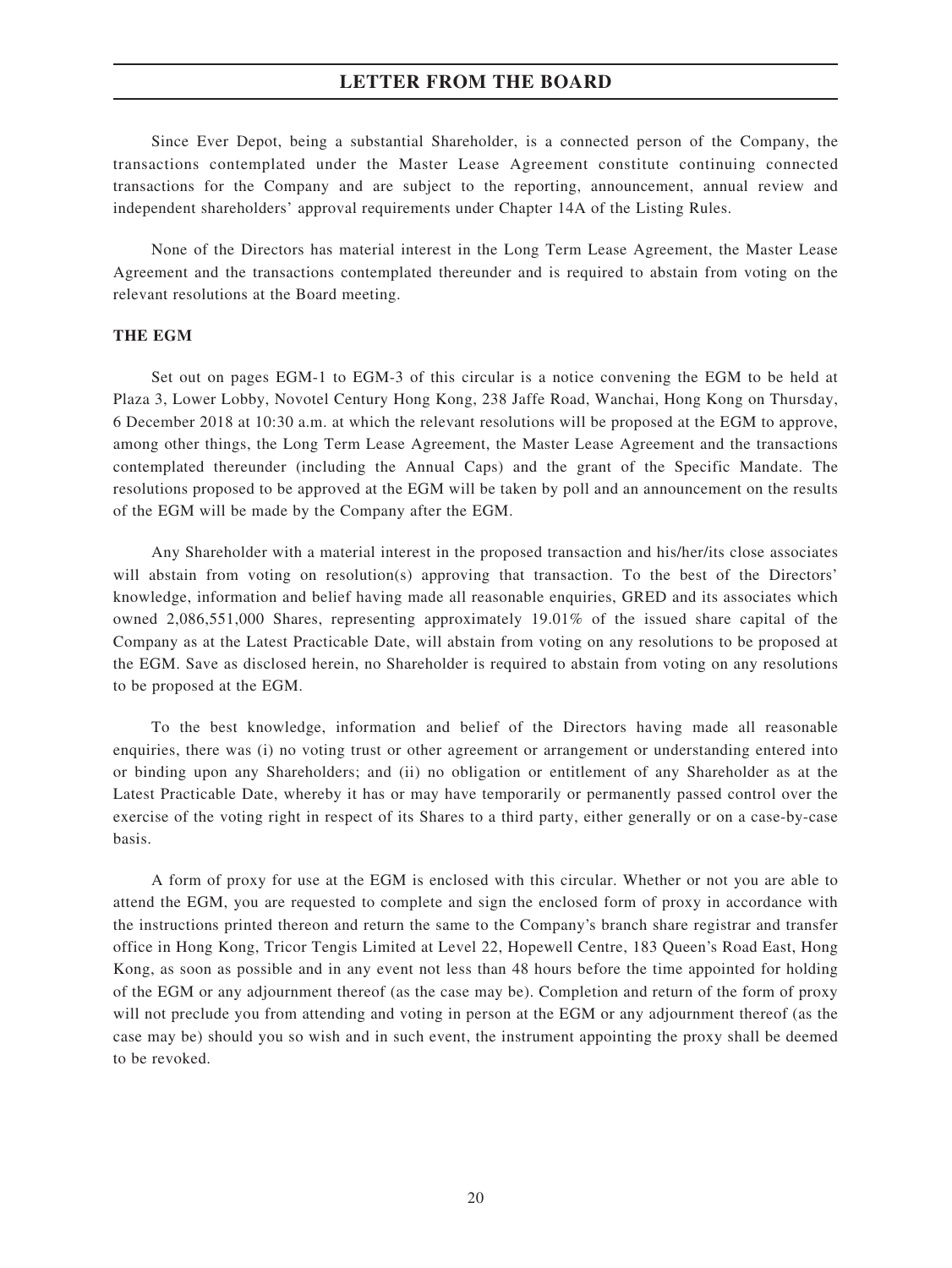Since Ever Depot, being a substantial Shareholder, is a connected person of the Company, the transactions contemplated under the Master Lease Agreement constitute continuing connected transactions for the Company and are subject to the reporting, announcement, annual review and independent shareholders' approval requirements under Chapter 14A of the Listing Rules.

None of the Directors has material interest in the Long Term Lease Agreement, the Master Lease Agreement and the transactions contemplated thereunder and is required to abstain from voting on the relevant resolutions at the Board meeting.

**THE EGM**

Set out on pages EGM-1 to EGM-3 of this circular is a notice convening the EGM to be held at Plaza 3, Lower Lobby, Novotel Century Hong Kong, 238 Jaffe Road, Wanchai, Hong Kong on Thursday, 6 December 2018 at 10:30 a.m. at which the relevant resolutions will be proposed at the EGM to approve, among other things, the Long Term Lease Agreement, the Master Lease Agreement and the transactions contemplated thereunder (including the Annual Caps) and the grant of the Specific Mandate. The resolutions proposed to be approved at the EGM will be taken by poll and an announcement on the results of the EGM will be made by the Company after the EGM.

Any Shareholder with a material interest in the proposed transaction and his/her/its close associates will abstain from voting on resolution(s) approving that transaction. To the best of the Directors' knowledge, information and belief having made all reasonable enquiries, GRED and its associates which owned 2,086,551,000 Shares, representing approximately 19.01% of the issued share capital of the Company as at the Latest Practicable Date, will abstain from voting on any resolutions to be proposed at the EGM. Save as disclosed herein, no Shareholder is required to abstain from voting on any resolutions to be proposed at the EGM.

To the best knowledge, information and belief of the Directors having made all reasonable enquiries, there was (i) no voting trust or other agreement or arrangement or understanding entered into or binding upon any Shareholders; and (ii) no obligation or entitlement of any Shareholder as at the Latest Practicable Date, whereby it has or may have temporarily or permanently passed control over the exercise of the voting right in respect of its Shares to a third party, either generally or on a case-by-case basis.

A form of proxy for use at the EGM is enclosed with this circular. Whether or not you are able to attend the EGM, you are requested to complete and sign the enclosed form of proxy in accordance with the instructions printed thereon and return the same to the Company's branch share registrar and transfer office in Hong Kong, Tricor Tengis Limited at Level 22, Hopewell Centre, 183 Queen's Road East, Hong Kong, as soon as possible and in any event not less than 48 hours before the time appointed for holding of the EGM or any adjournment thereof (as the case may be). Completion and return of the form of proxy will not preclude you from attending and voting in person at the EGM or any adjournment thereof (as the case may be) should you so wish and in such event, the instrument appointing the proxy shall be deemed to be revoked.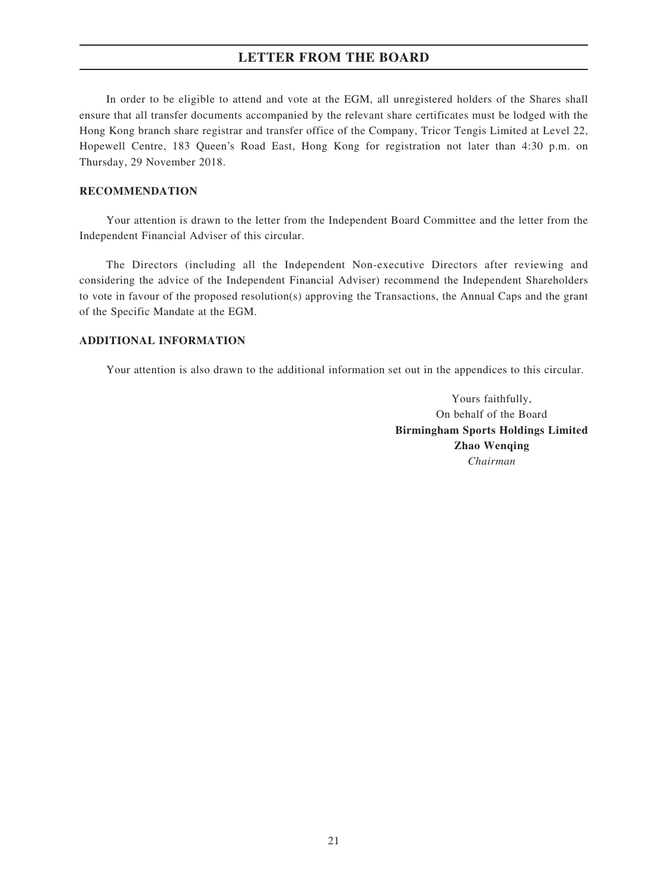In order to be eligible to attend and vote at the EGM, all unregistered holders of the Shares shall ensure that all transfer documents accompanied by the relevant share certificates must be lodged with the Hong Kong branch share registrar and transfer office of the Company, Tricor Tengis Limited at Level 22, Hopewell Centre, 183 Queen's Road East, Hong Kong for registration not later than 4:30 p.m. on Thursday, 29 November 2018.

**RECOMMENDATION**

Your attention is drawn to the letter from the Independent Board Committee and the letter from the Independent Financial Adviser of this circular.

The Directors (including all the Independent Non-executive Directors after reviewing and considering the advice of the Independent Financial Adviser) recommend the Independent Shareholders to vote in favour of the proposed resolution(s) approving the Transactions, the Annual Caps and the grant of the Specific Mandate at the EGM.

**ADDITIONAL INFORMATION**

Your attention is also drawn to the additional information set out in the appendices to this circular.

Yours faithfully,
On behalf of the Board
**Birmingham Sports Holdings Limited**
**Zhao Wenqing**
*Chairman*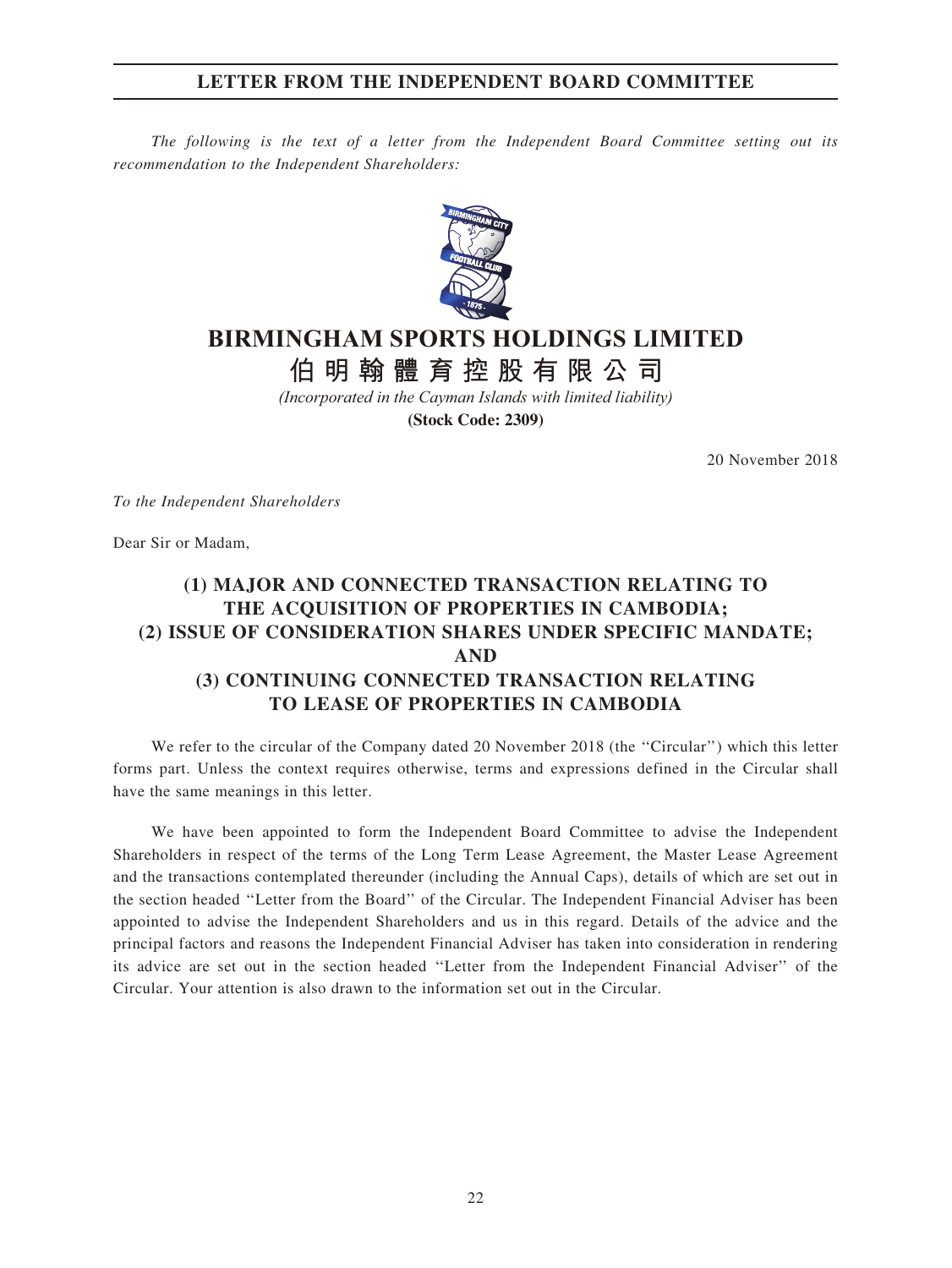## LETTER FROM THE INDEPENDENT BOARD COMMITTEE

*The following is the text of a letter from the Independent Board Committee setting out its recommendation to the Independent Shareholders:*

# BIRMINGHAM SPORTS HOLDINGS LIMITED
# 伯明翰體育控股有限公司

*(Incorporated in the Cayman Islands with limited liability)*
**(Stock Code: 2309)**

20 November 2018

*To the Independent Shareholders*

Dear Sir or Madam,

### (1) MAJOR AND CONNECTED TRANSACTION RELATING TO THE ACQUISITION OF PROPERTIES IN CAMBODIA; (2) ISSUE OF CONSIDERATION SHARES UNDER SPECIFIC MANDATE; AND (3) CONTINUING CONNECTED TRANSACTION RELATING TO LEASE OF PROPERTIES IN CAMBODIA

We refer to the circular of the Company dated 20 November 2018 (the ''Circular'') which this letter forms part. Unless the context requires otherwise, terms and expressions defined in the Circular shall have the same meanings in this letter.

We have been appointed to form the Independent Board Committee to advise the Independent Shareholders in respect of the terms of the Long Term Lease Agreement, the Master Lease Agreement and the transactions contemplated thereunder (including the Annual Caps), details of which are set out in the section headed ''Letter from the Board'' of the Circular. The Independent Financial Adviser has been appointed to advise the Independent Shareholders and us in this regard. Details of the advice and the principal factors and reasons the Independent Financial Adviser has taken into consideration in rendering its advice are set out in the section headed ''Letter from the Independent Financial Adviser'' of the Circular. Your attention is also drawn to the information set out in the Circular.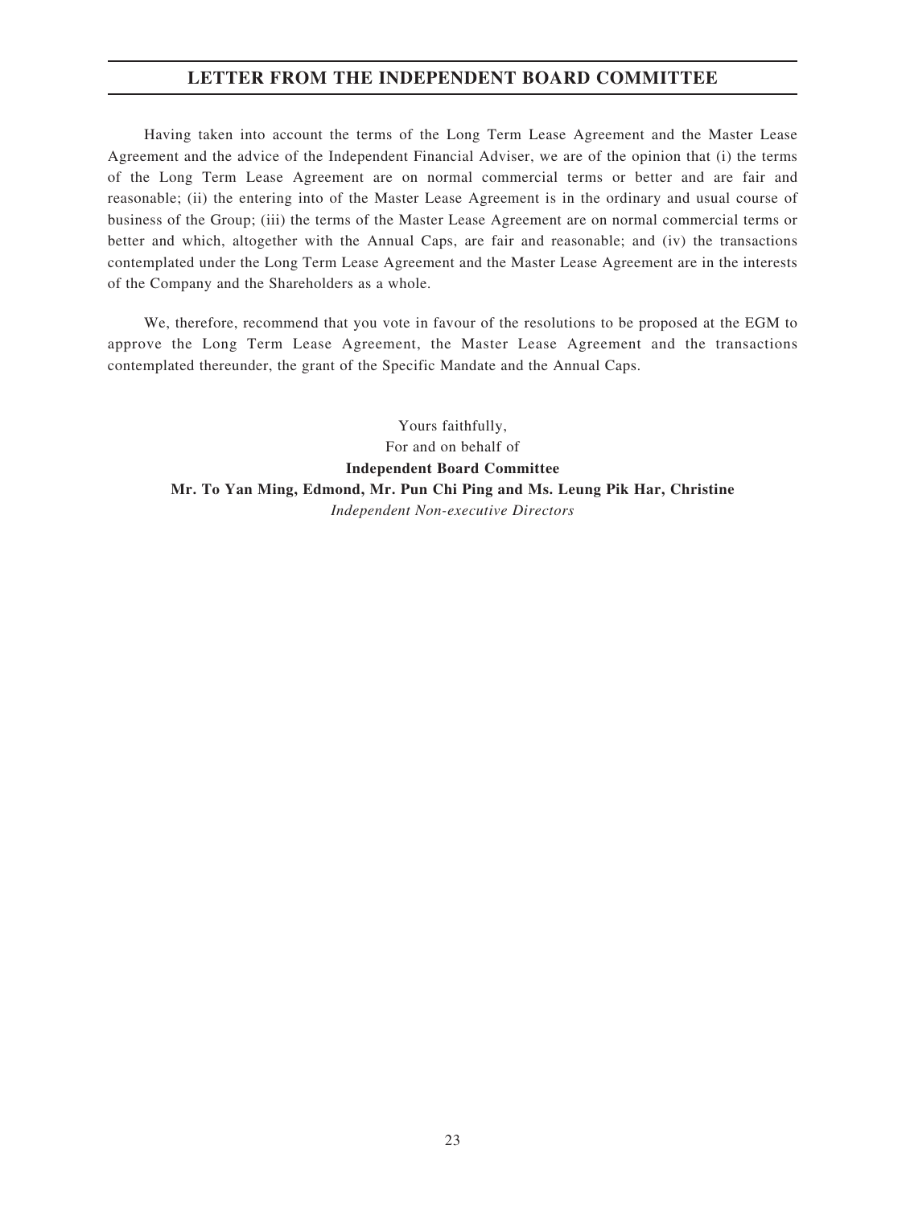Having taken into account the terms of the Long Term Lease Agreement and the Master Lease Agreement and the advice of the Independent Financial Adviser, we are of the opinion that (i) the terms of the Long Term Lease Agreement are on normal commercial terms or better and are fair and reasonable; (ii) the entering into of the Master Lease Agreement is in the ordinary and usual course of business of the Group; (iii) the terms of the Master Lease Agreement are on normal commercial terms or better and which, altogether with the Annual Caps, are fair and reasonable; and (iv) the transactions contemplated under the Long Term Lease Agreement and the Master Lease Agreement are in the interests of the Company and the Shareholders as a whole.

We, therefore, recommend that you vote in favour of the resolutions to be proposed at the EGM to approve the Long Term Lease Agreement, the Master Lease Agreement and the transactions contemplated thereunder, the grant of the Specific Mandate and the Annual Caps.

Yours faithfully,
For and on behalf of
**Independent Board Committee**
**Mr. To Yan Ming, Edmond, Mr. Pun Chi Ping and Ms. Leung Pik Har, Christine**
*Independent Non-executive Directors*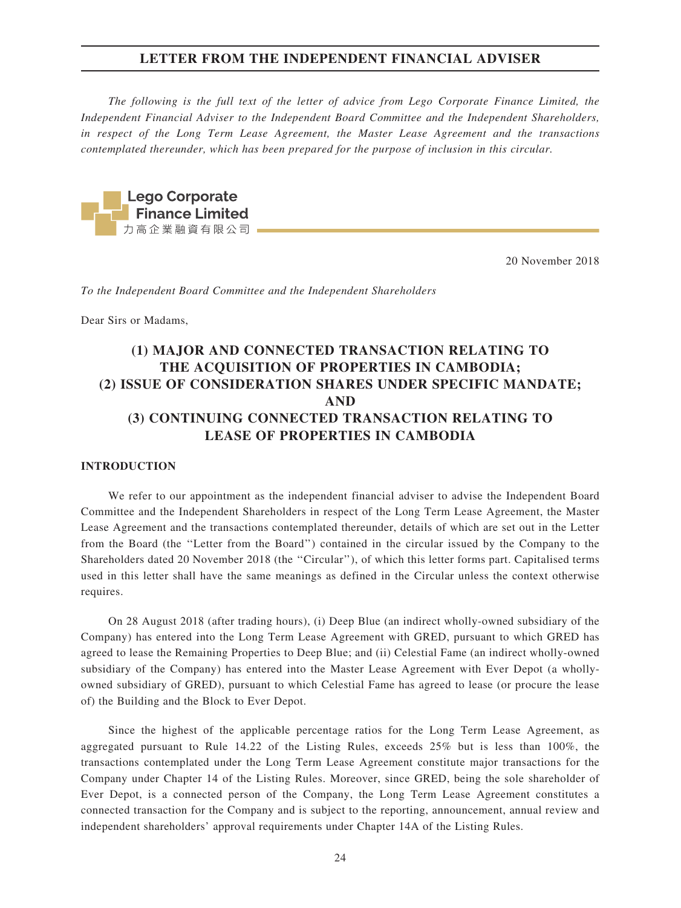## LETTER FROM THE INDEPENDENT FINANCIAL ADVISER

*The following is the full text of the letter of advice from Lego Corporate Finance Limited, the Independent Financial Adviser to the Independent Board Committee and the Independent Shareholders, in respect of the Long Term Lease Agreement, the Master Lease Agreement and the transactions contemplated thereunder, which has been prepared for the purpose of inclusion in this circular.*

**Lego Corporate Finance Limited**
力高企業融資有限公司

20 November 2018

*To the Independent Board Committee and the Independent Shareholders*

Dear Sirs or Madams,

# (1) MAJOR AND CONNECTED TRANSACTION RELATING TO THE ACQUISITION OF PROPERTIES IN CAMBODIA; (2) ISSUE OF CONSIDERATION SHARES UNDER SPECIFIC MANDATE; AND (3) CONTINUING CONNECTED TRANSACTION RELATING TO LEASE OF PROPERTIES IN CAMBODIA

### INTRODUCTION

We refer to our appointment as the independent financial adviser to advise the Independent Board Committee and the Independent Shareholders in respect of the Long Term Lease Agreement, the Master Lease Agreement and the transactions contemplated thereunder, details of which are set out in the Letter from the Board (the "Letter from the Board") contained in the circular issued by the Company to the Shareholders dated 20 November 2018 (the "Circular"), of which this letter forms part. Capitalised terms used in this letter shall have the same meanings as defined in the Circular unless the context otherwise requires.

On 28 August 2018 (after trading hours), (i) Deep Blue (an indirect wholly-owned subsidiary of the Company) has entered into the Long Term Lease Agreement with GRED, pursuant to which GRED has agreed to lease the Remaining Properties to Deep Blue; and (ii) Celestial Fame (an indirect wholly-owned subsidiary of the Company) has entered into the Master Lease Agreement with Ever Depot (a wholly-owned subsidiary of GRED), pursuant to which Celestial Fame has agreed to lease (or procure the lease of) the Building and the Block to Ever Depot.

Since the highest of the applicable percentage ratios for the Long Term Lease Agreement, as aggregated pursuant to Rule 14.22 of the Listing Rules, exceeds 25% but is less than 100%, the transactions contemplated under the Long Term Lease Agreement constitute major transactions for the Company under Chapter 14 of the Listing Rules. Moreover, since GRED, being the sole shareholder of Ever Depot, is a connected person of the Company, the Long Term Lease Agreement constitutes a connected transaction for the Company and is subject to the reporting, announcement, annual review and independent shareholders' approval requirements under Chapter 14A of the Listing Rules.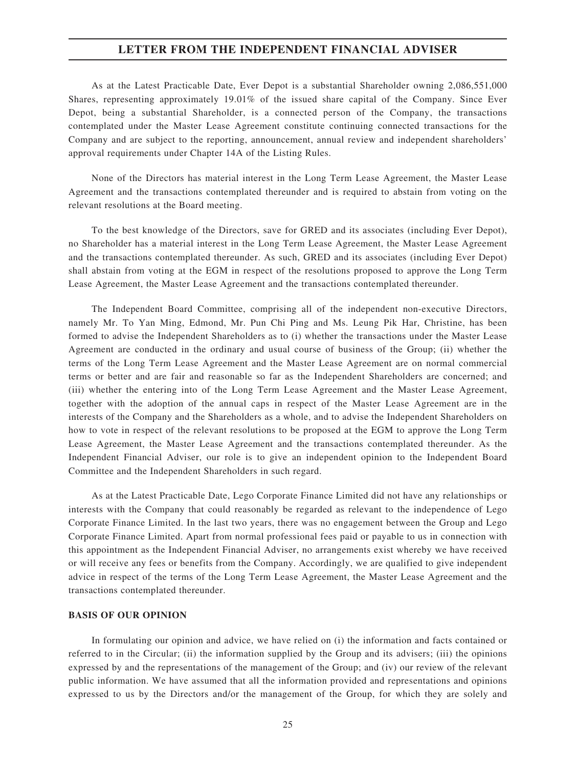As at the Latest Practicable Date, Ever Depot is a substantial Shareholder owning 2,086,551,000 Shares, representing approximately 19.01% of the issued share capital of the Company. Since Ever Depot, being a substantial Shareholder, is a connected person of the Company, the transactions contemplated under the Master Lease Agreement constitute continuing connected transactions for the Company and are subject to the reporting, announcement, annual review and independent shareholders' approval requirements under Chapter 14A of the Listing Rules.

None of the Directors has material interest in the Long Term Lease Agreement, the Master Lease Agreement and the transactions contemplated thereunder and is required to abstain from voting on the relevant resolutions at the Board meeting.

To the best knowledge of the Directors, save for GRED and its associates (including Ever Depot), no Shareholder has a material interest in the Long Term Lease Agreement, the Master Lease Agreement and the transactions contemplated thereunder. As such, GRED and its associates (including Ever Depot) shall abstain from voting at the EGM in respect of the resolutions proposed to approve the Long Term Lease Agreement, the Master Lease Agreement and the transactions contemplated thereunder.

The Independent Board Committee, comprising all of the independent non-executive Directors, namely Mr. To Yan Ming, Edmond, Mr. Pun Chi Ping and Ms. Leung Pik Har, Christine, has been formed to advise the Independent Shareholders as to (i) whether the transactions under the Master Lease Agreement are conducted in the ordinary and usual course of business of the Group; (ii) whether the terms of the Long Term Lease Agreement and the Master Lease Agreement are on normal commercial terms or better and are fair and reasonable so far as the Independent Shareholders are concerned; and (iii) whether the entering into of the Long Term Lease Agreement and the Master Lease Agreement, together with the adoption of the annual caps in respect of the Master Lease Agreement are in the interests of the Company and the Shareholders as a whole, and to advise the Independent Shareholders on how to vote in respect of the relevant resolutions to be proposed at the EGM to approve the Long Term Lease Agreement, the Master Lease Agreement and the transactions contemplated thereunder. As the Independent Financial Adviser, our role is to give an independent opinion to the Independent Board Committee and the Independent Shareholders in such regard.

As at the Latest Practicable Date, Lego Corporate Finance Limited did not have any relationships or interests with the Company that could reasonably be regarded as relevant to the independence of Lego Corporate Finance Limited. In the last two years, there was no engagement between the Group and Lego Corporate Finance Limited. Apart from normal professional fees paid or payable to us in connection with this appointment as the Independent Financial Adviser, no arrangements exist whereby we have received or will receive any fees or benefits from the Company. Accordingly, we are qualified to give independent advice in respect of the terms of the Long Term Lease Agreement, the Master Lease Agreement and the transactions contemplated thereunder.

**BASIS OF OUR OPINION**

In formulating our opinion and advice, we have relied on (i) the information and facts contained or referred to in the Circular; (ii) the information supplied by the Group and its advisers; (iii) the opinions expressed by and the representations of the management of the Group; and (iv) our review of the relevant public information. We have assumed that all the information provided and representations and opinions expressed to us by the Directors and/or the management of the Group, for which they are solely and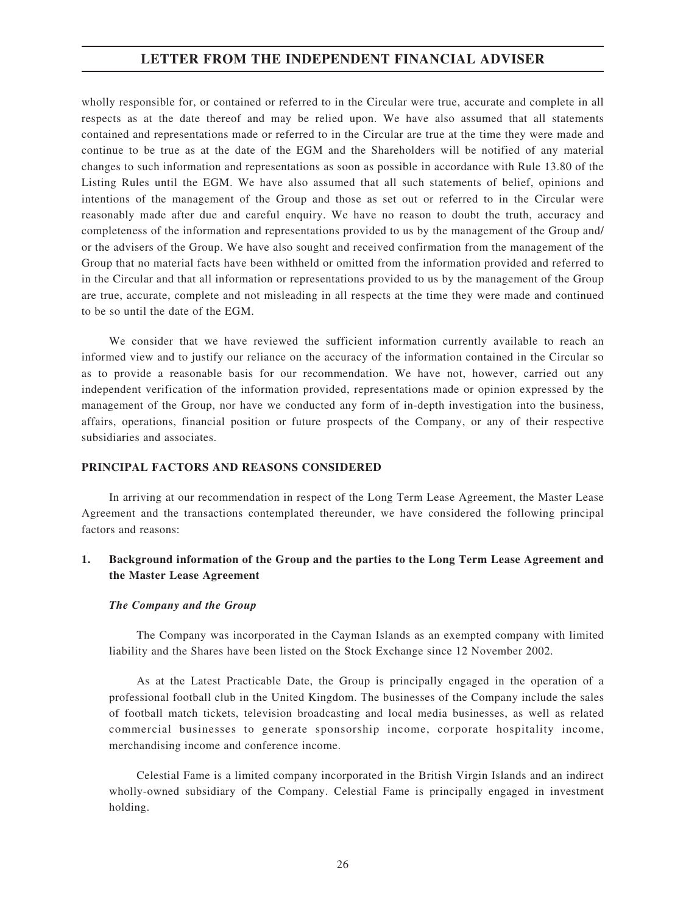wholly responsible for, or contained or referred to in the Circular were true, accurate and complete in all respects as at the date thereof and may be relied upon. We have also assumed that all statements contained and representations made or referred to in the Circular are true at the time they were made and continue to be true as at the date of the EGM and the Shareholders will be notified of any material changes to such information and representations as soon as possible in accordance with Rule 13.80 of the Listing Rules until the EGM. We have also assumed that all such statements of belief, opinions and intentions of the management of the Group and those as set out or referred to in the Circular were reasonably made after due and careful enquiry. We have no reason to doubt the truth, accuracy and completeness of the information and representations provided to us by the management of the Group and/ or the advisers of the Group. We have also sought and received confirmation from the management of the Group that no material facts have been withheld or omitted from the information provided and referred to in the Circular and that all information or representations provided to us by the management of the Group are true, accurate, complete and not misleading in all respects at the time they were made and continued to be so until the date of the EGM.

We consider that we have reviewed the sufficient information currently available to reach an informed view and to justify our reliance on the accuracy of the information contained in the Circular so as to provide a reasonable basis for our recommendation. We have not, however, carried out any independent verification of the information provided, representations made or opinion expressed by the management of the Group, nor have we conducted any form of in-depth investigation into the business, affairs, operations, financial position or future prospects of the Company, or any of their respective subsidiaries and associates.

## PRINCIPAL FACTORS AND REASONS CONSIDERED

In arriving at our recommendation in respect of the Long Term Lease Agreement, the Master Lease Agreement and the transactions contemplated thereunder, we have considered the following principal factors and reasons:

### 1. Background information of the Group and the parties to the Long Term Lease Agreement and the Master Lease Agreement

***The Company and the Group***

The Company was incorporated in the Cayman Islands as an exempted company with limited liability and the Shares have been listed on the Stock Exchange since 12 November 2002.

As at the Latest Practicable Date, the Group is principally engaged in the operation of a professional football club in the United Kingdom. The businesses of the Company include the sales of football match tickets, television broadcasting and local media businesses, as well as related commercial businesses to generate sponsorship income, corporate hospitality income, merchandising income and conference income.

Celestial Fame is a limited company incorporated in the British Virgin Islands and an indirect wholly-owned subsidiary of the Company. Celestial Fame is principally engaged in investment holding.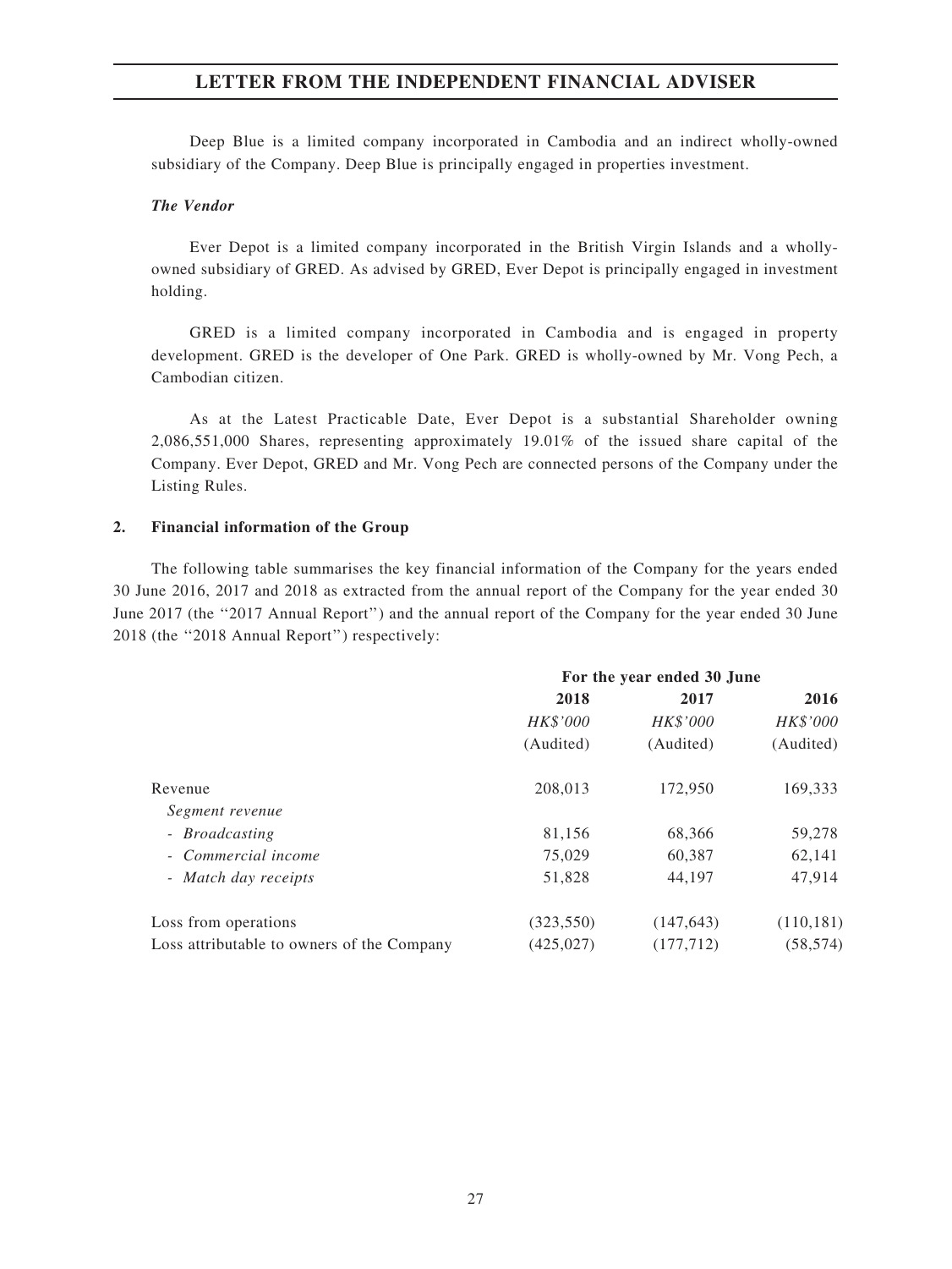Deep Blue is a limited company incorporated in Cambodia and an indirect wholly-owned subsidiary of the Company. Deep Blue is principally engaged in properties investment.

***The Vendor***

Ever Depot is a limited company incorporated in the British Virgin Islands and a wholly-owned subsidiary of GRED. As advised by GRED, Ever Depot is principally engaged in investment holding.

GRED is a limited company incorporated in Cambodia and is engaged in property development. GRED is the developer of One Park. GRED is wholly-owned by Mr. Vong Pech, a Cambodian citizen.

As at the Latest Practicable Date, Ever Depot is a substantial Shareholder owning 2,086,551,000 Shares, representing approximately 19.01% of the issued share capital of the Company. Ever Depot, GRED and Mr. Vong Pech are connected persons of the Company under the Listing Rules.

**2. Financial information of the Group**

The following table summarises the key financial information of the Company for the years ended 30 June 2016, 2017 and 2018 as extracted from the annual report of the Company for the year ended 30 June 2017 (the ''2017 Annual Report'') and the annual report of the Company for the year ended 30 June 2018 (the ''2018 Annual Report'') respectively:

| | For the year ended 30 June | | |
|---|---|---|---|
| | **2018** | **2017** | **2016** |
| | *HK$'000* | *HK$'000* | *HK$'000* |
| | (Audited) | (Audited) | (Audited) |
| Revenue | 208,013 | 172,950 | 169,333 |
| *Segment revenue* | | | |
| - *Broadcasting* | 81,156 | 68,366 | 59,278 |
| - *Commercial income* | 75,029 | 60,387 | 62,141 |
| - *Match day receipts* | 51,828 | 44,197 | 47,914 |
| Loss from operations | (323,550) | (147,643) | (110,181) |
| Loss attributable to owners of the Company | (425,027) | (177,712) | (58,574) |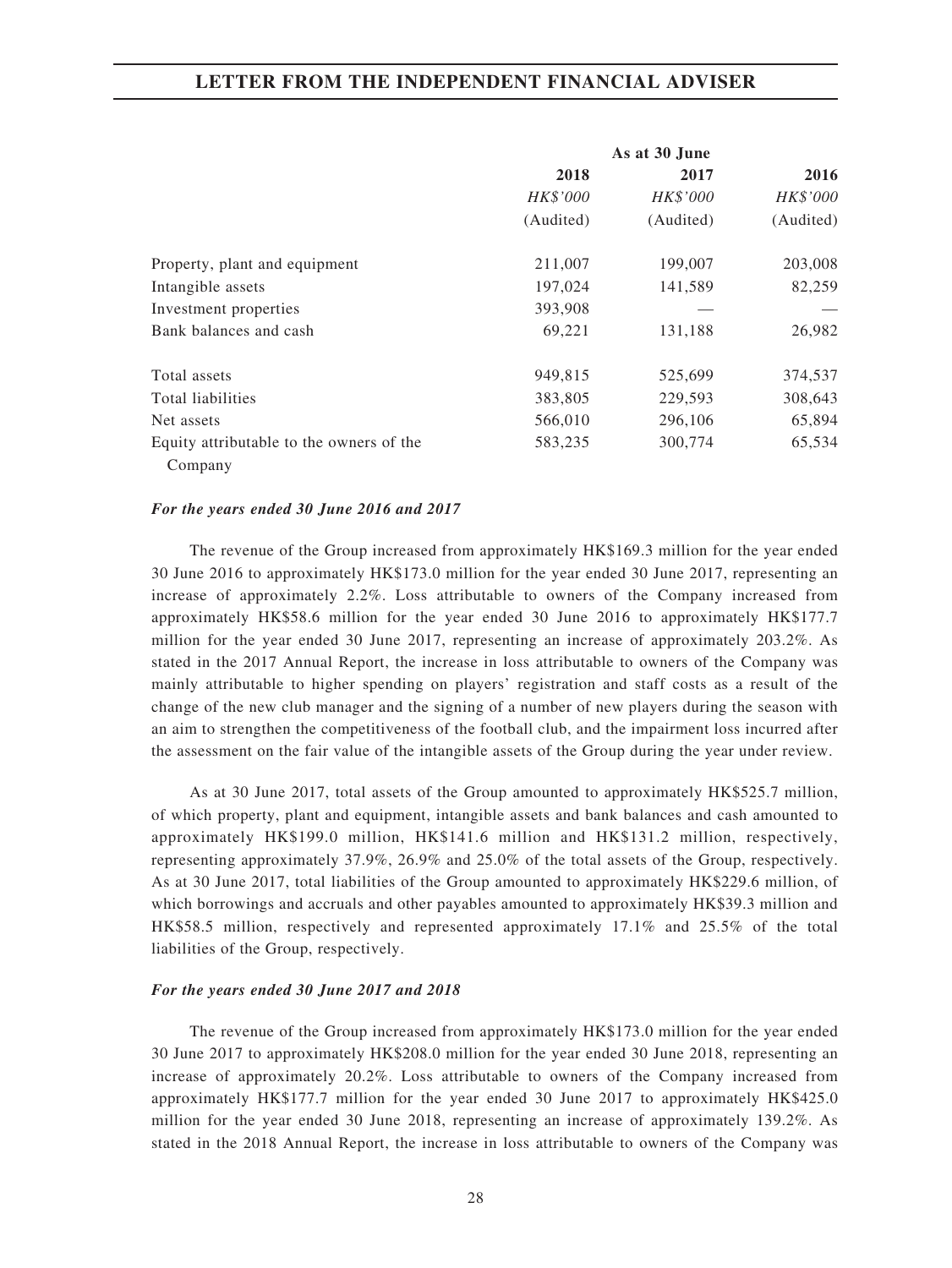| | As at 30 June | | |
|---|---|---|---|
| | 2018 | 2017 | 2016 |
| | *HK$'000* | *HK$'000* | *HK$'000* |
| | (Audited) | (Audited) | (Audited) |
| Property, plant and equipment | 211,007 | 199,007 | 203,008 |
| Intangible assets | 197,024 | 141,589 | 82,259 |
| Investment properties | 393,908 | — | — |
| Bank balances and cash | 69,221 | 131,188 | 26,982 |
| Total assets | 949,815 | 525,699 | 374,537 |
| Total liabilities | 383,805 | 229,593 | 308,643 |
| Net assets | 566,010 | 296,106 | 65,894 |
| Equity attributable to the owners of the Company | 583,235 | 300,774 | 65,534 |

***For the years ended 30 June 2016 and 2017***

The revenue of the Group increased from approximately HK$169.3 million for the year ended 30 June 2016 to approximately HK$173.0 million for the year ended 30 June 2017, representing an increase of approximately 2.2%. Loss attributable to owners of the Company increased from approximately HK$58.6 million for the year ended 30 June 2016 to approximately HK$177.7 million for the year ended 30 June 2017, representing an increase of approximately 203.2%. As stated in the 2017 Annual Report, the increase in loss attributable to owners of the Company was mainly attributable to higher spending on players' registration and staff costs as a result of the change of the new club manager and the signing of a number of new players during the season with an aim to strengthen the competitiveness of the football club, and the impairment loss incurred after the assessment on the fair value of the intangible assets of the Group during the year under review.

As at 30 June 2017, total assets of the Group amounted to approximately HK$525.7 million, of which property, plant and equipment, intangible assets and bank balances and cash amounted to approximately HK$199.0 million, HK$141.6 million and HK$131.2 million, respectively, representing approximately 37.9%, 26.9% and 25.0% of the total assets of the Group, respectively. As at 30 June 2017, total liabilities of the Group amounted to approximately HK$229.6 million, of which borrowings and accruals and other payables amounted to approximately HK$39.3 million and HK$58.5 million, respectively and represented approximately 17.1% and 25.5% of the total liabilities of the Group, respectively.

***For the years ended 30 June 2017 and 2018***

The revenue of the Group increased from approximately HK$173.0 million for the year ended 30 June 2017 to approximately HK$208.0 million for the year ended 30 June 2018, representing an increase of approximately 20.2%. Loss attributable to owners of the Company increased from approximately HK$177.7 million for the year ended 30 June 2017 to approximately HK$425.0 million for the year ended 30 June 2018, representing an increase of approximately 139.2%. As stated in the 2018 Annual Report, the increase in loss attributable to owners of the Company was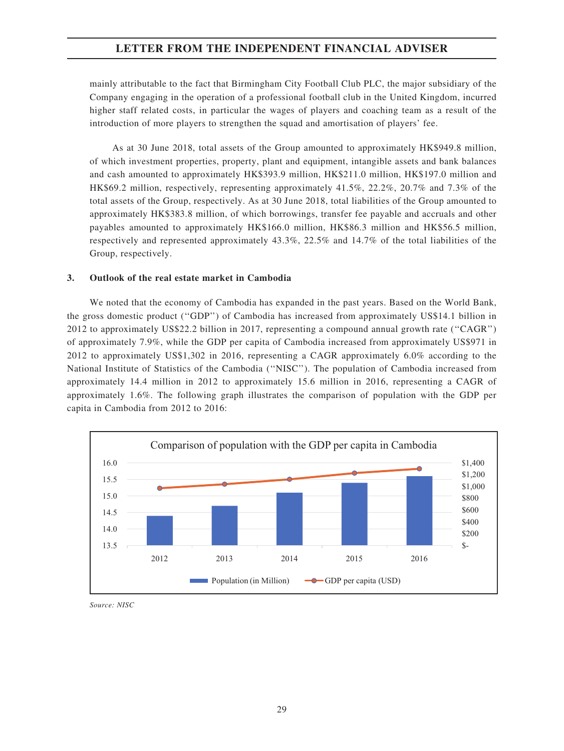mainly attributable to the fact that Birmingham City Football Club PLC, the major subsidiary of the Company engaging in the operation of a professional football club in the United Kingdom, incurred higher staff related costs, in particular the wages of players and coaching team as a result of the introduction of more players to strengthen the squad and amortisation of players' fee.

As at 30 June 2018, total assets of the Group amounted to approximately HK$949.8 million, of which investment properties, property, plant and equipment, intangible assets and bank balances and cash amounted to approximately HK$393.9 million, HK$211.0 million, HK$197.0 million and HK$69.2 million, respectively, representing approximately 41.5%, 22.2%, 20.7% and 7.3% of the total assets of the Group, respectively. As at 30 June 2018, total liabilities of the Group amounted to approximately HK$383.8 million, of which borrowings, transfer fee payable and accruals and other payables amounted to approximately HK$166.0 million, HK$86.3 million and HK$56.5 million, respectively and represented approximately 43.3%, 22.5% and 14.7% of the total liabilities of the Group, respectively.

### 3. Outlook of the real estate market in Cambodia

We noted that the economy of Cambodia has expanded in the past years. Based on the World Bank, the gross domestic product ("GDP") of Cambodia has increased from approximately US$14.1 billion in 2012 to approximately US$22.2 billion in 2017, representing a compound annual growth rate ("CAGR") of approximately 7.9%, while the GDP per capita of Cambodia increased from approximately US$971 in 2012 to approximately US$1,302 in 2016, representing a CAGR approximately 6.0% according to the National Institute of Statistics of the Cambodia ("NISC"). The population of Cambodia increased from approximately 14.4 million in 2012 to approximately 15.6 million in 2016, representing a CAGR of approximately 1.6%. The following graph illustrates the comparison of population with the GDP per capita in Cambodia from 2012 to 2016:

Comparison of population with the GDP per capita in Cambodia

| Year | Population (in Million) | GDP per capita (USD) |
|---|---|---|
| 2012 | 14.4 | 971 |
| 2013 | 14.7 | |
| 2014 | 15.1 | |
| 2015 | 15.4 | |
| 2016 | 15.6 | 1,302 |

*Source: NISC*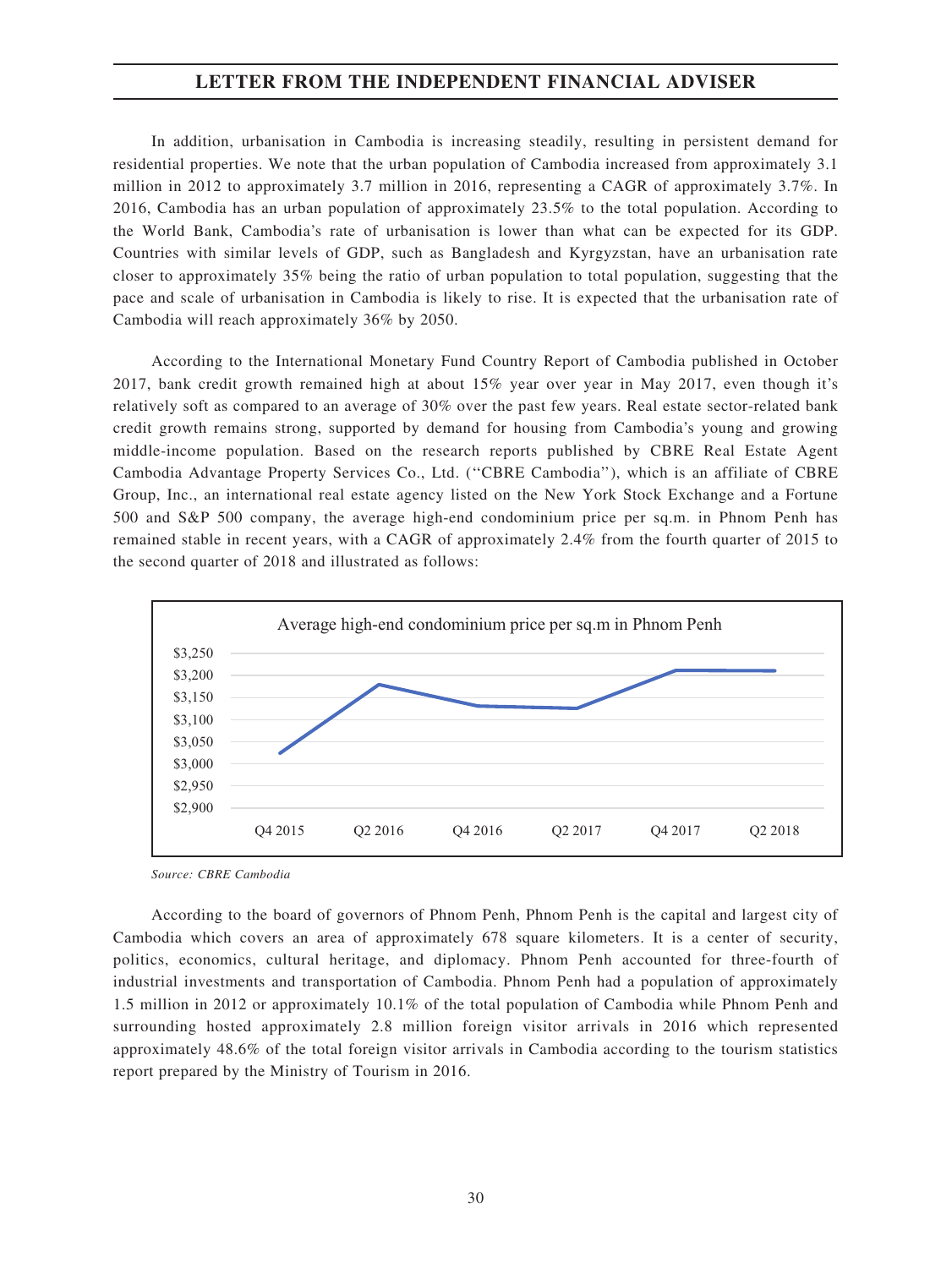In addition, urbanisation in Cambodia is increasing steadily, resulting in persistent demand for residential properties. We note that the urban population of Cambodia increased from approximately 3.1 million in 2012 to approximately 3.7 million in 2016, representing a CAGR of approximately 3.7%. In 2016, Cambodia has an urban population of approximately 23.5% to the total population. According to the World Bank, Cambodia's rate of urbanisation is lower than what can be expected for its GDP. Countries with similar levels of GDP, such as Bangladesh and Kyrgyzstan, have an urbanisation rate closer to approximately 35% being the ratio of urban population to total population, suggesting that the pace and scale of urbanisation in Cambodia is likely to rise. It is expected that the urbanisation rate of Cambodia will reach approximately 36% by 2050.

According to the International Monetary Fund Country Report of Cambodia published in October 2017, bank credit growth remained high at about 15% year over year in May 2017, even though it's relatively soft as compared to an average of 30% over the past few years. Real estate sector-related bank credit growth remains strong, supported by demand for housing from Cambodia's young and growing middle-income population. Based on the research reports published by CBRE Real Estate Agent Cambodia Advantage Property Services Co., Ltd. ("CBRE Cambodia"), which is an affiliate of CBRE Group, Inc., an international real estate agency listed on the New York Stock Exchange and a Fortune 500 and S&P 500 company, the average high-end condominium price per sq.m. in Phnom Penh has remained stable in recent years, with a CAGR of approximately 2.4% from the fourth quarter of 2015 to the second quarter of 2018 and illustrated as follows:

Average high-end condominium price per sq.m in Phnom Penh

| Period | Approx. price (US$) |
|---|---|
| Q4 2015 | 3,025 |
| Q2 2016 | 3,180 |
| Q4 2016 | 3,130 |
| Q2 2017 | 3,125 |
| Q4 2017 | 3,210 |
| Q2 2018 | 3,210 |

*Source: CBRE Cambodia*

According to the board of governors of Phnom Penh, Phnom Penh is the capital and largest city of Cambodia which covers an area of approximately 678 square kilometers. It is a center of security, politics, economics, cultural heritage, and diplomacy. Phnom Penh accounted for three-fourth of industrial investments and transportation of Cambodia. Phnom Penh had a population of approximately 1.5 million in 2012 or approximately 10.1% of the total population of Cambodia while Phnom Penh and surrounding hosted approximately 2.8 million foreign visitor arrivals in 2016 which represented approximately 48.6% of the total foreign visitor arrivals in Cambodia according to the tourism statistics report prepared by the Ministry of Tourism in 2016.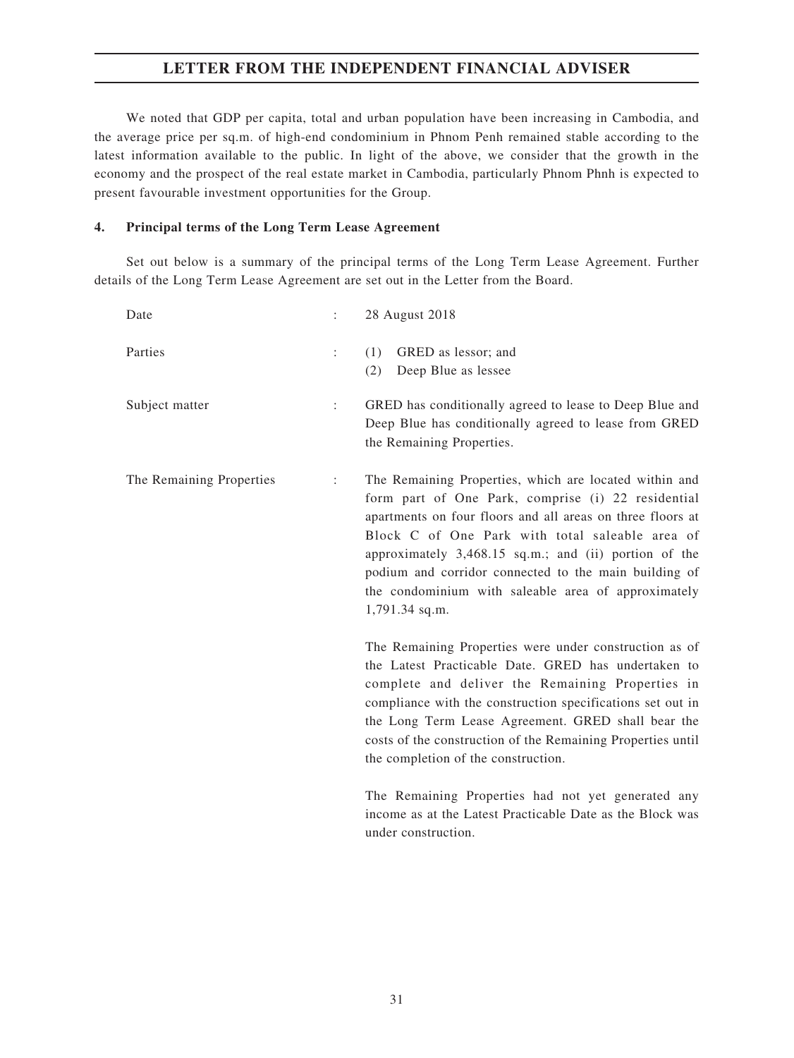We noted that GDP per capita, total and urban population have been increasing in Cambodia, and the average price per sq.m. of high-end condominium in Phnom Penh remained stable according to the latest information available to the public. In light of the above, we consider that the growth in the economy and the prospect of the real estate market in Cambodia, particularly Phnom Phnh is expected to present favourable investment opportunities for the Group.

#### 4. Principal terms of the Long Term Lease Agreement

Set out below is a summary of the principal terms of the Long Term Lease Agreement. Further details of the Long Term Lease Agreement are set out in the Letter from the Board.

| | | |
|---|---|---|
| Date | : | 28 August 2018 |
| Parties | : | (1) GRED as lessor; and<br>(2) Deep Blue as lessee |
| Subject matter | : | GRED has conditionally agreed to lease to Deep Blue and Deep Blue has conditionally agreed to lease from GRED the Remaining Properties. |
| The Remaining Properties | : | The Remaining Properties, which are located within and form part of One Park, comprise (i) 22 residential apartments on four floors and all areas on three floors at Block C of One Park with total saleable area of approximately 3,468.15 sq.m.; and (ii) portion of the podium and corridor connected to the main building of the condominium with saleable area of approximately 1,791.34 sq.m.<br><br>The Remaining Properties were under construction as of the Latest Practicable Date. GRED has undertaken to complete and deliver the Remaining Properties in compliance with the construction specifications set out in the Long Term Lease Agreement. GRED shall bear the costs of the construction of the Remaining Properties until the completion of the construction.<br><br>The Remaining Properties had not yet generated any income as at the Latest Practicable Date as the Block was under construction. |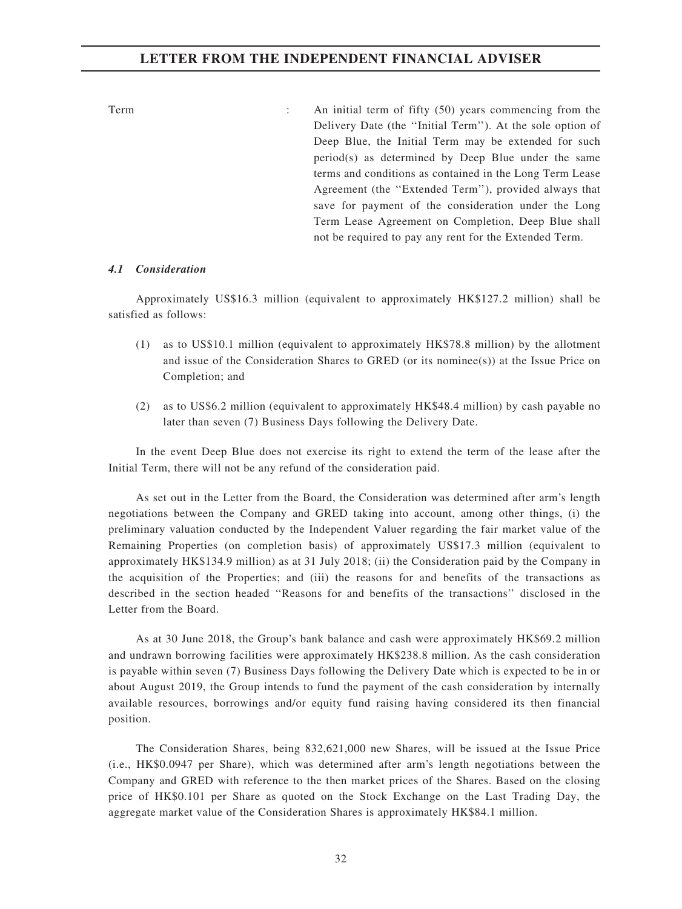| | | |
|---|---|---|
| Term | : | An initial term of fifty (50) years commencing from the Delivery Date (the ''Initial Term''). At the sole option of Deep Blue, the Initial Term may be extended for such period(s) as determined by Deep Blue under the same terms and conditions as contained in the Long Term Lease Agreement (the ''Extended Term''), provided always that save for payment of the consideration under the Long Term Lease Agreement on Completion, Deep Blue shall not be required to pay any rent for the Extended Term. |

### *4.1 Consideration*

Approximately US$16.3 million (equivalent to approximately HK$127.2 million) shall be satisfied as follows:

(1) as to US$10.1 million (equivalent to approximately HK$78.8 million) by the allotment and issue of the Consideration Shares to GRED (or its nominee(s)) at the Issue Price on Completion; and

(2) as to US$6.2 million (equivalent to approximately HK$48.4 million) by cash payable no later than seven (7) Business Days following the Delivery Date.

In the event Deep Blue does not exercise its right to extend the term of the lease after the Initial Term, there will not be any refund of the consideration paid.

As set out in the Letter from the Board, the Consideration was determined after arm's length negotiations between the Company and GRED taking into account, among other things, (i) the preliminary valuation conducted by the Independent Valuer regarding the fair market value of the Remaining Properties (on completion basis) of approximately US$17.3 million (equivalent to approximately HK$134.9 million) as at 31 July 2018; (ii) the Consideration paid by the Company in the acquisition of the Properties; and (iii) the reasons for and benefits of the transactions as described in the section headed ''Reasons for and benefits of the transactions'' disclosed in the Letter from the Board.

As at 30 June 2018, the Group's bank balance and cash were approximately HK$69.2 million and undrawn borrowing facilities were approximately HK$238.8 million. As the cash consideration is payable within seven (7) Business Days following the Delivery Date which is expected to be in or about August 2019, the Group intends to fund the payment of the cash consideration by internally available resources, borrowings and/or equity fund raising having considered its then financial position.

The Consideration Shares, being 832,621,000 new Shares, will be issued at the Issue Price (i.e., HK$0.0947 per Share), which was determined after arm's length negotiations between the Company and GRED with reference to the then market prices of the Shares. Based on the closing price of HK$0.101 per Share as quoted on the Stock Exchange on the Last Trading Day, the aggregate market value of the Consideration Shares is approximately HK$84.1 million.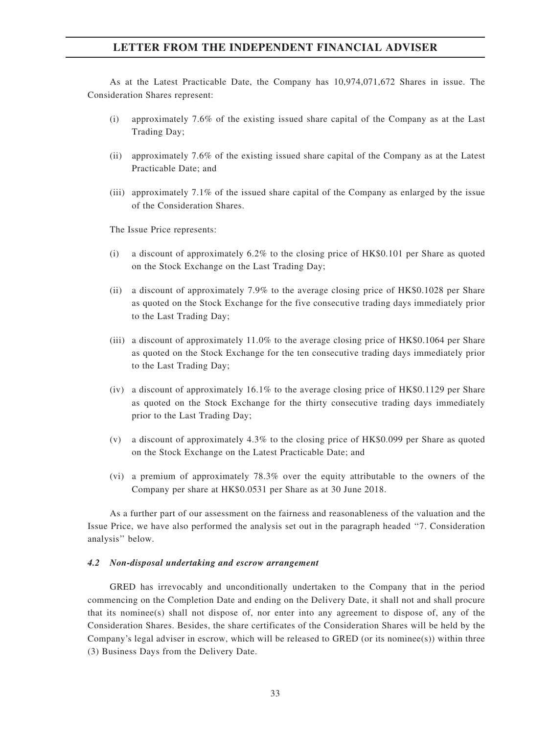As at the Latest Practicable Date, the Company has 10,974,071,672 Shares in issue. The Consideration Shares represent:

(i) approximately 7.6% of the existing issued share capital of the Company as at the Last Trading Day;

(ii) approximately 7.6% of the existing issued share capital of the Company as at the Latest Practicable Date; and

(iii) approximately 7.1% of the issued share capital of the Company as enlarged by the issue of the Consideration Shares.

The Issue Price represents:

(i) a discount of approximately 6.2% to the closing price of HK$0.101 per Share as quoted on the Stock Exchange on the Last Trading Day;

(ii) a discount of approximately 7.9% to the average closing price of HK$0.1028 per Share as quoted on the Stock Exchange for the five consecutive trading days immediately prior to the Last Trading Day;

(iii) a discount of approximately 11.0% to the average closing price of HK$0.1064 per Share as quoted on the Stock Exchange for the ten consecutive trading days immediately prior to the Last Trading Day;

(iv) a discount of approximately 16.1% to the average closing price of HK$0.1129 per Share as quoted on the Stock Exchange for the thirty consecutive trading days immediately prior to the Last Trading Day;

(v) a discount of approximately 4.3% to the closing price of HK$0.099 per Share as quoted on the Stock Exchange on the Latest Practicable Date; and

(vi) a premium of approximately 78.3% over the equity attributable to the owners of the Company per share at HK$0.0531 per Share as at 30 June 2018.

As a further part of our assessment on the fairness and reasonableness of the valuation and the Issue Price, we have also performed the analysis set out in the paragraph headed "7. Consideration analysis" below.

***4.2 Non-disposal undertaking and escrow arrangement***

GRED has irrevocably and unconditionally undertaken to the Company that in the period commencing on the Completion Date and ending on the Delivery Date, it shall not and shall procure that its nominee(s) shall not dispose of, nor enter into any agreement to dispose of, any of the Consideration Shares. Besides, the share certificates of the Consideration Shares will be held by the Company's legal adviser in escrow, which will be released to GRED (or its nominee(s)) within three (3) Business Days from the Delivery Date.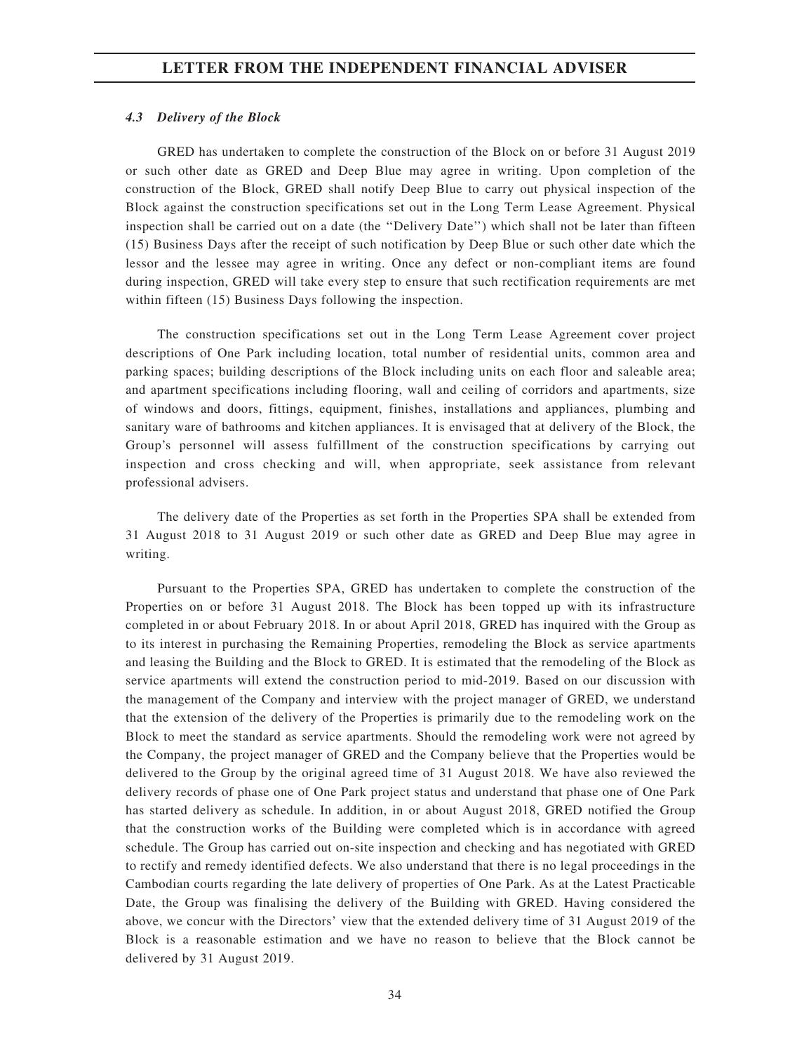#### *4.3 Delivery of the Block*

GRED has undertaken to complete the construction of the Block on or before 31 August 2019 or such other date as GRED and Deep Blue may agree in writing. Upon completion of the construction of the Block, GRED shall notify Deep Blue to carry out physical inspection of the Block against the construction specifications set out in the Long Term Lease Agreement. Physical inspection shall be carried out on a date (the ''Delivery Date'') which shall not be later than fifteen (15) Business Days after the receipt of such notification by Deep Blue or such other date which the lessor and the lessee may agree in writing. Once any defect or non-compliant items are found during inspection, GRED will take every step to ensure that such rectification requirements are met within fifteen (15) Business Days following the inspection.

The construction specifications set out in the Long Term Lease Agreement cover project descriptions of One Park including location, total number of residential units, common area and parking spaces; building descriptions of the Block including units on each floor and saleable area; and apartment specifications including flooring, wall and ceiling of corridors and apartments, size of windows and doors, fittings, equipment, finishes, installations and appliances, plumbing and sanitary ware of bathrooms and kitchen appliances. It is envisaged that at delivery of the Block, the Group's personnel will assess fulfillment of the construction specifications by carrying out inspection and cross checking and will, when appropriate, seek assistance from relevant professional advisers.

The delivery date of the Properties as set forth in the Properties SPA shall be extended from 31 August 2018 to 31 August 2019 or such other date as GRED and Deep Blue may agree in writing.

Pursuant to the Properties SPA, GRED has undertaken to complete the construction of the Properties on or before 31 August 2018. The Block has been topped up with its infrastructure completed in or about February 2018. In or about April 2018, GRED has inquired with the Group as to its interest in purchasing the Remaining Properties, remodeling the Block as service apartments and leasing the Building and the Block to GRED. It is estimated that the remodeling of the Block as service apartments will extend the construction period to mid-2019. Based on our discussion with the management of the Company and interview with the project manager of GRED, we understand that the extension of the delivery of the Properties is primarily due to the remodeling work on the Block to meet the standard as service apartments. Should the remodeling work were not agreed by the Company, the project manager of GRED and the Company believe that the Properties would be delivered to the Group by the original agreed time of 31 August 2018. We have also reviewed the delivery records of phase one of One Park project status and understand that phase one of One Park has started delivery as schedule. In addition, in or about August 2018, GRED notified the Group that the construction works of the Building were completed which is in accordance with agreed schedule. The Group has carried out on-site inspection and checking and has negotiated with GRED to rectify and remedy identified defects. We also understand that there is no legal proceedings in the Cambodian courts regarding the late delivery of properties of One Park. As at the Latest Practicable Date, the Group was finalising the delivery of the Building with GRED. Having considered the above, we concur with the Directors' view that the extended delivery time of 31 August 2019 of the Block is a reasonable estimation and we have no reason to believe that the Block cannot be delivered by 31 August 2019.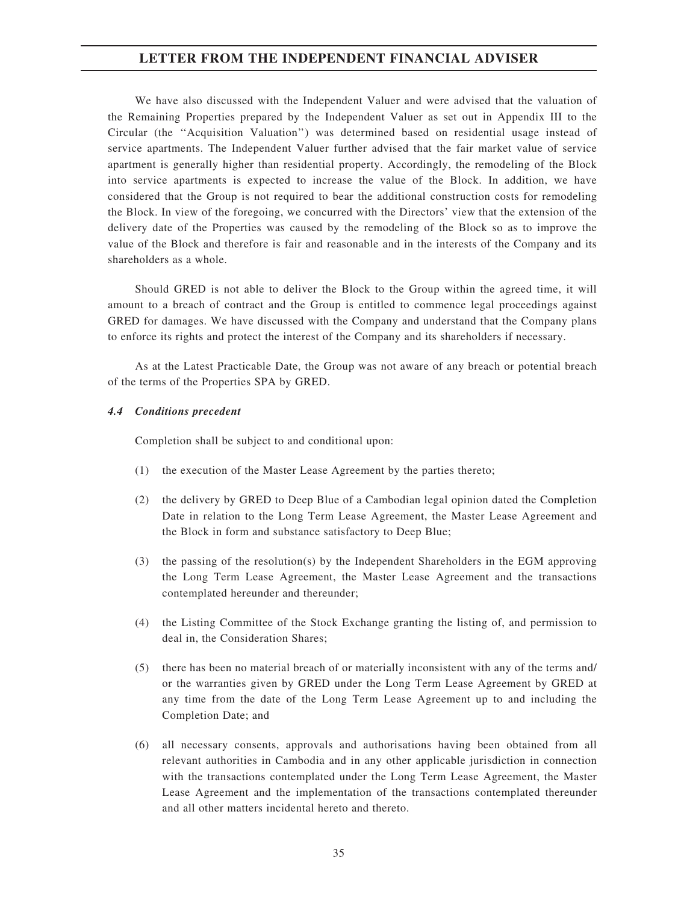We have also discussed with the Independent Valuer and were advised that the valuation of the Remaining Properties prepared by the Independent Valuer as set out in Appendix III to the Circular (the ''Acquisition Valuation'') was determined based on residential usage instead of service apartments. The Independent Valuer further advised that the fair market value of service apartment is generally higher than residential property. Accordingly, the remodeling of the Block into service apartments is expected to increase the value of the Block. In addition, we have considered that the Group is not required to bear the additional construction costs for remodeling the Block. In view of the foregoing, we concurred with the Directors' view that the extension of the delivery date of the Properties was caused by the remodeling of the Block so as to improve the value of the Block and therefore is fair and reasonable and in the interests of the Company and its shareholders as a whole.

Should GRED is not able to deliver the Block to the Group within the agreed time, it will amount to a breach of contract and the Group is entitled to commence legal proceedings against GRED for damages. We have discussed with the Company and understand that the Company plans to enforce its rights and protect the interest of the Company and its shareholders if necessary.

As at the Latest Practicable Date, the Group was not aware of any breach or potential breach of the terms of the Properties SPA by GRED.

#### *4.4 Conditions precedent*

Completion shall be subject to and conditional upon:

(1) the execution of the Master Lease Agreement by the parties thereto;

(2) the delivery by GRED to Deep Blue of a Cambodian legal opinion dated the Completion Date in relation to the Long Term Lease Agreement, the Master Lease Agreement and the Block in form and substance satisfactory to Deep Blue;

(3) the passing of the resolution(s) by the Independent Shareholders in the EGM approving the Long Term Lease Agreement, the Master Lease Agreement and the transactions contemplated hereunder and thereunder;

(4) the Listing Committee of the Stock Exchange granting the listing of, and permission to deal in, the Consideration Shares;

(5) there has been no material breach of or materially inconsistent with any of the terms and/ or the warranties given by GRED under the Long Term Lease Agreement by GRED at any time from the date of the Long Term Lease Agreement up to and including the Completion Date; and

(6) all necessary consents, approvals and authorisations having been obtained from all relevant authorities in Cambodia and in any other applicable jurisdiction in connection with the transactions contemplated under the Long Term Lease Agreement, the Master Lease Agreement and the implementation of the transactions contemplated thereunder and all other matters incidental hereto and thereto.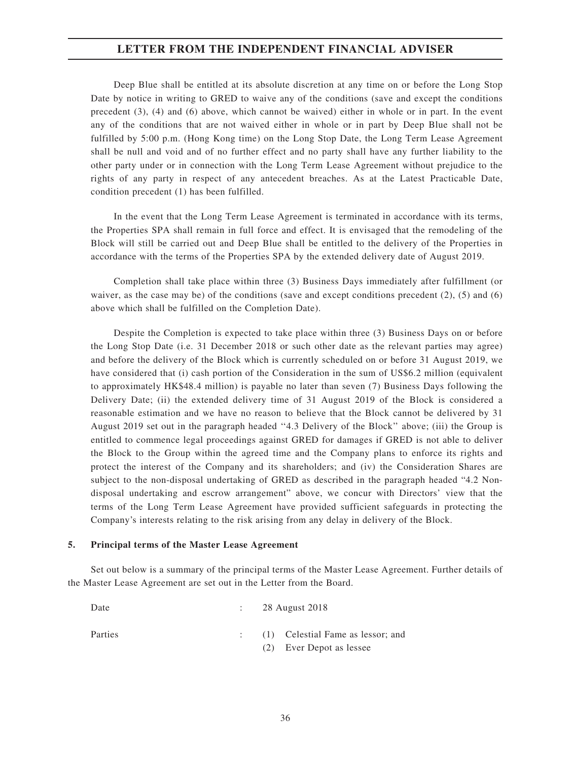Deep Blue shall be entitled at its absolute discretion at any time on or before the Long Stop Date by notice in writing to GRED to waive any of the conditions (save and except the conditions precedent (3), (4) and (6) above, which cannot be waived) either in whole or in part. In the event any of the conditions that are not waived either in whole or in part by Deep Blue shall not be fulfilled by 5:00 p.m. (Hong Kong time) on the Long Stop Date, the Long Term Lease Agreement shall be null and void and of no further effect and no party shall have any further liability to the other party under or in connection with the Long Term Lease Agreement without prejudice to the rights of any party in respect of any antecedent breaches. As at the Latest Practicable Date, condition precedent (1) has been fulfilled.

In the event that the Long Term Lease Agreement is terminated in accordance with its terms, the Properties SPA shall remain in full force and effect. It is envisaged that the remodeling of the Block will still be carried out and Deep Blue shall be entitled to the delivery of the Properties in accordance with the terms of the Properties SPA by the extended delivery date of August 2019.

Completion shall take place within three (3) Business Days immediately after fulfillment (or waiver, as the case may be) of the conditions (save and except conditions precedent (2), (5) and (6) above which shall be fulfilled on the Completion Date).

Despite the Completion is expected to take place within three (3) Business Days on or before the Long Stop Date (i.e. 31 December 2018 or such other date as the relevant parties may agree) and before the delivery of the Block which is currently scheduled on or before 31 August 2019, we have considered that (i) cash portion of the Consideration in the sum of US$6.2 million (equivalent to approximately HK$48.4 million) is payable no later than seven (7) Business Days following the Delivery Date; (ii) the extended delivery time of 31 August 2019 of the Block is considered a reasonable estimation and we have no reason to believe that the Block cannot be delivered by 31 August 2019 set out in the paragraph headed ''4.3 Delivery of the Block'' above; (iii) the Group is entitled to commence legal proceedings against GRED for damages if GRED is not able to deliver the Block to the Group within the agreed time and the Company plans to enforce its rights and protect the interest of the Company and its shareholders; and (iv) the Consideration Shares are subject to the non-disposal undertaking of GRED as described in the paragraph headed "4.2 Non-disposal undertaking and escrow arrangement" above, we concur with Directors' view that the terms of the Long Term Lease Agreement have provided sufficient safeguards in protecting the Company's interests relating to the risk arising from any delay in delivery of the Block.

## 5. Principal terms of the Master Lease Agreement

Set out below is a summary of the principal terms of the Master Lease Agreement. Further details of the Master Lease Agreement are set out in the Letter from the Board.

Date : 28 August 2018

Parties : (1) Celestial Fame as lessor; and
(2) Ever Depot as lessee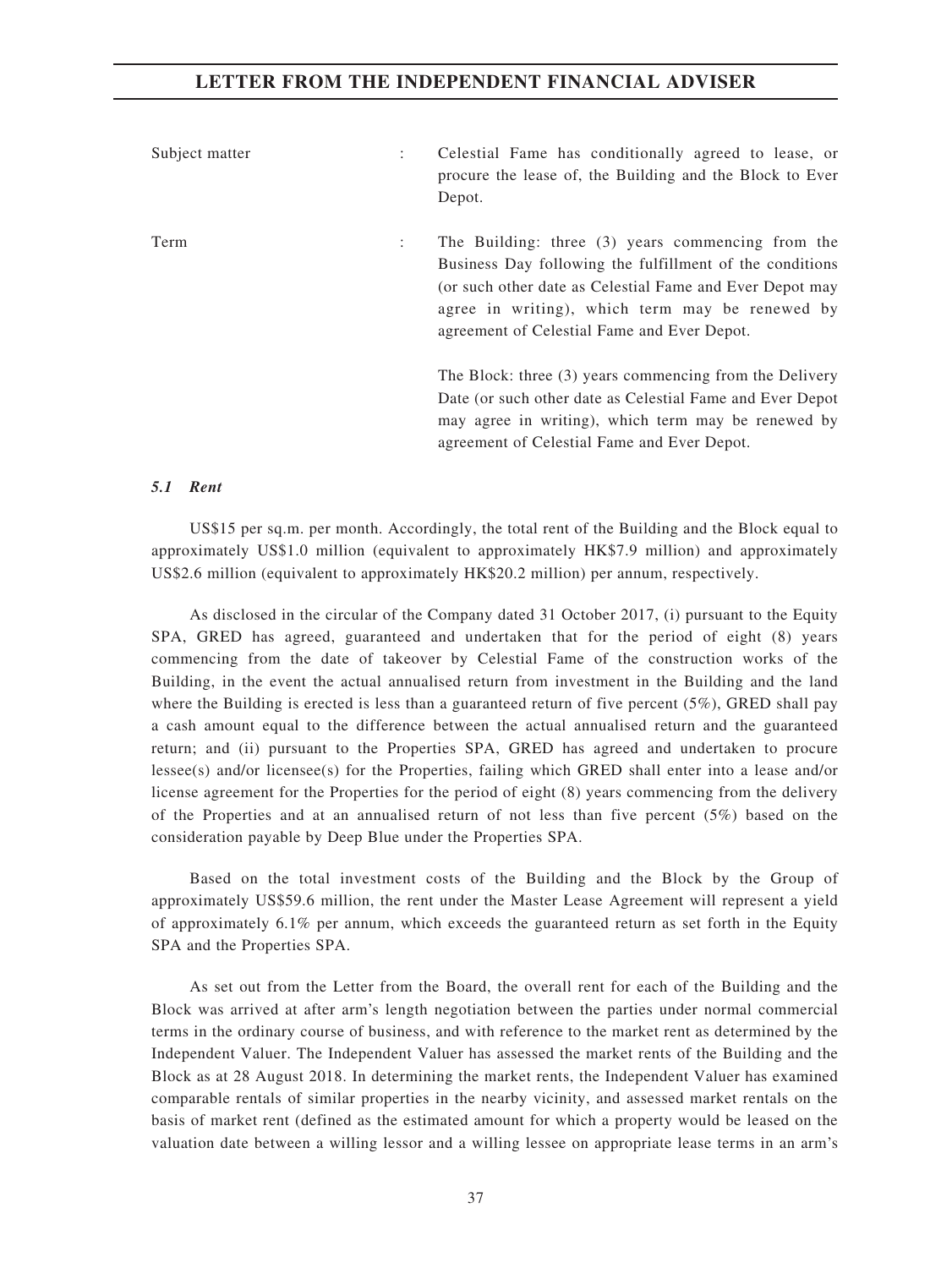| | | |
|---|---|---|
| Subject matter | : | Celestial Fame has conditionally agreed to lease, or procure the lease of, the Building and the Block to Ever Depot. |
| Term | : | The Building: three (3) years commencing from the Business Day following the fulfillment of the conditions (or such other date as Celestial Fame and Ever Depot may agree in writing), which term may be renewed by agreement of Celestial Fame and Ever Depot.<br><br>The Block: three (3) years commencing from the Delivery Date (or such other date as Celestial Fame and Ever Depot may agree in writing), which term may be renewed by agreement of Celestial Fame and Ever Depot. |

### *5.1 Rent*

US$15 per sq.m. per month. Accordingly, the total rent of the Building and the Block equal to approximately US$1.0 million (equivalent to approximately HK$7.9 million) and approximately US$2.6 million (equivalent to approximately HK$20.2 million) per annum, respectively.

As disclosed in the circular of the Company dated 31 October 2017, (i) pursuant to the Equity SPA, GRED has agreed, guaranteed and undertaken that for the period of eight (8) years commencing from the date of takeover by Celestial Fame of the construction works of the Building, in the event the actual annualised return from investment in the Building and the land where the Building is erected is less than a guaranteed return of five percent (5%), GRED shall pay a cash amount equal to the difference between the actual annualised return and the guaranteed return; and (ii) pursuant to the Properties SPA, GRED has agreed and undertaken to procure lessee(s) and/or licensee(s) for the Properties, failing which GRED shall enter into a lease and/or license agreement for the Properties for the period of eight (8) years commencing from the delivery of the Properties and at an annualised return of not less than five percent (5%) based on the consideration payable by Deep Blue under the Properties SPA.

Based on the total investment costs of the Building and the Block by the Group of approximately US$59.6 million, the rent under the Master Lease Agreement will represent a yield of approximately 6.1% per annum, which exceeds the guaranteed return as set forth in the Equity SPA and the Properties SPA.

As set out from the Letter from the Board, the overall rent for each of the Building and the Block was arrived at after arm's length negotiation between the parties under normal commercial terms in the ordinary course of business, and with reference to the market rent as determined by the Independent Valuer. The Independent Valuer has assessed the market rents of the Building and the Block as at 28 August 2018. In determining the market rents, the Independent Valuer has examined comparable rentals of similar properties in the nearby vicinity, and assessed market rentals on the basis of market rent (defined as the estimated amount for which a property would be leased on the valuation date between a willing lessor and a willing lessee on appropriate lease terms in an arm's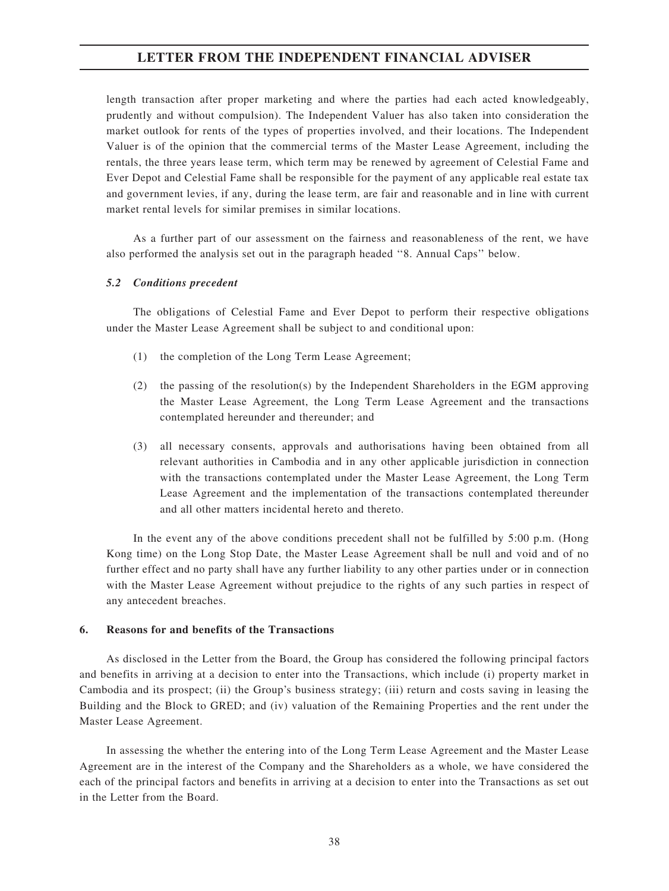length transaction after proper marketing and where the parties had each acted knowledgeably, prudently and without compulsion). The Independent Valuer has also taken into consideration the market outlook for rents of the types of properties involved, and their locations. The Independent Valuer is of the opinion that the commercial terms of the Master Lease Agreement, including the rentals, the three years lease term, which term may be renewed by agreement of Celestial Fame and Ever Depot and Celestial Fame shall be responsible for the payment of any applicable real estate tax and government levies, if any, during the lease term, are fair and reasonable and in line with current market rental levels for similar premises in similar locations.

As a further part of our assessment on the fairness and reasonableness of the rent, we have also performed the analysis set out in the paragraph headed ''8. Annual Caps'' below.

#### *5.2 Conditions precedent*

The obligations of Celestial Fame and Ever Depot to perform their respective obligations under the Master Lease Agreement shall be subject to and conditional upon:

(1) the completion of the Long Term Lease Agreement;

(2) the passing of the resolution(s) by the Independent Shareholders in the EGM approving the Master Lease Agreement, the Long Term Lease Agreement and the transactions contemplated hereunder and thereunder; and

(3) all necessary consents, approvals and authorisations having been obtained from all relevant authorities in Cambodia and in any other applicable jurisdiction in connection with the transactions contemplated under the Master Lease Agreement, the Long Term Lease Agreement and the implementation of the transactions contemplated thereunder and all other matters incidental hereto and thereto.

In the event any of the above conditions precedent shall not be fulfilled by 5:00 p.m. (Hong Kong time) on the Long Stop Date, the Master Lease Agreement shall be null and void and of no further effect and no party shall have any further liability to any other parties under or in connection with the Master Lease Agreement without prejudice to the rights of any such parties in respect of any antecedent breaches.

### 6. Reasons for and benefits of the Transactions

As disclosed in the Letter from the Board, the Group has considered the following principal factors and benefits in arriving at a decision to enter into the Transactions, which include (i) property market in Cambodia and its prospect; (ii) the Group's business strategy; (iii) return and costs saving in leasing the Building and the Block to GRED; and (iv) valuation of the Remaining Properties and the rent under the Master Lease Agreement.

In assessing the whether the entering into of the Long Term Lease Agreement and the Master Lease Agreement are in the interest of the Company and the Shareholders as a whole, we have considered the each of the principal factors and benefits in arriving at a decision to enter into the Transactions as set out in the Letter from the Board.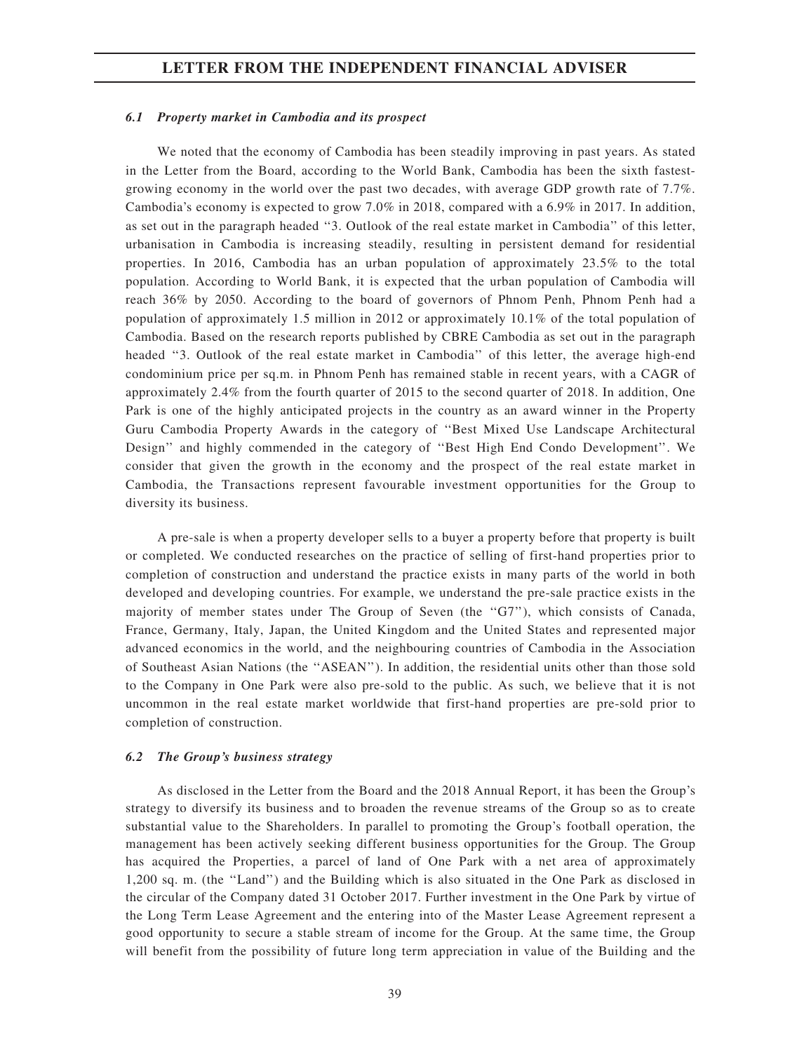#### *6.1 Property market in Cambodia and its prospect*

We noted that the economy of Cambodia has been steadily improving in past years. As stated in the Letter from the Board, according to the World Bank, Cambodia has been the sixth fastest-growing economy in the world over the past two decades, with average GDP growth rate of 7.7%. Cambodia's economy is expected to grow 7.0% in 2018, compared with a 6.9% in 2017. In addition, as set out in the paragraph headed ''3. Outlook of the real estate market in Cambodia'' of this letter, urbanisation in Cambodia is increasing steadily, resulting in persistent demand for residential properties. In 2016, Cambodia has an urban population of approximately 23.5% to the total population. According to World Bank, it is expected that the urban population of Cambodia will reach 36% by 2050. According to the board of governors of Phnom Penh, Phnom Penh had a population of approximately 1.5 million in 2012 or approximately 10.1% of the total population of Cambodia. Based on the research reports published by CBRE Cambodia as set out in the paragraph headed ''3. Outlook of the real estate market in Cambodia'' of this letter, the average high-end condominium price per sq.m. in Phnom Penh has remained stable in recent years, with a CAGR of approximately 2.4% from the fourth quarter of 2015 to the second quarter of 2018. In addition, One Park is one of the highly anticipated projects in the country as an award winner in the Property Guru Cambodia Property Awards in the category of ''Best Mixed Use Landscape Architectural Design'' and highly commended in the category of ''Best High End Condo Development''. We consider that given the growth in the economy and the prospect of the real estate market in Cambodia, the Transactions represent favourable investment opportunities for the Group to diversity its business.

A pre-sale is when a property developer sells to a buyer a property before that property is built or completed. We conducted researches on the practice of selling of first-hand properties prior to completion of construction and understand the practice exists in many parts of the world in both developed and developing countries. For example, we understand the pre-sale practice exists in the majority of member states under The Group of Seven (the ''G7''), which consists of Canada, France, Germany, Italy, Japan, the United Kingdom and the United States and represented major advanced economics in the world, and the neighbouring countries of Cambodia in the Association of Southeast Asian Nations (the ''ASEAN''). In addition, the residential units other than those sold to the Company in One Park were also pre-sold to the public. As such, we believe that it is not uncommon in the real estate market worldwide that first-hand properties are pre-sold prior to completion of construction.

#### *6.2 The Group's business strategy*

As disclosed in the Letter from the Board and the 2018 Annual Report, it has been the Group's strategy to diversify its business and to broaden the revenue streams of the Group so as to create substantial value to the Shareholders. In parallel to promoting the Group's football operation, the management has been actively seeking different business opportunities for the Group. The Group has acquired the Properties, a parcel of land of One Park with a net area of approximately 1,200 sq. m. (the ''Land'') and the Building which is also situated in the One Park as disclosed in the circular of the Company dated 31 October 2017. Further investment in the One Park by virtue of the Long Term Lease Agreement and the entering into of the Master Lease Agreement represent a good opportunity to secure a stable stream of income for the Group. At the same time, the Group will benefit from the possibility of future long term appreciation in value of the Building and the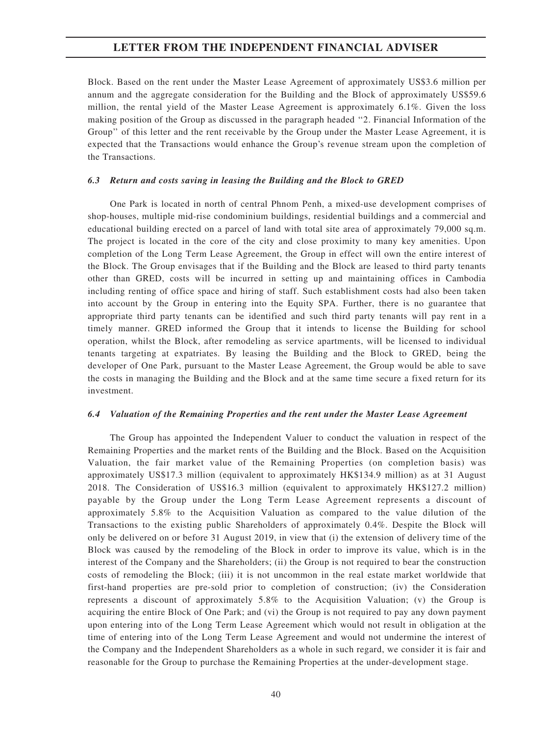Block. Based on the rent under the Master Lease Agreement of approximately US$3.6 million per annum and the aggregate consideration for the Building and the Block of approximately US$59.6 million, the rental yield of the Master Lease Agreement is approximately 6.1%. Given the loss making position of the Group as discussed in the paragraph headed "2. Financial Information of the Group" of this letter and the rent receivable by the Group under the Master Lease Agreement, it is expected that the Transactions would enhance the Group's revenue stream upon the completion of the Transactions.

### *6.3 Return and costs saving in leasing the Building and the Block to GRED*

One Park is located in north of central Phnom Penh, a mixed-use development comprises of shop-houses, multiple mid-rise condominium buildings, residential buildings and a commercial and educational building erected on a parcel of land with total site area of approximately 79,000 sq.m. The project is located in the core of the city and close proximity to many key amenities. Upon completion of the Long Term Lease Agreement, the Group in effect will own the entire interest of the Block. The Group envisages that if the Building and the Block are leased to third party tenants other than GRED, costs will be incurred in setting up and maintaining offices in Cambodia including renting of office space and hiring of staff. Such establishment costs had also been taken into account by the Group in entering into the Equity SPA. Further, there is no guarantee that appropriate third party tenants can be identified and such third party tenants will pay rent in a timely manner. GRED informed the Group that it intends to license the Building for school operation, whilst the Block, after remodeling as service apartments, will be licensed to individual tenants targeting at expatriates. By leasing the Building and the Block to GRED, being the developer of One Park, pursuant to the Master Lease Agreement, the Group would be able to save the costs in managing the Building and the Block and at the same time secure a fixed return for its investment.

### *6.4 Valuation of the Remaining Properties and the rent under the Master Lease Agreement*

The Group has appointed the Independent Valuer to conduct the valuation in respect of the Remaining Properties and the market rents of the Building and the Block. Based on the Acquisition Valuation, the fair market value of the Remaining Properties (on completion basis) was approximately US$17.3 million (equivalent to approximately HK$134.9 million) as at 31 August 2018. The Consideration of US$16.3 million (equivalent to approximately HK$127.2 million) payable by the Group under the Long Term Lease Agreement represents a discount of approximately 5.8% to the Acquisition Valuation as compared to the value dilution of the Transactions to the existing public Shareholders of approximately 0.4%. Despite the Block will only be delivered on or before 31 August 2019, in view that (i) the extension of delivery time of the Block was caused by the remodeling of the Block in order to improve its value, which is in the interest of the Company and the Shareholders; (ii) the Group is not required to bear the construction costs of remodeling the Block; (iii) it is not uncommon in the real estate market worldwide that first-hand properties are pre-sold prior to completion of construction; (iv) the Consideration represents a discount of approximately 5.8% to the Acquisition Valuation; (v) the Group is acquiring the entire Block of One Park; and (vi) the Group is not required to pay any down payment upon entering into of the Long Term Lease Agreement which would not result in obligation at the time of entering into of the Long Term Lease Agreement and would not undermine the interest of the Company and the Independent Shareholders as a whole in such regard, we consider it is fair and reasonable for the Group to purchase the Remaining Properties at the under-development stage.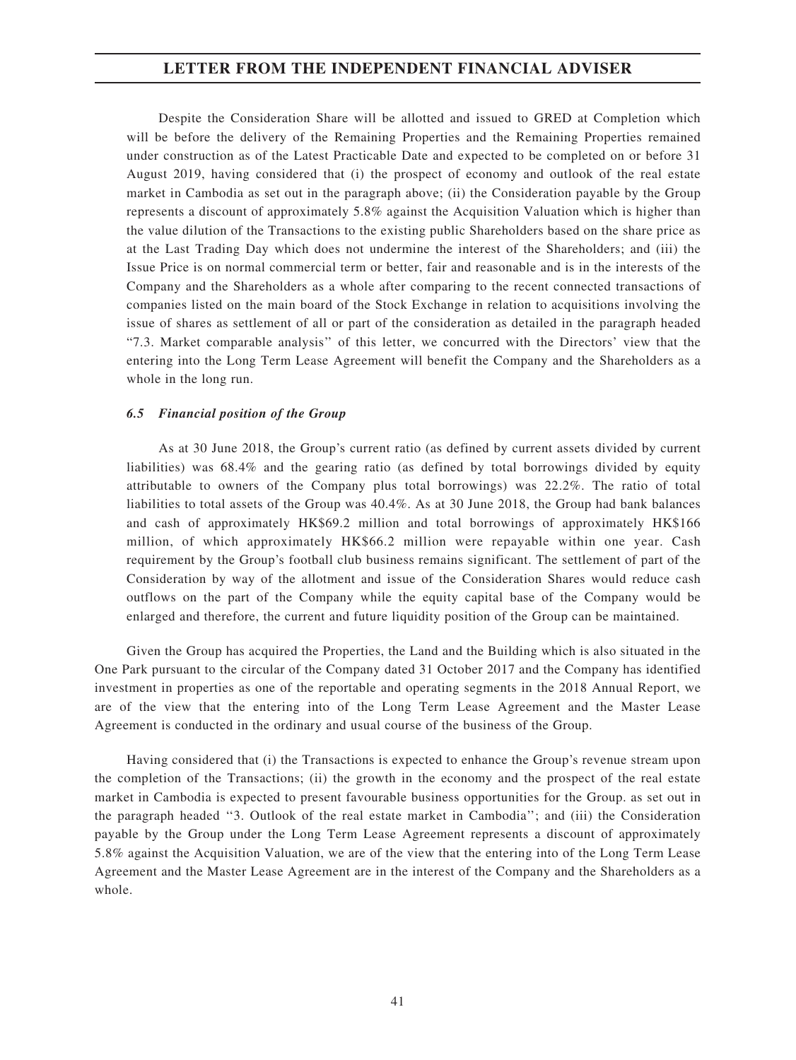Despite the Consideration Share will be allotted and issued to GRED at Completion which will be before the delivery of the Remaining Properties and the Remaining Properties remained under construction as of the Latest Practicable Date and expected to be completed on or before 31 August 2019, having considered that (i) the prospect of economy and outlook of the real estate market in Cambodia as set out in the paragraph above; (ii) the Consideration payable by the Group represents a discount of approximately 5.8% against the Acquisition Valuation which is higher than the value dilution of the Transactions to the existing public Shareholders based on the share price as at the Last Trading Day which does not undermine the interest of the Shareholders; and (iii) the Issue Price is on normal commercial term or better, fair and reasonable and is in the interests of the Company and the Shareholders as a whole after comparing to the recent connected transactions of companies listed on the main board of the Stock Exchange in relation to acquisitions involving the issue of shares as settlement of all or part of the consideration as detailed in the paragraph headed "7.3. Market comparable analysis" of this letter, we concurred with the Directors' view that the entering into the Long Term Lease Agreement will benefit the Company and the Shareholders as a whole in the long run.

### *6.5 Financial position of the Group*

As at 30 June 2018, the Group's current ratio (as defined by current assets divided by current liabilities) was 68.4% and the gearing ratio (as defined by total borrowings divided by equity attributable to owners of the Company plus total borrowings) was 22.2%. The ratio of total liabilities to total assets of the Group was 40.4%. As at 30 June 2018, the Group had bank balances and cash of approximately HK$69.2 million and total borrowings of approximately HK$166 million, of which approximately HK$66.2 million were repayable within one year. Cash requirement by the Group's football club business remains significant. The settlement of part of the Consideration by way of the allotment and issue of the Consideration Shares would reduce cash outflows on the part of the Company while the equity capital base of the Company would be enlarged and therefore, the current and future liquidity position of the Group can be maintained.

Given the Group has acquired the Properties, the Land and the Building which is also situated in the One Park pursuant to the circular of the Company dated 31 October 2017 and the Company has identified investment in properties as one of the reportable and operating segments in the 2018 Annual Report, we are of the view that the entering into of the Long Term Lease Agreement and the Master Lease Agreement is conducted in the ordinary and usual course of the business of the Group.

Having considered that (i) the Transactions is expected to enhance the Group's revenue stream upon the completion of the Transactions; (ii) the growth in the economy and the prospect of the real estate market in Cambodia is expected to present favourable business opportunities for the Group. as set out in the paragraph headed "3. Outlook of the real estate market in Cambodia"; and (iii) the Consideration payable by the Group under the Long Term Lease Agreement represents a discount of approximately 5.8% against the Acquisition Valuation, we are of the view that the entering into of the Long Term Lease Agreement and the Master Lease Agreement are in the interest of the Company and the Shareholders as a whole.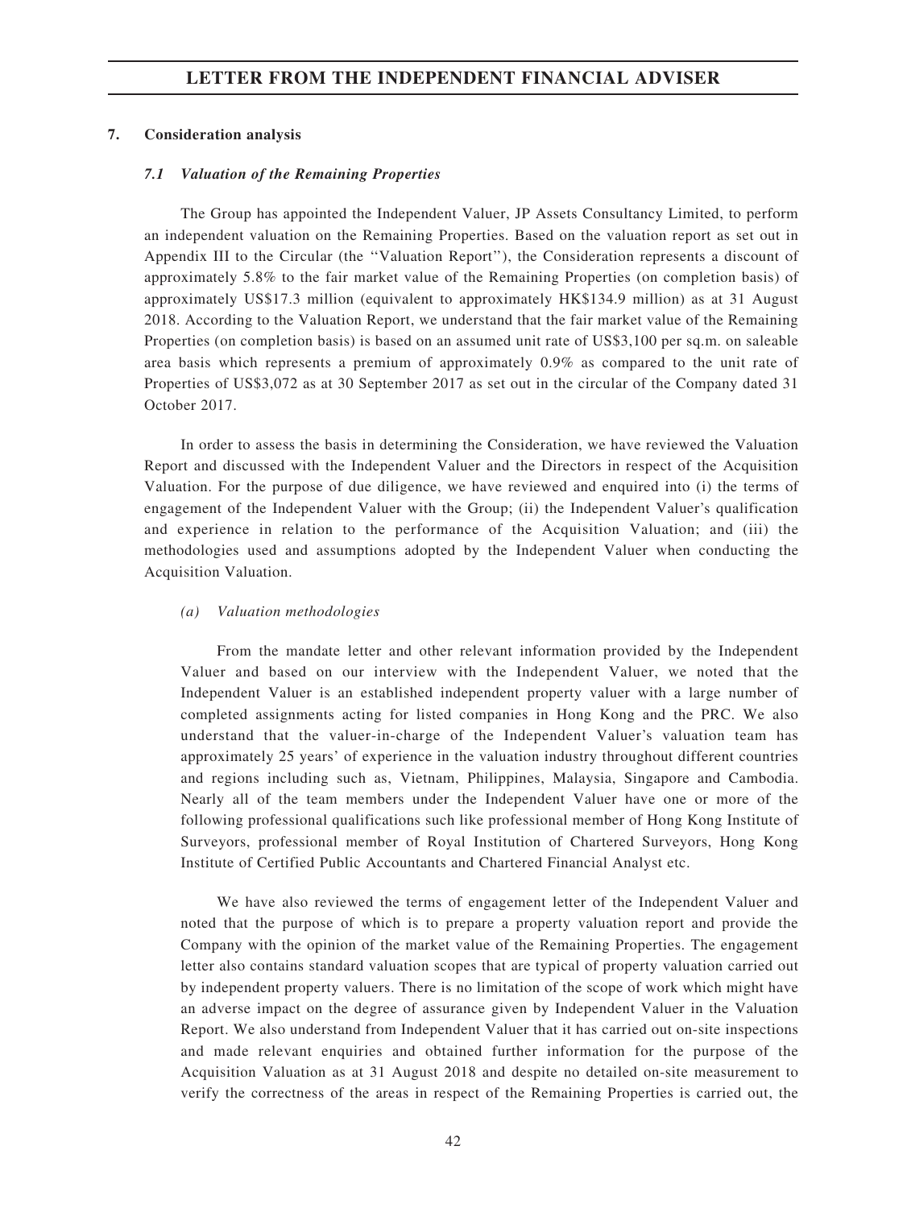## 7. Consideration analysis

### *7.1 Valuation of the Remaining Properties*

The Group has appointed the Independent Valuer, JP Assets Consultancy Limited, to perform an independent valuation on the Remaining Properties. Based on the valuation report as set out in Appendix III to the Circular (the ''Valuation Report''), the Consideration represents a discount of approximately 5.8% to the fair market value of the Remaining Properties (on completion basis) of approximately US$17.3 million (equivalent to approximately HK$134.9 million) as at 31 August 2018. According to the Valuation Report, we understand that the fair market value of the Remaining Properties (on completion basis) is based on an assumed unit rate of US$3,100 per sq.m. on saleable area basis which represents a premium of approximately 0.9% as compared to the unit rate of Properties of US$3,072 as at 30 September 2017 as set out in the circular of the Company dated 31 October 2017.

In order to assess the basis in determining the Consideration, we have reviewed the Valuation Report and discussed with the Independent Valuer and the Directors in respect of the Acquisition Valuation. For the purpose of due diligence, we have reviewed and enquired into (i) the terms of engagement of the Independent Valuer with the Group; (ii) the Independent Valuer's qualification and experience in relation to the performance of the Acquisition Valuation; and (iii) the methodologies used and assumptions adopted by the Independent Valuer when conducting the Acquisition Valuation.

*(a) Valuation methodologies*

From the mandate letter and other relevant information provided by the Independent Valuer and based on our interview with the Independent Valuer, we noted that the Independent Valuer is an established independent property valuer with a large number of completed assignments acting for listed companies in Hong Kong and the PRC. We also understand that the valuer-in-charge of the Independent Valuer's valuation team has approximately 25 years' of experience in the valuation industry throughout different countries and regions including such as, Vietnam, Philippines, Malaysia, Singapore and Cambodia. Nearly all of the team members under the Independent Valuer have one or more of the following professional qualifications such like professional member of Hong Kong Institute of Surveyors, professional member of Royal Institution of Chartered Surveyors, Hong Kong Institute of Certified Public Accountants and Chartered Financial Analyst etc.

We have also reviewed the terms of engagement letter of the Independent Valuer and noted that the purpose of which is to prepare a property valuation report and provide the Company with the opinion of the market value of the Remaining Properties. The engagement letter also contains standard valuation scopes that are typical of property valuation carried out by independent property valuers. There is no limitation of the scope of work which might have an adverse impact on the degree of assurance given by Independent Valuer in the Valuation Report. We also understand from Independent Valuer that it has carried out on-site inspections and made relevant enquiries and obtained further information for the purpose of the Acquisition Valuation as at 31 August 2018 and despite no detailed on-site measurement to verify the correctness of the areas in respect of the Remaining Properties is carried out, the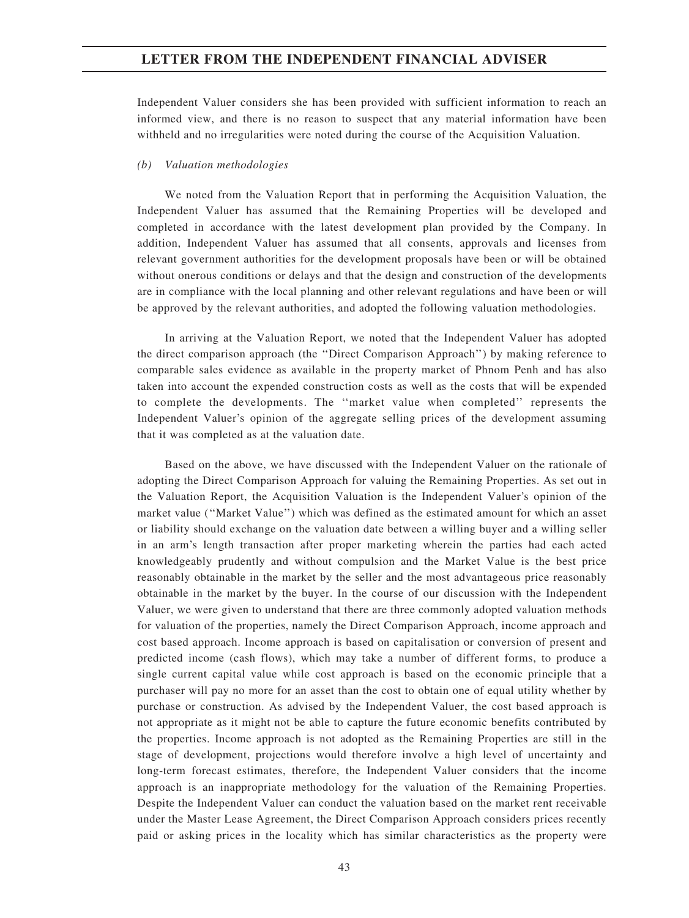Independent Valuer considers she has been provided with sufficient information to reach an informed view, and there is no reason to suspect that any material information have been withheld and no irregularities were noted during the course of the Acquisition Valuation.

*(b) Valuation methodologies*

We noted from the Valuation Report that in performing the Acquisition Valuation, the Independent Valuer has assumed that the Remaining Properties will be developed and completed in accordance with the latest development plan provided by the Company. In addition, Independent Valuer has assumed that all consents, approvals and licenses from relevant government authorities for the development proposals have been or will be obtained without onerous conditions or delays and that the design and construction of the developments are in compliance with the local planning and other relevant regulations and have been or will be approved by the relevant authorities, and adopted the following valuation methodologies.

In arriving at the Valuation Report, we noted that the Independent Valuer has adopted the direct comparison approach (the ''Direct Comparison Approach'') by making reference to comparable sales evidence as available in the property market of Phnom Penh and has also taken into account the expended construction costs as well as the costs that will be expended to complete the developments. The ''market value when completed'' represents the Independent Valuer's opinion of the aggregate selling prices of the development assuming that it was completed as at the valuation date.

Based on the above, we have discussed with the Independent Valuer on the rationale of adopting the Direct Comparison Approach for valuing the Remaining Properties. As set out in the Valuation Report, the Acquisition Valuation is the Independent Valuer's opinion of the market value (''Market Value'') which was defined as the estimated amount for which an asset or liability should exchange on the valuation date between a willing buyer and a willing seller in an arm's length transaction after proper marketing wherein the parties had each acted knowledgeably prudently and without compulsion and the Market Value is the best price reasonably obtainable in the market by the seller and the most advantageous price reasonably obtainable in the market by the buyer. In the course of our discussion with the Independent Valuer, we were given to understand that there are three commonly adopted valuation methods for valuation of the properties, namely the Direct Comparison Approach, income approach and cost based approach. Income approach is based on capitalisation or conversion of present and predicted income (cash flows), which may take a number of different forms, to produce a single current capital value while cost approach is based on the economic principle that a purchaser will pay no more for an asset than the cost to obtain one of equal utility whether by purchase or construction. As advised by the Independent Valuer, the cost based approach is not appropriate as it might not be able to capture the future economic benefits contributed by the properties. Income approach is not adopted as the Remaining Properties are still in the stage of development, projections would therefore involve a high level of uncertainty and long-term forecast estimates, therefore, the Independent Valuer considers that the income approach is an inappropriate methodology for the valuation of the Remaining Properties. Despite the Independent Valuer can conduct the valuation based on the market rent receivable under the Master Lease Agreement, the Direct Comparison Approach considers prices recently paid or asking prices in the locality which has similar characteristics as the property were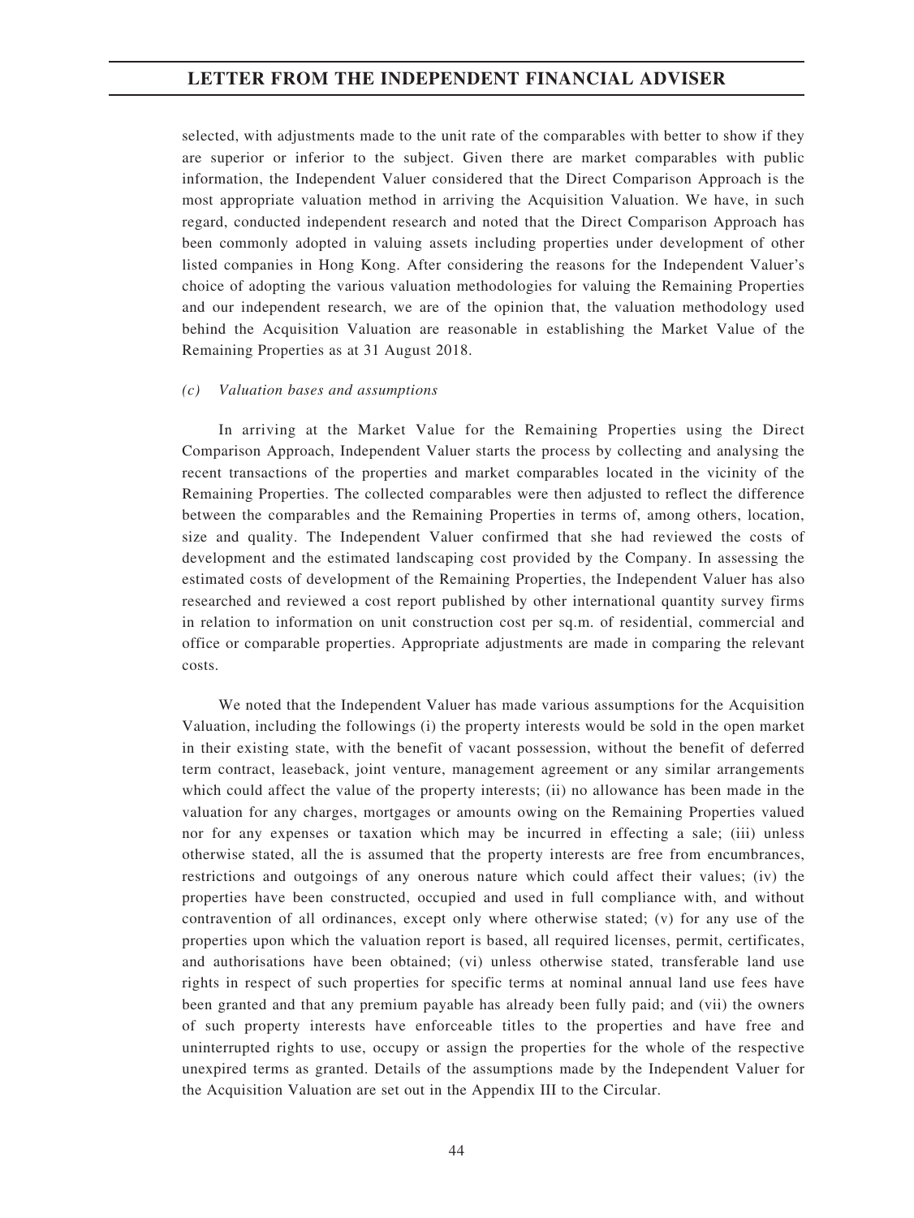selected, with adjustments made to the unit rate of the comparables with better to show if they are superior or inferior to the subject. Given there are market comparables with public information, the Independent Valuer considered that the Direct Comparison Approach is the most appropriate valuation method in arriving the Acquisition Valuation. We have, in such regard, conducted independent research and noted that the Direct Comparison Approach has been commonly adopted in valuing assets including properties under development of other listed companies in Hong Kong. After considering the reasons for the Independent Valuer's choice of adopting the various valuation methodologies for valuing the Remaining Properties and our independent research, we are of the opinion that, the valuation methodology used behind the Acquisition Valuation are reasonable in establishing the Market Value of the Remaining Properties as at 31 August 2018.

*(c) Valuation bases and assumptions*

In arriving at the Market Value for the Remaining Properties using the Direct Comparison Approach, Independent Valuer starts the process by collecting and analysing the recent transactions of the properties and market comparables located in the vicinity of the Remaining Properties. The collected comparables were then adjusted to reflect the difference between the comparables and the Remaining Properties in terms of, among others, location, size and quality. The Independent Valuer confirmed that she had reviewed the costs of development and the estimated landscaping cost provided by the Company. In assessing the estimated costs of development of the Remaining Properties, the Independent Valuer has also researched and reviewed a cost report published by other international quantity survey firms in relation to information on unit construction cost per sq.m. of residential, commercial and office or comparable properties. Appropriate adjustments are made in comparing the relevant costs.

We noted that the Independent Valuer has made various assumptions for the Acquisition Valuation, including the followings (i) the property interests would be sold in the open market in their existing state, with the benefit of vacant possession, without the benefit of deferred term contract, leaseback, joint venture, management agreement or any similar arrangements which could affect the value of the property interests; (ii) no allowance has been made in the valuation for any charges, mortgages or amounts owing on the Remaining Properties valued nor for any expenses or taxation which may be incurred in effecting a sale; (iii) unless otherwise stated, all the is assumed that the property interests are free from encumbrances, restrictions and outgoings of any onerous nature which could affect their values; (iv) the properties have been constructed, occupied and used in full compliance with, and without contravention of all ordinances, except only where otherwise stated; (v) for any use of the properties upon which the valuation report is based, all required licenses, permit, certificates, and authorisations have been obtained; (vi) unless otherwise stated, transferable land use rights in respect of such properties for specific terms at nominal annual land use fees have been granted and that any premium payable has already been fully paid; and (vii) the owners of such property interests have enforceable titles to the properties and have free and uninterrupted rights to use, occupy or assign the properties for the whole of the respective unexpired terms as granted. Details of the assumptions made by the Independent Valuer for the Acquisition Valuation are set out in the Appendix III to the Circular.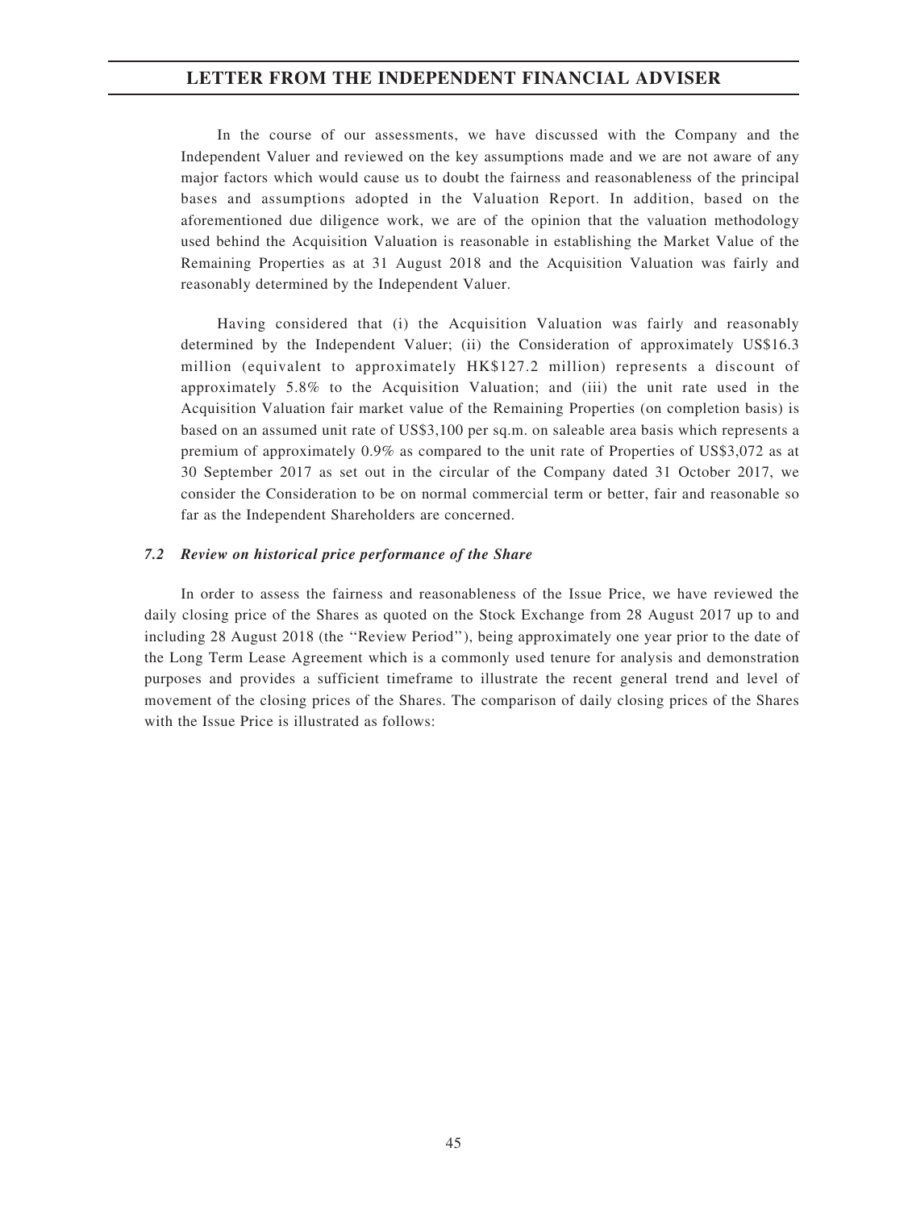In the course of our assessments, we have discussed with the Company and the Independent Valuer and reviewed on the key assumptions made and we are not aware of any major factors which would cause us to doubt the fairness and reasonableness of the principal bases and assumptions adopted in the Valuation Report. In addition, based on the aforementioned due diligence work, we are of the opinion that the valuation methodology used behind the Acquisition Valuation is reasonable in establishing the Market Value of the Remaining Properties as at 31 August 2018 and the Acquisition Valuation was fairly and reasonably determined by the Independent Valuer.

Having considered that (i) the Acquisition Valuation was fairly and reasonably determined by the Independent Valuer; (ii) the Consideration of approximately US$16.3 million (equivalent to approximately HK$127.2 million) represents a discount of approximately 5.8% to the Acquisition Valuation; and (iii) the unit rate used in the Acquisition Valuation fair market value of the Remaining Properties (on completion basis) is based on an assumed unit rate of US$3,100 per sq.m. on saleable area basis which represents a premium of approximately 0.9% as compared to the unit rate of Properties of US$3,072 as at 30 September 2017 as set out in the circular of the Company dated 31 October 2017, we consider the Consideration to be on normal commercial term or better, fair and reasonable so far as the Independent Shareholders are concerned.

### *7.2 Review on historical price performance of the Share*

In order to assess the fairness and reasonableness of the Issue Price, we have reviewed the daily closing price of the Shares as quoted on the Stock Exchange from 28 August 2017 up to and including 28 August 2018 (the "Review Period"), being approximately one year prior to the date of the Long Term Lease Agreement which is a commonly used tenure for analysis and demonstration purposes and provides a sufficient timeframe to illustrate the recent general trend and level of movement of the closing prices of the Shares. The comparison of daily closing prices of the Shares with the Issue Price is illustrated as follows: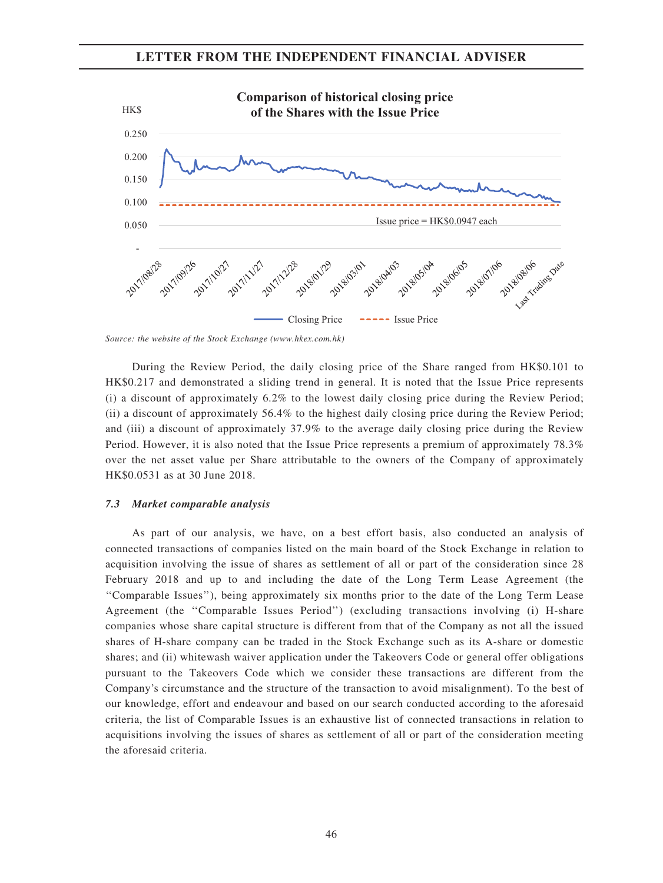**Comparison of historical closing price of the Shares with the Issue Price**

HK$

0.250
0.200
0.150
0.100
0.050
-

Issue price = HK$0.0947 each

2017/08/28 2017/09/26 2017/10/27 2017/11/27 2017/12/28 2018/01/29 2018/03/01 2018/04/03 2018/05/04 2018/06/05 2018/07/06 2018/08/06 Last Trading Date

Closing Price   Issue Price

*Source: the website of the Stock Exchange (www.hkex.com.hk)*

During the Review Period, the daily closing price of the Share ranged from HK$0.101 to HK$0.217 and demonstrated a sliding trend in general. It is noted that the Issue Price represents (i) a discount of approximately 6.2% to the lowest daily closing price during the Review Period; (ii) a discount of approximately 56.4% to the highest daily closing price during the Review Period; and (iii) a discount of approximately 37.9% to the average daily closing price during the Review Period. However, it is also noted that the Issue Price represents a premium of approximately 78.3% over the net asset value per Share attributable to the owners of the Company of approximately HK$0.0531 as at 30 June 2018.

### *7.3 Market comparable analysis*

As part of our analysis, we have, on a best effort basis, also conducted an analysis of connected transactions of companies listed on the main board of the Stock Exchange in relation to acquisition involving the issue of shares as settlement of all or part of the consideration since 28 February 2018 and up to and including the date of the Long Term Lease Agreement (the "Comparable Issues"), being approximately six months prior to the date of the Long Term Lease Agreement (the "Comparable Issues Period") (excluding transactions involving (i) H-share companies whose share capital structure is different from that of the Company as not all the issued shares of H-share company can be traded in the Stock Exchange such as its A-share or domestic shares; and (ii) whitewash waiver application under the Takeovers Code or general offer obligations pursuant to the Takeovers Code which we consider these transactions are different from the Company's circumstance and the structure of the transaction to avoid misalignment). To the best of our knowledge, effort and endeavour and based on our search conducted according to the aforesaid criteria, the list of Comparable Issues is an exhaustive list of connected transactions in relation to acquisitions involving the issues of shares as settlement of all or part of the consideration meeting the aforesaid criteria.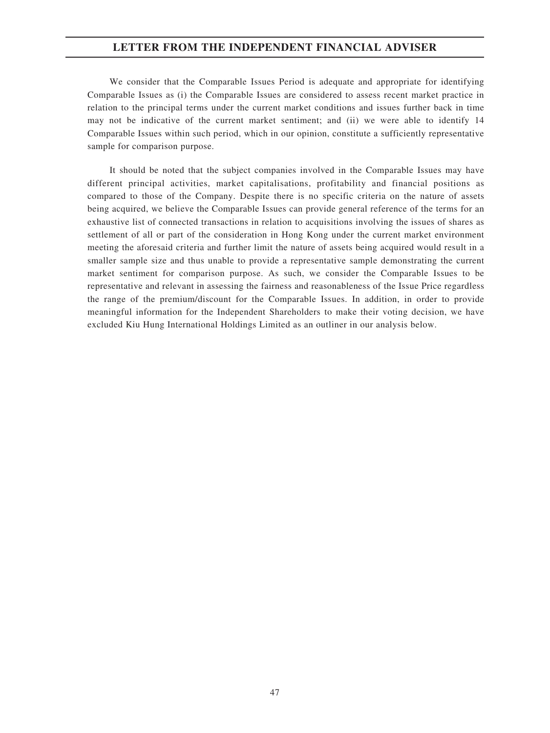We consider that the Comparable Issues Period is adequate and appropriate for identifying Comparable Issues as (i) the Comparable Issues are considered to assess recent market practice in relation to the principal terms under the current market conditions and issues further back in time may not be indicative of the current market sentiment; and (ii) we were able to identify 14 Comparable Issues within such period, which in our opinion, constitute a sufficiently representative sample for comparison purpose.

It should be noted that the subject companies involved in the Comparable Issues may have different principal activities, market capitalisations, profitability and financial positions as compared to those of the Company. Despite there is no specific criteria on the nature of assets being acquired, we believe the Comparable Issues can provide general reference of the terms for an exhaustive list of connected transactions in relation to acquisitions involving the issues of shares as settlement of all or part of the consideration in Hong Kong under the current market environment meeting the aforesaid criteria and further limit the nature of assets being acquired would result in a smaller sample size and thus unable to provide a representative sample demonstrating the current market sentiment for comparison purpose. As such, we consider the Comparable Issues to be representative and relevant in assessing the fairness and reasonableness of the Issue Price regardless the range of the premium/discount for the Comparable Issues. In addition, in order to provide meaningful information for the Independent Shareholders to make their voting decision, we have excluded Kiu Hung International Holdings Limited as an outliner in our analysis below.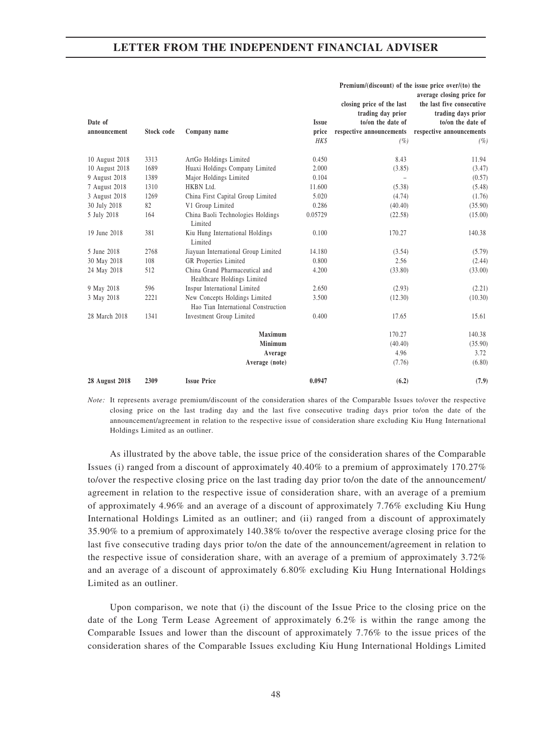| Date of announcement | Stock code | Company name | Issue price | Premium/(discount) of the issue price over/(to) the closing price of the last trading day prior to/on the date of respective announcements | average closing price for the last five consecutive trading days prior to/on the date of respective announcements |
|---|---|---|---|---|---|
| | | | HK$ | (%) | (%) |
| 10 August 2018 | 3313 | ArtGo Holdings Limited | 0.450 | 8.43 | 11.94 |
| 10 August 2018 | 1689 | Huaxi Holdings Company Limited | 2.000 | (3.85) | (3.47) |
| 9 August 2018 | 1389 | Major Holdings Limited | 0.104 | – | (0.57) |
| 7 August 2018 | 1310 | HKBN Ltd. | 11.600 | (5.38) | (5.48) |
| 3 August 2018 | 1269 | China First Capital Group Limited | 5.020 | (4.74) | (1.76) |
| 30 July 2018 | 82 | V1 Group Limited | 0.286 | (40.40) | (35.90) |
| 5 July 2018 | 164 | China Baoli Technologies Holdings Limited | 0.05729 | (22.58) | (15.00) |
| 19 June 2018 | 381 | Kiu Hung International Holdings Limited | 0.100 | 170.27 | 140.38 |
| 5 June 2018 | 2768 | Jiayuan International Group Limited | 14.180 | (3.54) | (5.79) |
| 30 May 2018 | 108 | GR Properties Limited | 0.800 | 2.56 | (2.44) |
| 24 May 2018 | 512 | China Grand Pharmaceutical and Healthcare Holdings Limited | 4.200 | (33.80) | (33.00) |
| 9 May 2018 | 596 | Inspur International Limited | 2.650 | (2.93) | (2.21) |
| 3 May 2018 | 2221 | New Concepts Holdings Limited | 3.500 | (12.30) | (10.30) |
| 28 March 2018 | 1341 | Hao Tian International Construction Investment Group Limited | 0.400 | 17.65 | 15.61 |
| | | **Maximum** | | 170.27 | 140.38 |
| | | **Minimum** | | (40.40) | (35.90) |
| | | **Average** | | 4.96 | 3.72 |
| | | **Average (note)** | | (7.76) | (6.80) |
| **28 August 2018** | **2309** | **Issue Price** | **0.0947** | **(6.2)** | **(7.9)** |

*Note:* It represents average premium/discount of the consideration shares of the Comparable Issues to/over the respective closing price on the last trading day and the last five consecutive trading days prior to/on the date of the announcement/agreement in relation to the respective issue of consideration share excluding Kiu Hung International Holdings Limited as an outliner.

As illustrated by the above table, the issue price of the consideration shares of the Comparable Issues (i) ranged from a discount of approximately 40.40% to a premium of approximately 170.27% to/over the respective closing price on the last trading day prior to/on the date of the announcement/agreement in relation to the respective issue of consideration share, with an average of a premium of approximately 4.96% and an average of a discount of approximately 7.76% excluding Kiu Hung International Holdings Limited as an outliner; and (ii) ranged from a discount of approximately 35.90% to a premium of approximately 140.38% to/over the respective average closing price for the last five consecutive trading days prior to/on the date of the announcement/agreement in relation to the respective issue of consideration share, with an average of a premium of approximately 3.72% and an average of a discount of approximately 6.80% excluding Kiu Hung International Holdings Limited as an outliner.

Upon comparison, we note that (i) the discount of the Issue Price to the closing price on the date of the Long Term Lease Agreement of approximately 6.2% is within the range among the Comparable Issues and lower than the discount of approximately 7.76% to the issue prices of the consideration shares of the Comparable Issues excluding Kiu Hung International Holdings Limited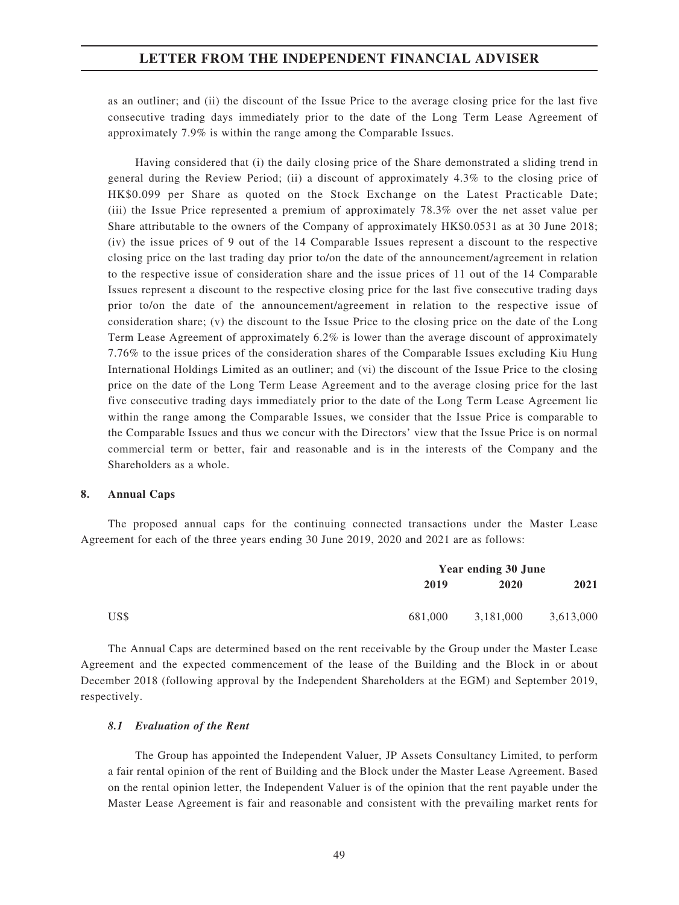as an outliner; and (ii) the discount of the Issue Price to the average closing price for the last five consecutive trading days immediately prior to the date of the Long Term Lease Agreement of approximately 7.9% is within the range among the Comparable Issues.

Having considered that (i) the daily closing price of the Share demonstrated a sliding trend in general during the Review Period; (ii) a discount of approximately 4.3% to the closing price of HK$0.099 per Share as quoted on the Stock Exchange on the Latest Practicable Date; (iii) the Issue Price represented a premium of approximately 78.3% over the net asset value per Share attributable to the owners of the Company of approximately HK$0.0531 as at 30 June 2018; (iv) the issue prices of 9 out of the 14 Comparable Issues represent a discount to the respective closing price on the last trading day prior to/on the date of the announcement/agreement in relation to the respective issue of consideration share and the issue prices of 11 out of the 14 Comparable Issues represent a discount to the respective closing price for the last five consecutive trading days prior to/on the date of the announcement/agreement in relation to the respective issue of consideration share; (v) the discount to the Issue Price to the closing price on the date of the Long Term Lease Agreement of approximately 6.2% is lower than the average discount of approximately 7.76% to the issue prices of the consideration shares of the Comparable Issues excluding Kiu Hung International Holdings Limited as an outliner; and (vi) the discount of the Issue Price to the closing price on the date of the Long Term Lease Agreement and to the average closing price for the last five consecutive trading days immediately prior to the date of the Long Term Lease Agreement lie within the range among the Comparable Issues, we consider that the Issue Price is comparable to the Comparable Issues and thus we concur with the Directors' view that the Issue Price is on normal commercial term or better, fair and reasonable and is in the interests of the Company and the Shareholders as a whole.

## 8. Annual Caps

The proposed annual caps for the continuing connected transactions under the Master Lease Agreement for each of the three years ending 30 June 2019, 2020 and 2021 are as follows:

| | Year ending 30 June | | |
|---|---|---|---|
| | 2019 | 2020 | 2021 |
| US$ | 681,000 | 3,181,000 | 3,613,000 |

The Annual Caps are determined based on the rent receivable by the Group under the Master Lease Agreement and the expected commencement of the lease of the Building and the Block in or about December 2018 (following approval by the Independent Shareholders at the EGM) and September 2019, respectively.

### *8.1 Evaluation of the Rent*

The Group has appointed the Independent Valuer, JP Assets Consultancy Limited, to perform a fair rental opinion of the rent of Building and the Block under the Master Lease Agreement. Based on the rental opinion letter, the Independent Valuer is of the opinion that the rent payable under the Master Lease Agreement is fair and reasonable and consistent with the prevailing market rents for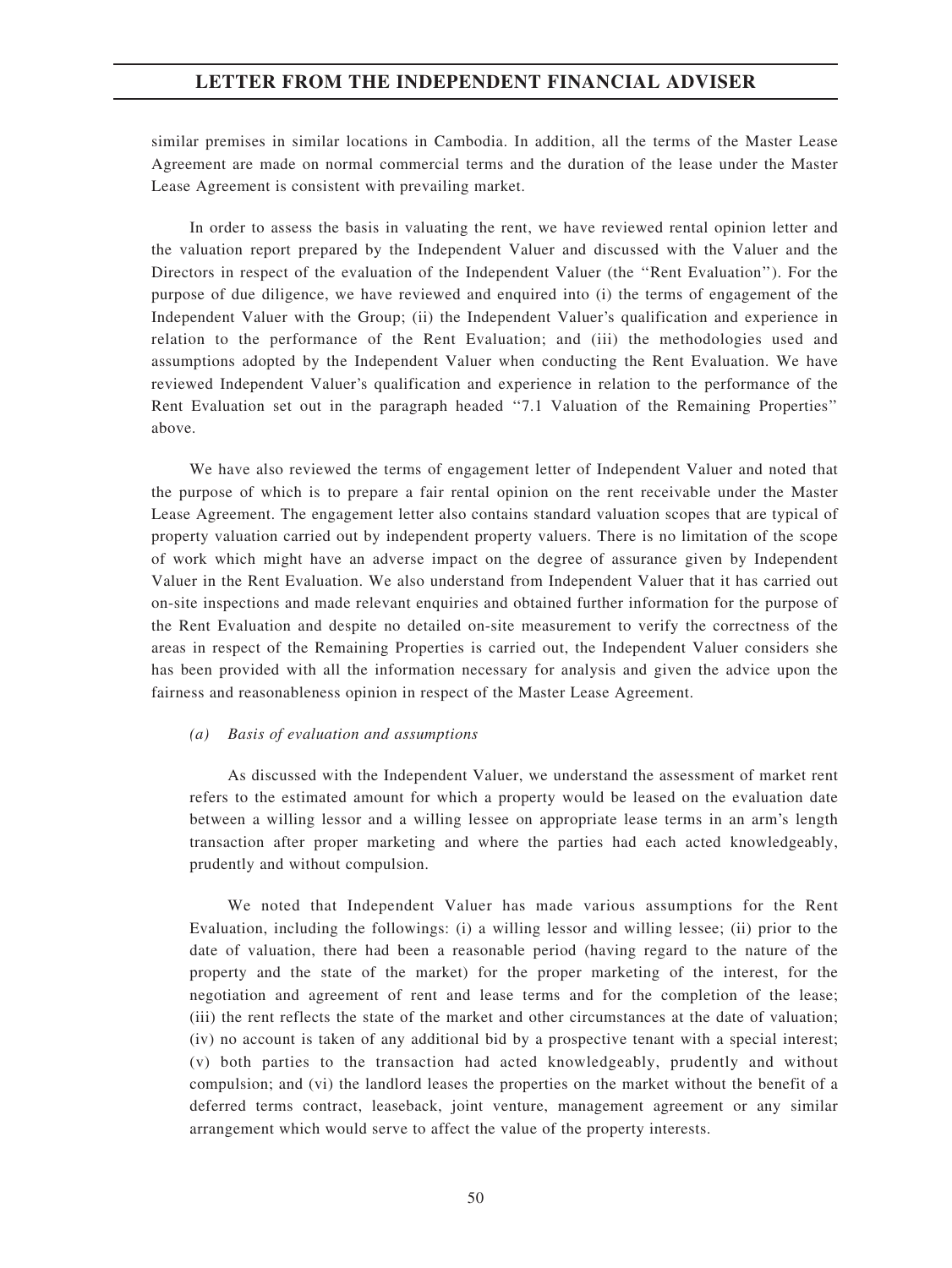similar premises in similar locations in Cambodia. In addition, all the terms of the Master Lease Agreement are made on normal commercial terms and the duration of the lease under the Master Lease Agreement is consistent with prevailing market.

In order to assess the basis in valuating the rent, we have reviewed rental opinion letter and the valuation report prepared by the Independent Valuer and discussed with the Valuer and the Directors in respect of the evaluation of the Independent Valuer (the ''Rent Evaluation''). For the purpose of due diligence, we have reviewed and enquired into (i) the terms of engagement of the Independent Valuer with the Group; (ii) the Independent Valuer's qualification and experience in relation to the performance of the Rent Evaluation; and (iii) the methodologies used and assumptions adopted by the Independent Valuer when conducting the Rent Evaluation. We have reviewed Independent Valuer's qualification and experience in relation to the performance of the Rent Evaluation set out in the paragraph headed ''7.1 Valuation of the Remaining Properties'' above.

We have also reviewed the terms of engagement letter of Independent Valuer and noted that the purpose of which is to prepare a fair rental opinion on the rent receivable under the Master Lease Agreement. The engagement letter also contains standard valuation scopes that are typical of property valuation carried out by independent property valuers. There is no limitation of the scope of work which might have an adverse impact on the degree of assurance given by Independent Valuer in the Rent Evaluation. We also understand from Independent Valuer that it has carried out on-site inspections and made relevant enquiries and obtained further information for the purpose of the Rent Evaluation and despite no detailed on-site measurement to verify the correctness of the areas in respect of the Remaining Properties is carried out, the Independent Valuer considers she has been provided with all the information necessary for analysis and given the advice upon the fairness and reasonableness opinion in respect of the Master Lease Agreement.

*(a) Basis of evaluation and assumptions*

As discussed with the Independent Valuer, we understand the assessment of market rent refers to the estimated amount for which a property would be leased on the evaluation date between a willing lessor and a willing lessee on appropriate lease terms in an arm's length transaction after proper marketing and where the parties had each acted knowledgeably, prudently and without compulsion.

We noted that Independent Valuer has made various assumptions for the Rent Evaluation, including the followings: (i) a willing lessor and willing lessee; (ii) prior to the date of valuation, there had been a reasonable period (having regard to the nature of the property and the state of the market) for the proper marketing of the interest, for the negotiation and agreement of rent and lease terms and for the completion of the lease; (iii) the rent reflects the state of the market and other circumstances at the date of valuation; (iv) no account is taken of any additional bid by a prospective tenant with a special interest; (v) both parties to the transaction had acted knowledgeably, prudently and without compulsion; and (vi) the landlord leases the properties on the market without the benefit of a deferred terms contract, leaseback, joint venture, management agreement or any similar arrangement which would serve to affect the value of the property interests.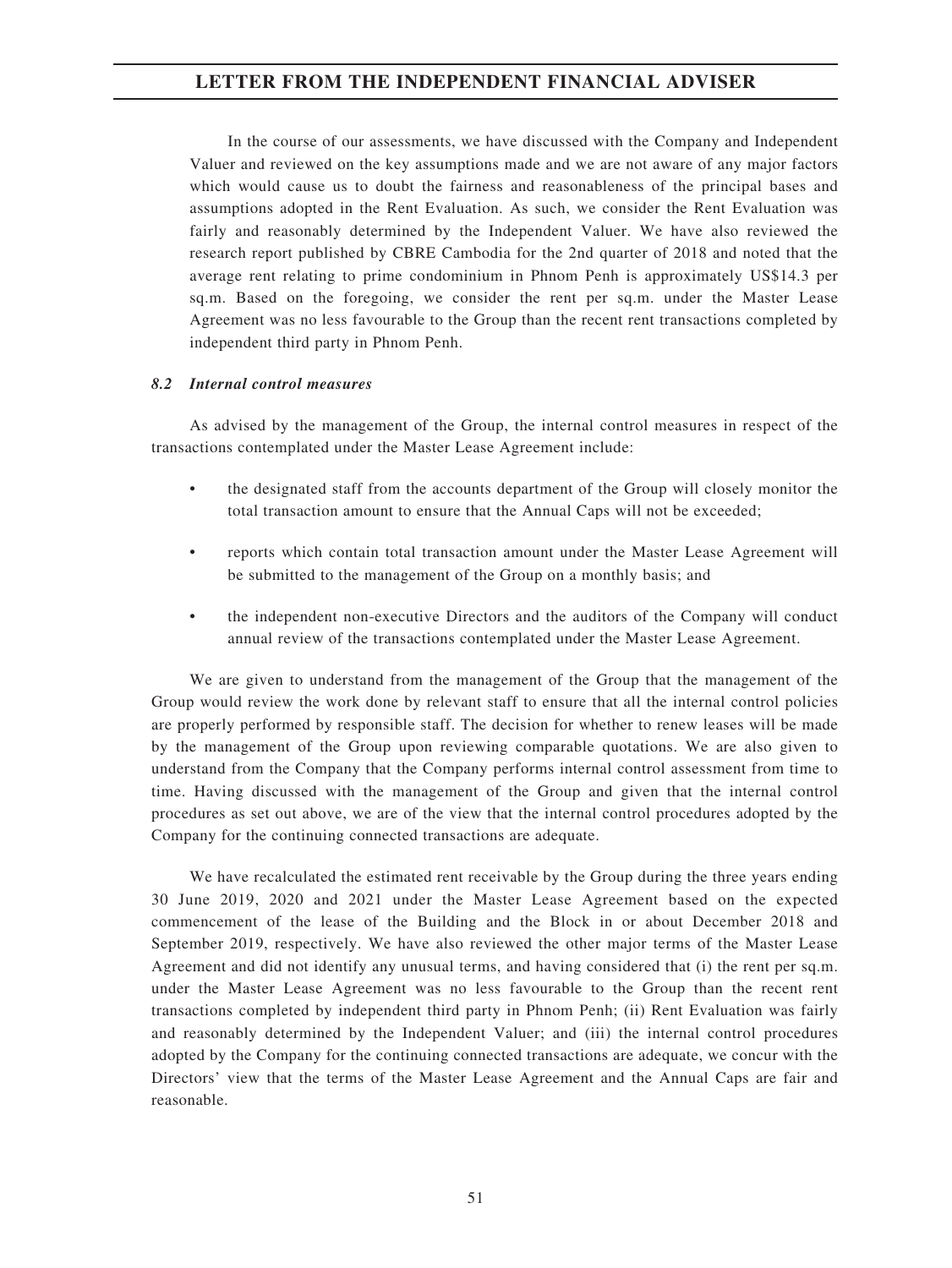In the course of our assessments, we have discussed with the Company and Independent Valuer and reviewed on the key assumptions made and we are not aware of any major factors which would cause us to doubt the fairness and reasonableness of the principal bases and assumptions adopted in the Rent Evaluation. As such, we consider the Rent Evaluation was fairly and reasonably determined by the Independent Valuer. We have also reviewed the research report published by CBRE Cambodia for the 2nd quarter of 2018 and noted that the average rent relating to prime condominium in Phnom Penh is approximately US$14.3 per sq.m. Based on the foregoing, we consider the rent per sq.m. under the Master Lease Agreement was no less favourable to the Group than the recent rent transactions completed by independent third party in Phnom Penh.

### *8.2 Internal control measures*

As advised by the management of the Group, the internal control measures in respect of the transactions contemplated under the Master Lease Agreement include:

- the designated staff from the accounts department of the Group will closely monitor the total transaction amount to ensure that the Annual Caps will not be exceeded;
- reports which contain total transaction amount under the Master Lease Agreement will be submitted to the management of the Group on a monthly basis; and
- the independent non-executive Directors and the auditors of the Company will conduct annual review of the transactions contemplated under the Master Lease Agreement.

We are given to understand from the management of the Group that the management of the Group would review the work done by relevant staff to ensure that all the internal control policies are properly performed by responsible staff. The decision for whether to renew leases will be made by the management of the Group upon reviewing comparable quotations. We are also given to understand from the Company that the Company performs internal control assessment from time to time. Having discussed with the management of the Group and given that the internal control procedures as set out above, we are of the view that the internal control procedures adopted by the Company for the continuing connected transactions are adequate.

We have recalculated the estimated rent receivable by the Group during the three years ending 30 June 2019, 2020 and 2021 under the Master Lease Agreement based on the expected commencement of the lease of the Building and the Block in or about December 2018 and September 2019, respectively. We have also reviewed the other major terms of the Master Lease Agreement and did not identify any unusual terms, and having considered that (i) the rent per sq.m. under the Master Lease Agreement was no less favourable to the Group than the recent rent transactions completed by independent third party in Phnom Penh; (ii) Rent Evaluation was fairly and reasonably determined by the Independent Valuer; and (iii) the internal control procedures adopted by the Company for the continuing connected transactions are adequate, we concur with the Directors' view that the terms of the Master Lease Agreement and the Annual Caps are fair and reasonable.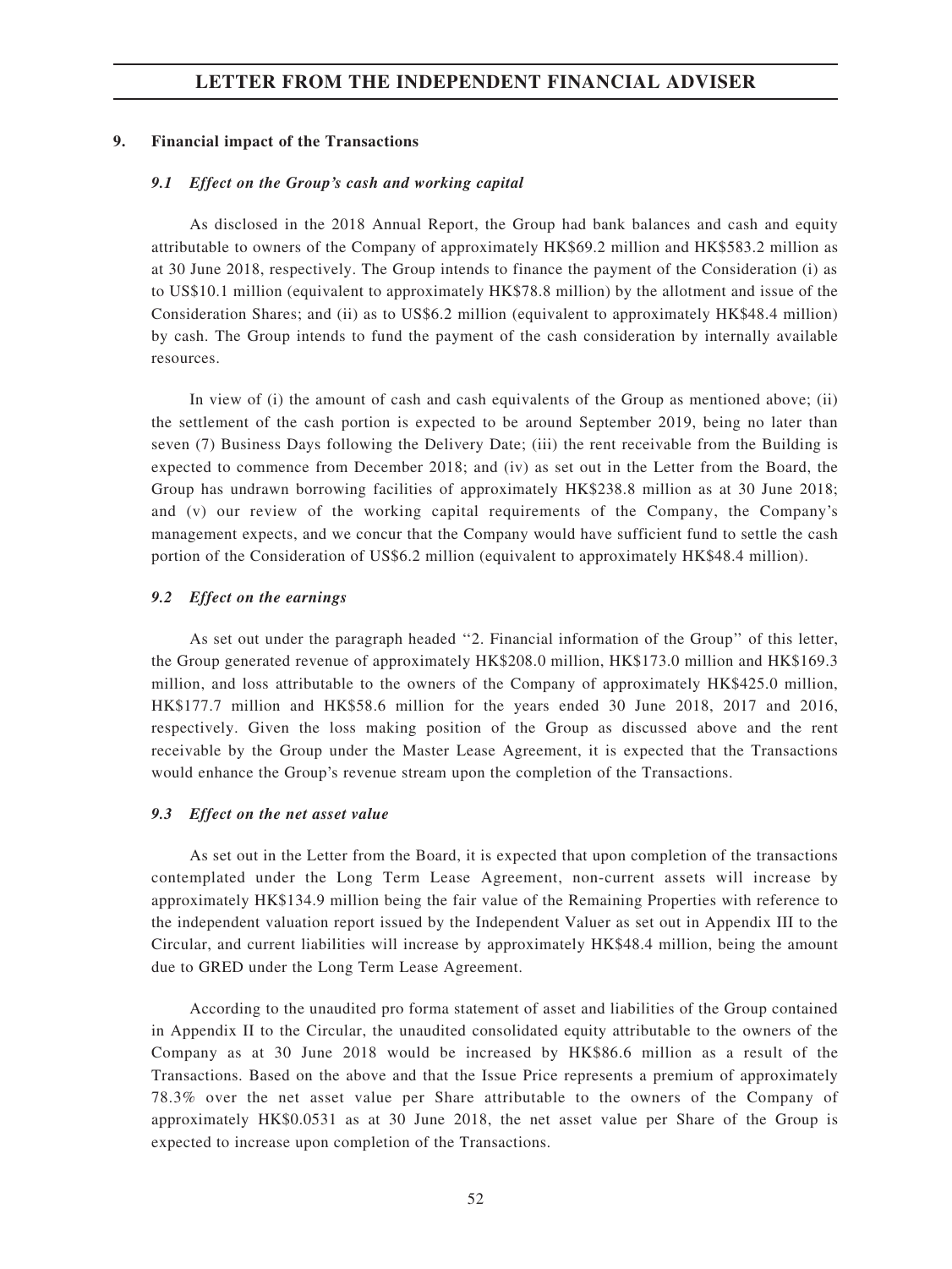## 9. Financial impact of the Transactions

### *9.1 Effect on the Group's cash and working capital*

As disclosed in the 2018 Annual Report, the Group had bank balances and cash and equity attributable to owners of the Company of approximately HK$69.2 million and HK$583.2 million as at 30 June 2018, respectively. The Group intends to finance the payment of the Consideration (i) as to US$10.1 million (equivalent to approximately HK$78.8 million) by the allotment and issue of the Consideration Shares; and (ii) as to US$6.2 million (equivalent to approximately HK$48.4 million) by cash. The Group intends to fund the payment of the cash consideration by internally available resources.

In view of (i) the amount of cash and cash equivalents of the Group as mentioned above; (ii) the settlement of the cash portion is expected to be around September 2019, being no later than seven (7) Business Days following the Delivery Date; (iii) the rent receivable from the Building is expected to commence from December 2018; and (iv) as set out in the Letter from the Board, the Group has undrawn borrowing facilities of approximately HK$238.8 million as at 30 June 2018; and (v) our review of the working capital requirements of the Company, the Company's management expects, and we concur that the Company would have sufficient fund to settle the cash portion of the Consideration of US$6.2 million (equivalent to approximately HK$48.4 million).

### *9.2 Effect on the earnings*

As set out under the paragraph headed "2. Financial information of the Group" of this letter, the Group generated revenue of approximately HK$208.0 million, HK$173.0 million and HK$169.3 million, and loss attributable to the owners of the Company of approximately HK$425.0 million, HK$177.7 million and HK$58.6 million for the years ended 30 June 2018, 2017 and 2016, respectively. Given the loss making position of the Group as discussed above and the rent receivable by the Group under the Master Lease Agreement, it is expected that the Transactions would enhance the Group's revenue stream upon the completion of the Transactions.

### *9.3 Effect on the net asset value*

As set out in the Letter from the Board, it is expected that upon completion of the transactions contemplated under the Long Term Lease Agreement, non-current assets will increase by approximately HK$134.9 million being the fair value of the Remaining Properties with reference to the independent valuation report issued by the Independent Valuer as set out in Appendix III to the Circular, and current liabilities will increase by approximately HK$48.4 million, being the amount due to GRED under the Long Term Lease Agreement.

According to the unaudited pro forma statement of asset and liabilities of the Group contained in Appendix II to the Circular, the unaudited consolidated equity attributable to the owners of the Company as at 30 June 2018 would be increased by HK$86.6 million as a result of the Transactions. Based on the above and that the Issue Price represents a premium of approximately 78.3% over the net asset value per Share attributable to the owners of the Company of approximately HK$0.0531 as at 30 June 2018, the net asset value per Share of the Group is expected to increase upon completion of the Transactions.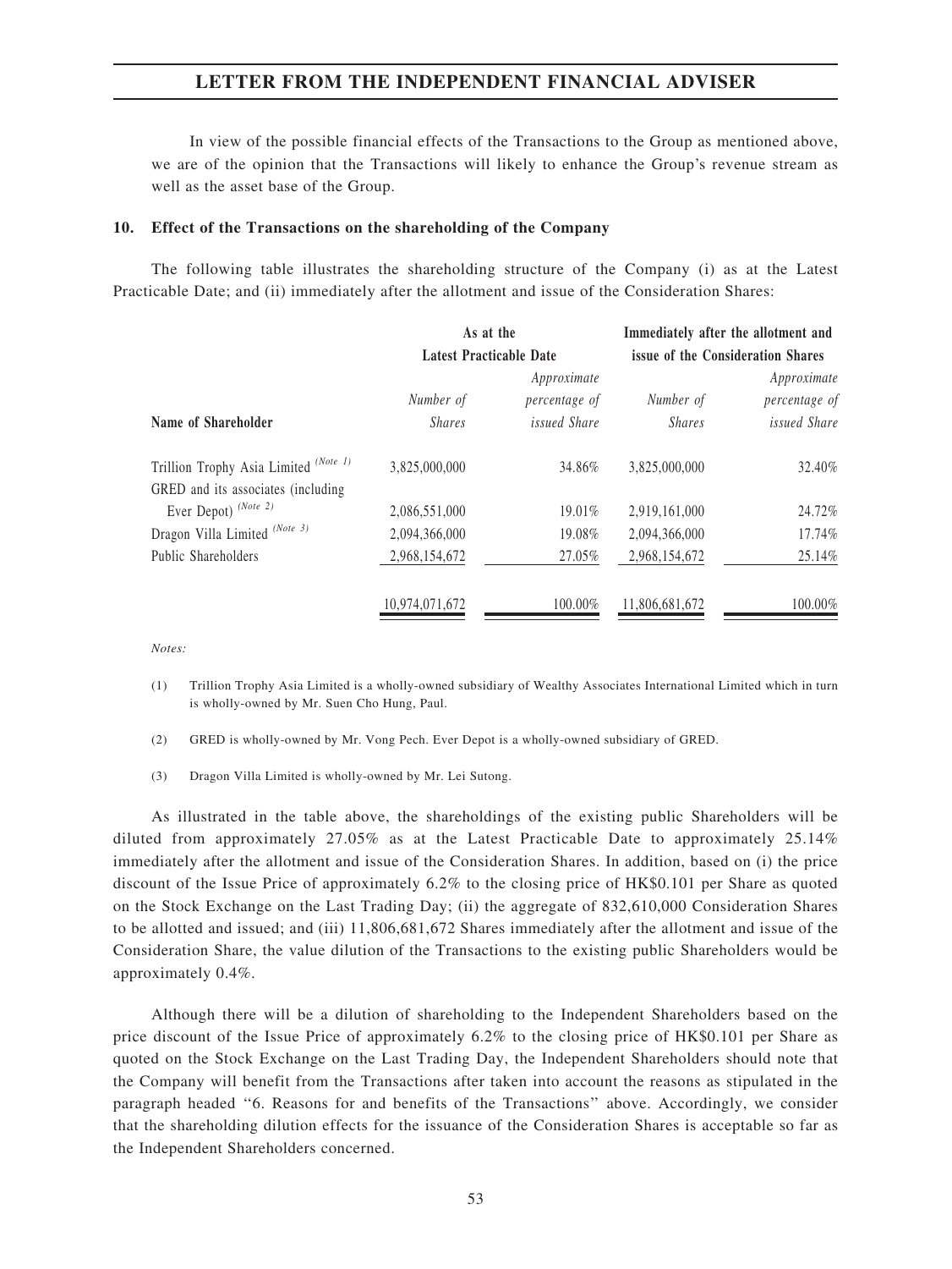In view of the possible financial effects of the Transactions to the Group as mentioned above, we are of the opinion that the Transactions will likely to enhance the Group's revenue stream as well as the asset base of the Group.

**10. Effect of the Transactions on the shareholding of the Company**

The following table illustrates the shareholding structure of the Company (i) as at the Latest Practicable Date; and (ii) immediately after the allotment and issue of the Consideration Shares:

| | As at the Latest Practicable Date | | Immediately after the allotment and issue of the Consideration Shares | |
|---|---|---|---|---|
| **Name of Shareholder** | *Number of Shares* | *Approximate percentage of issued Share* | *Number of Shares* | *Approximate percentage of issued Share* |
| Trillion Trophy Asia Limited *(Note 1)* | 3,825,000,000 | 34.86% | 3,825,000,000 | 32.40% |
| GRED and its associates (including Ever Depot) *(Note 2)* | 2,086,551,000 | 19.01% | 2,919,161,000 | 24.72% |
| Dragon Villa Limited *(Note 3)* | 2,094,366,000 | 19.08% | 2,094,366,000 | 17.74% |
| Public Shareholders | 2,968,154,672 | 27.05% | 2,968,154,672 | 25.14% |
| | 10,974,071,672 | 100.00% | 11,806,681,672 | 100.00% |

*Notes:*

(1) Trillion Trophy Asia Limited is a wholly-owned subsidiary of Wealthy Associates International Limited which in turn is wholly-owned by Mr. Suen Cho Hung, Paul.

(2) GRED is wholly-owned by Mr. Vong Pech. Ever Depot is a wholly-owned subsidiary of GRED.

(3) Dragon Villa Limited is wholly-owned by Mr. Lei Sutong.

As illustrated in the table above, the shareholdings of the existing public Shareholders will be diluted from approximately 27.05% as at the Latest Practicable Date to approximately 25.14% immediately after the allotment and issue of the Consideration Shares. In addition, based on (i) the price discount of the Issue Price of approximately 6.2% to the closing price of HK$0.101 per Share as quoted on the Stock Exchange on the Last Trading Day; (ii) the aggregate of 832,610,000 Consideration Shares to be allotted and issued; and (iii) 11,806,681,672 Shares immediately after the allotment and issue of the Consideration Share, the value dilution of the Transactions to the existing public Shareholders would be approximately 0.4%.

Although there will be a dilution of shareholding to the Independent Shareholders based on the price discount of the Issue Price of approximately 6.2% to the closing price of HK$0.101 per Share as quoted on the Stock Exchange on the Last Trading Day, the Independent Shareholders should note that the Company will benefit from the Transactions after taken into account the reasons as stipulated in the paragraph headed "6. Reasons for and benefits of the Transactions" above. Accordingly, we consider that the shareholding dilution effects for the issuance of the Consideration Shares is acceptable so far as the Independent Shareholders concerned.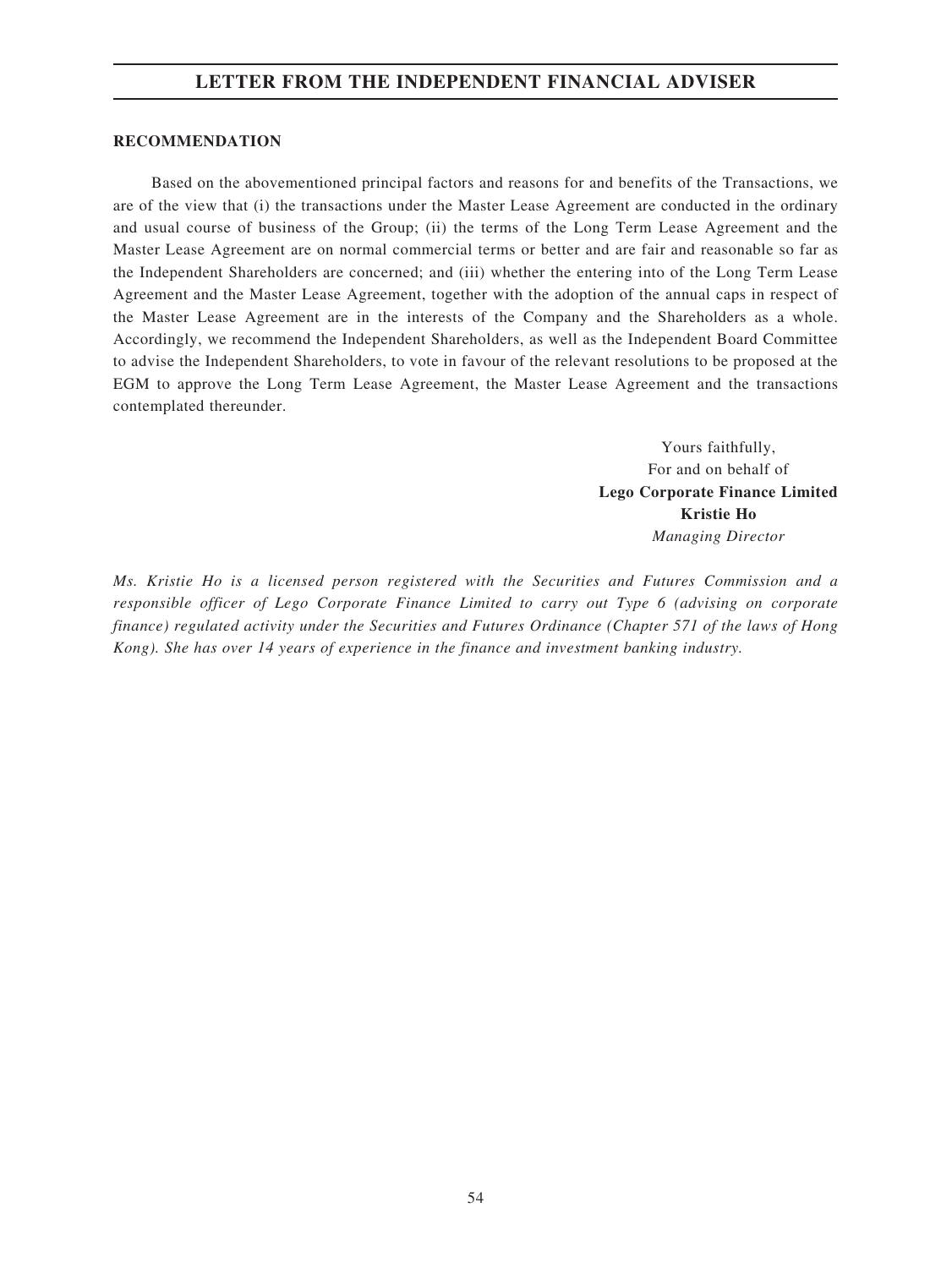## RECOMMENDATION

Based on the abovementioned principal factors and reasons for and benefits of the Transactions, we are of the view that (i) the transactions under the Master Lease Agreement are conducted in the ordinary and usual course of business of the Group; (ii) the terms of the Long Term Lease Agreement and the Master Lease Agreement are on normal commercial terms or better and are fair and reasonable so far as the Independent Shareholders are concerned; and (iii) whether the entering into of the Long Term Lease Agreement and the Master Lease Agreement, together with the adoption of the annual caps in respect of the Master Lease Agreement are in the interests of the Company and the Shareholders as a whole. Accordingly, we recommend the Independent Shareholders, as well as the Independent Board Committee to advise the Independent Shareholders, to vote in favour of the relevant resolutions to be proposed at the EGM to approve the Long Term Lease Agreement, the Master Lease Agreement and the transactions contemplated thereunder.

Yours faithfully,
For and on behalf of
**Lego Corporate Finance Limited**
**Kristie Ho**
*Managing Director*

*Ms. Kristie Ho is a licensed person registered with the Securities and Futures Commission and a responsible officer of Lego Corporate Finance Limited to carry out Type 6 (advising on corporate finance) regulated activity under the Securities and Futures Ordinance (Chapter 571 of the laws of Hong Kong). She has over 14 years of experience in the finance and investment banking industry.*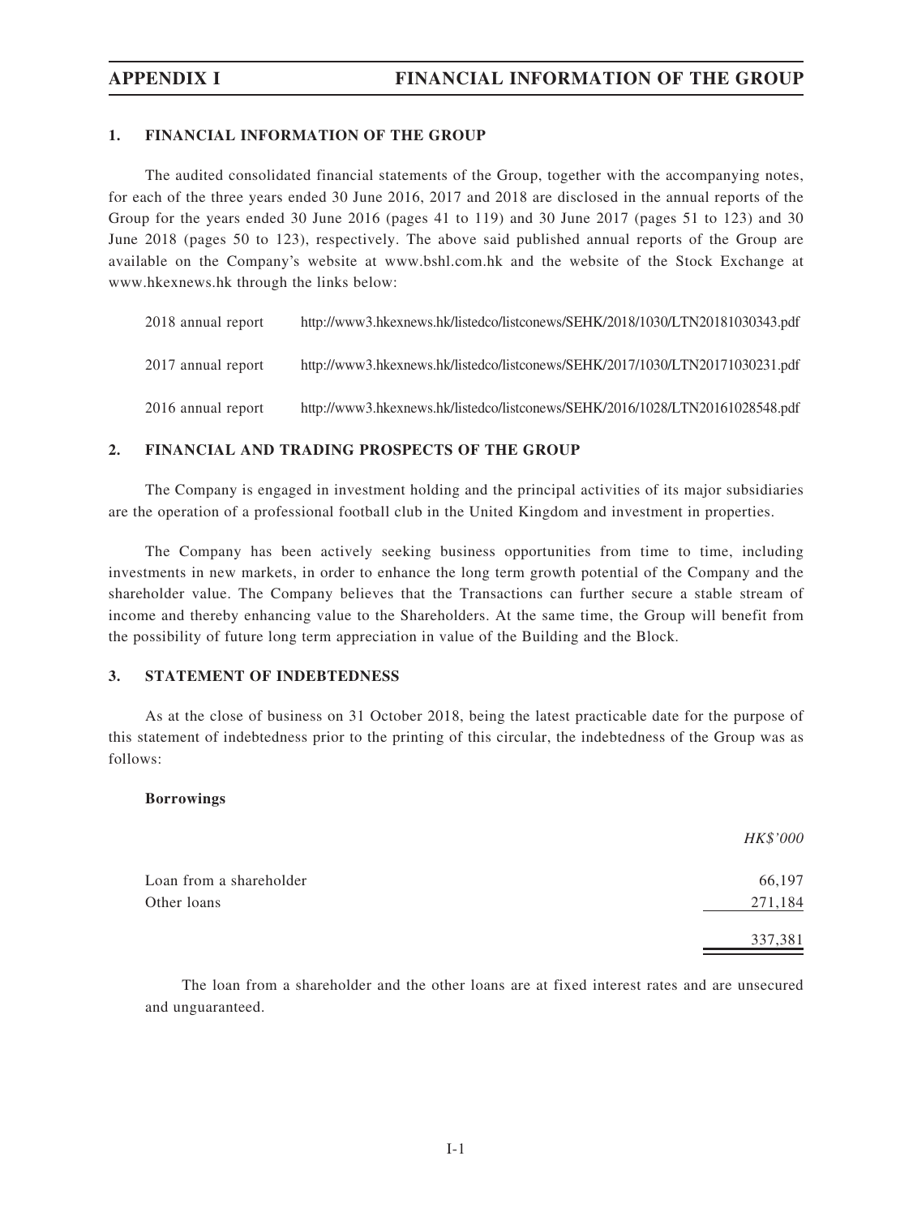## 1. FINANCIAL INFORMATION OF THE GROUP

The audited consolidated financial statements of the Group, together with the accompanying notes, for each of the three years ended 30 June 2016, 2017 and 2018 are disclosed in the annual reports of the Group for the years ended 30 June 2016 (pages 41 to 119) and 30 June 2017 (pages 51 to 123) and 30 June 2018 (pages 50 to 123), respectively. The above said published annual reports of the Group are available on the Company's website at www.bshl.com.hk and the website of the Stock Exchange at www.hkexnews.hk through the links below:

| | |
|---|---|
| 2018 annual report | http://www3.hkexnews.hk/listedco/listconews/SEHK/2018/1030/LTN20181030343.pdf |
| 2017 annual report | http://www3.hkexnews.hk/listedco/listconews/SEHK/2017/1030/LTN20171030231.pdf |
| 2016 annual report | http://www3.hkexnews.hk/listedco/listconews/SEHK/2016/1028/LTN20161028548.pdf |

## 2. FINANCIAL AND TRADING PROSPECTS OF THE GROUP

The Company is engaged in investment holding and the principal activities of its major subsidiaries are the operation of a professional football club in the United Kingdom and investment in properties.

The Company has been actively seeking business opportunities from time to time, including investments in new markets, in order to enhance the long term growth potential of the Company and the shareholder value. The Company believes that the Transactions can further secure a stable stream of income and thereby enhancing value to the Shareholders. At the same time, the Group will benefit from the possibility of future long term appreciation in value of the Building and the Block.

## 3. STATEMENT OF INDEBTEDNESS

As at the close of business on 31 October 2018, being the latest practicable date for the purpose of this statement of indebtedness prior to the printing of this circular, the indebtedness of the Group was as follows:

**Borrowings**

| | *HK$'000* |
|---|---|
| Loan from a shareholder | 66,197 |
| Other loans | 271,184 |
| | 337,381 |

The loan from a shareholder and the other loans are at fixed interest rates and are unsecured and unguaranteed.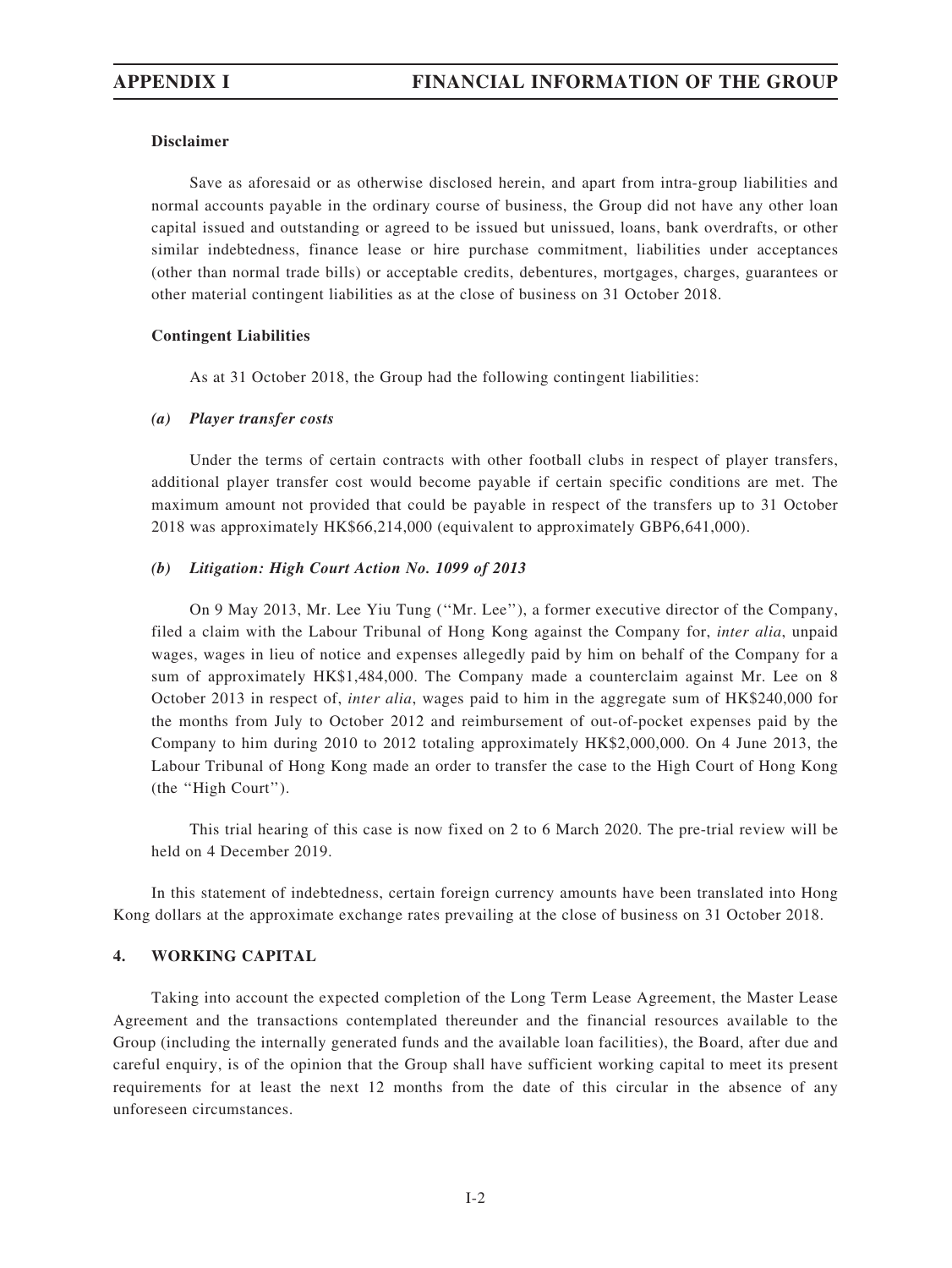**Disclaimer**

Save as aforesaid or as otherwise disclosed herein, and apart from intra-group liabilities and normal accounts payable in the ordinary course of business, the Group did not have any other loan capital issued and outstanding or agreed to be issued but unissued, loans, bank overdrafts, or other similar indebtedness, finance lease or hire purchase commitment, liabilities under acceptances (other than normal trade bills) or acceptable credits, debentures, mortgages, charges, guarantees or other material contingent liabilities as at the close of business on 31 October 2018.

**Contingent Liabilities**

As at 31 October 2018, the Group had the following contingent liabilities:

***(a) Player transfer costs***

Under the terms of certain contracts with other football clubs in respect of player transfers, additional player transfer cost would become payable if certain specific conditions are met. The maximum amount not provided that could be payable in respect of the transfers up to 31 October 2018 was approximately HK$66,214,000 (equivalent to approximately GBP6,641,000).

***(b) Litigation: High Court Action No. 1099 of 2013***

On 9 May 2013, Mr. Lee Yiu Tung (''Mr. Lee''), a former executive director of the Company, filed a claim with the Labour Tribunal of Hong Kong against the Company for, *inter alia*, unpaid wages, wages in lieu of notice and expenses allegedly paid by him on behalf of the Company for a sum of approximately HK$1,484,000. The Company made a counterclaim against Mr. Lee on 8 October 2013 in respect of, *inter alia*, wages paid to him in the aggregate sum of HK$240,000 for the months from July to October 2012 and reimbursement of out-of-pocket expenses paid by the Company to him during 2010 to 2012 totaling approximately HK$2,000,000. On 4 June 2013, the Labour Tribunal of Hong Kong made an order to transfer the case to the High Court of Hong Kong (the ''High Court'').

This trial hearing of this case is now fixed on 2 to 6 March 2020. The pre-trial review will be held on 4 December 2019.

In this statement of indebtedness, certain foreign currency amounts have been translated into Hong Kong dollars at the approximate exchange rates prevailing at the close of business on 31 October 2018.

## 4. WORKING CAPITAL

Taking into account the expected completion of the Long Term Lease Agreement, the Master Lease Agreement and the transactions contemplated thereunder and the financial resources available to the Group (including the internally generated funds and the available loan facilities), the Board, after due and careful enquiry, is of the opinion that the Group shall have sufficient working capital to meet its present requirements for at least the next 12 months from the date of this circular in the absence of any unforeseen circumstances.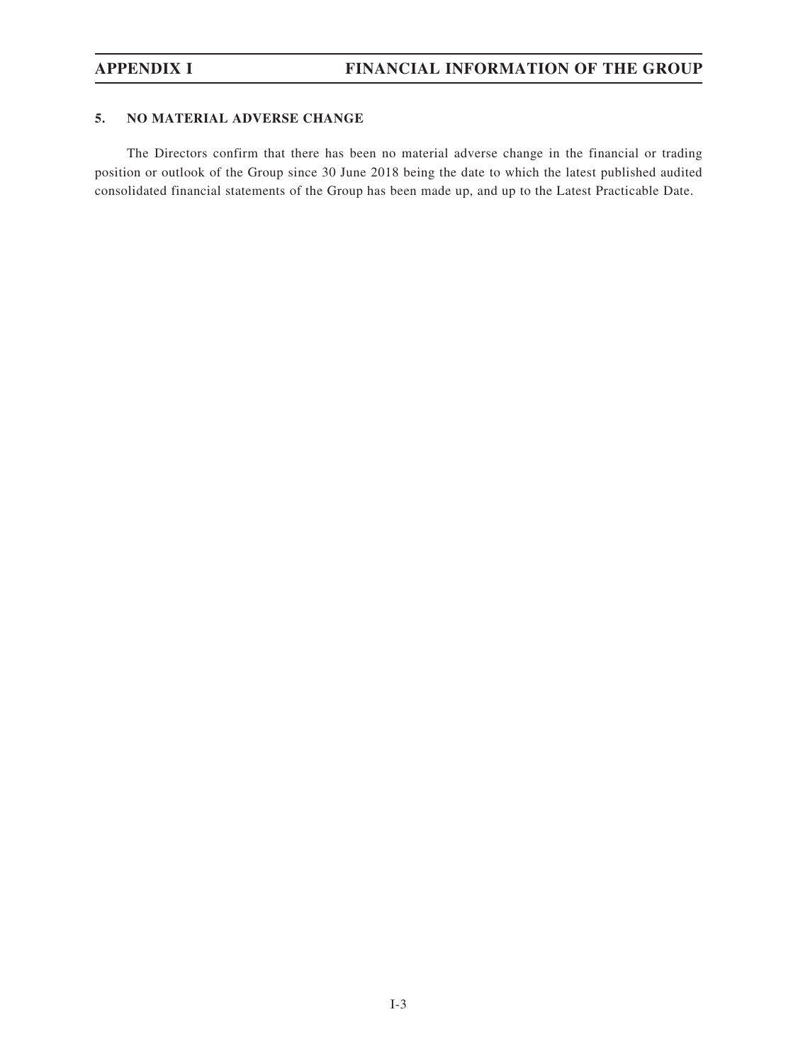## 5. NO MATERIAL ADVERSE CHANGE

The Directors confirm that there has been no material adverse change in the financial or trading position or outlook of the Group since 30 June 2018 being the date to which the latest published audited consolidated financial statements of the Group has been made up, and up to the Latest Practicable Date.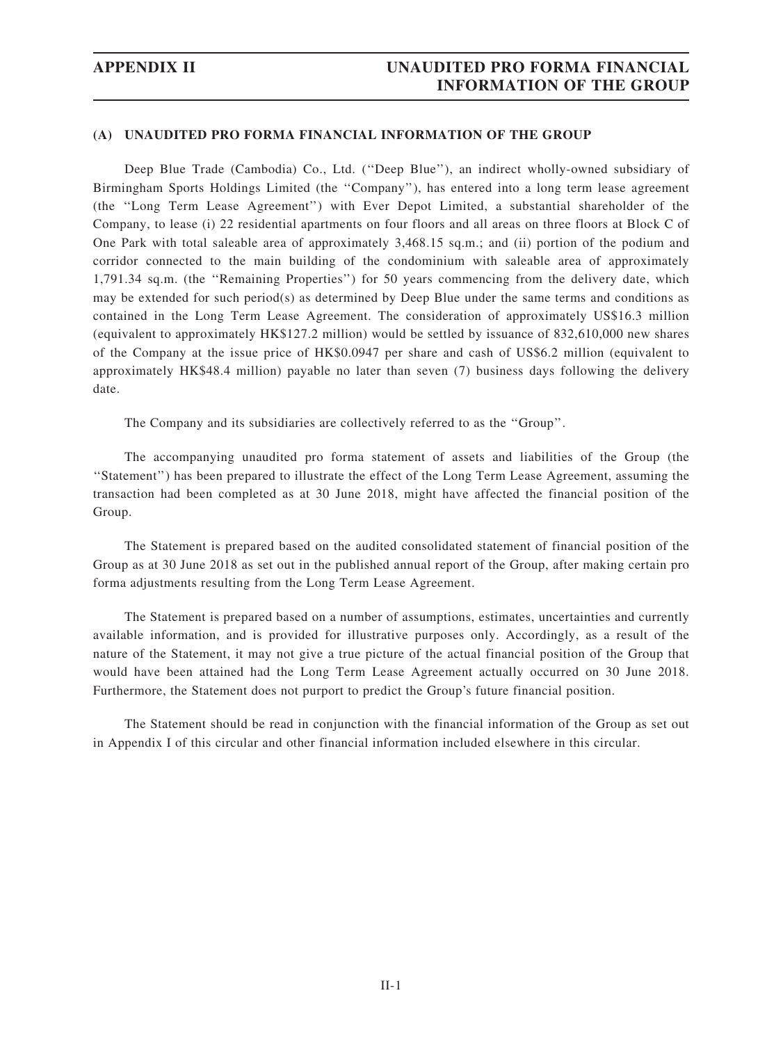## (A) UNAUDITED PRO FORMA FINANCIAL INFORMATION OF THE GROUP

Deep Blue Trade (Cambodia) Co., Ltd. (''Deep Blue''), an indirect wholly-owned subsidiary of Birmingham Sports Holdings Limited (the ''Company''), has entered into a long term lease agreement (the ''Long Term Lease Agreement'') with Ever Depot Limited, a substantial shareholder of the Company, to lease (i) 22 residential apartments on four floors and all areas on three floors at Block C of One Park with total saleable area of approximately 3,468.15 sq.m.; and (ii) portion of the podium and corridor connected to the main building of the condominium with saleable area of approximately 1,791.34 sq.m. (the ''Remaining Properties'') for 50 years commencing from the delivery date, which may be extended for such period(s) as determined by Deep Blue under the same terms and conditions as contained in the Long Term Lease Agreement. The consideration of approximately US$16.3 million (equivalent to approximately HK$127.2 million) would be settled by issuance of 832,610,000 new shares of the Company at the issue price of HK$0.0947 per share and cash of US$6.2 million (equivalent to approximately HK$48.4 million) payable no later than seven (7) business days following the delivery date.

The Company and its subsidiaries are collectively referred to as the ''Group''.

The accompanying unaudited pro forma statement of assets and liabilities of the Group (the ''Statement'') has been prepared to illustrate the effect of the Long Term Lease Agreement, assuming the transaction had been completed as at 30 June 2018, might have affected the financial position of the Group.

The Statement is prepared based on the audited consolidated statement of financial position of the Group as at 30 June 2018 as set out in the published annual report of the Group, after making certain pro forma adjustments resulting from the Long Term Lease Agreement.

The Statement is prepared based on a number of assumptions, estimates, uncertainties and currently available information, and is provided for illustrative purposes only. Accordingly, as a result of the nature of the Statement, it may not give a true picture of the actual financial position of the Group that would have been attained had the Long Term Lease Agreement actually occurred on 30 June 2018. Furthermore, the Statement does not purport to predict the Group's future financial position.

The Statement should be read in conjunction with the financial information of the Group as set out in Appendix I of this circular and other financial information included elsewhere in this circular.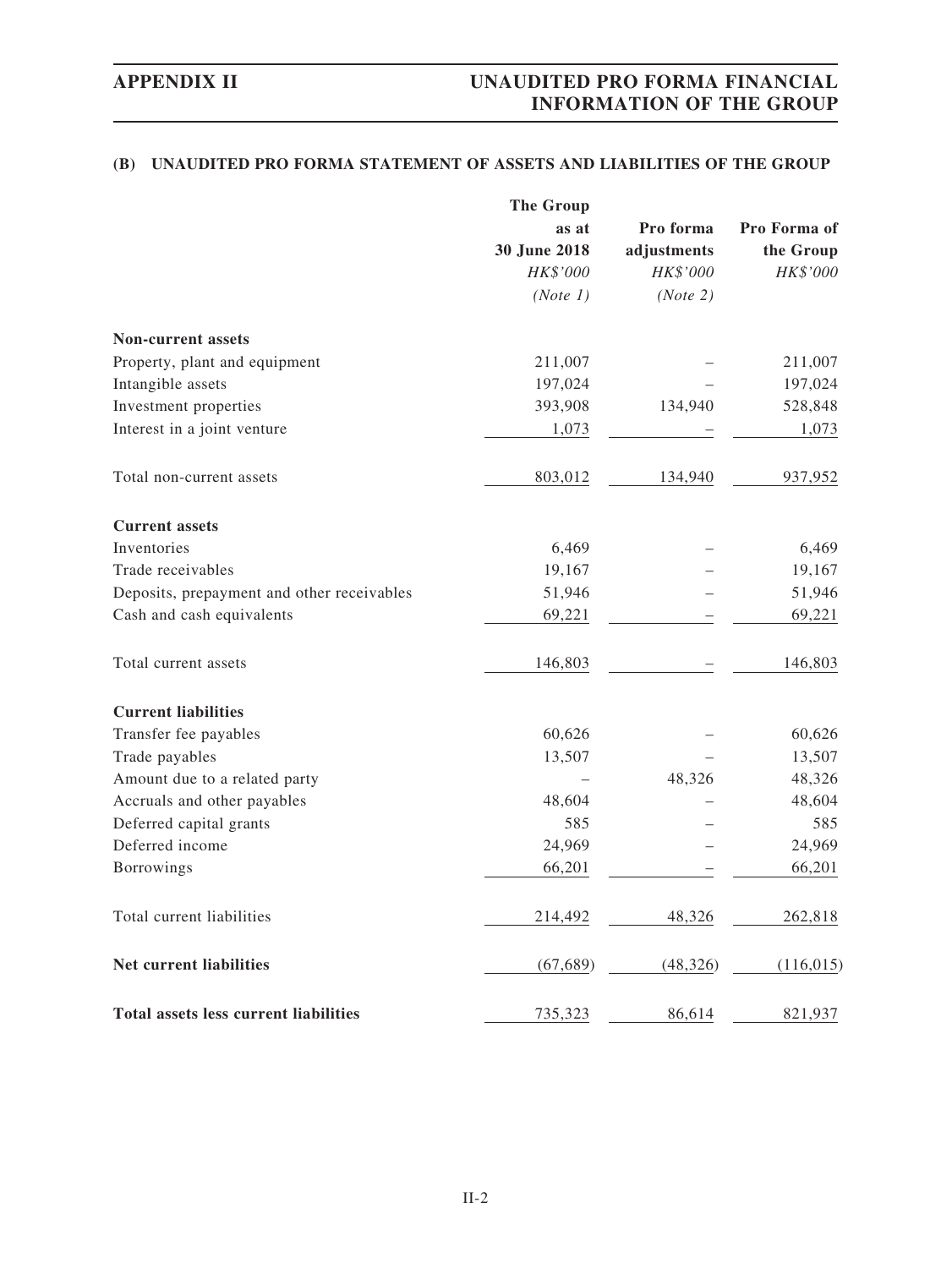### (B) UNAUDITED PRO FORMA STATEMENT OF ASSETS AND LIABILITIES OF THE GROUP

| | The Group as at 30 June 2018 | Pro forma adjustments | Pro Forma of the Group |
|---|---|---|---|
| | *HK$'000* | *HK$'000* | *HK$'000* |
| | *(Note 1)* | *(Note 2)* | |
| **Non-current assets** | | | |
| Property, plant and equipment | 211,007 | – | 211,007 |
| Intangible assets | 197,024 | – | 197,024 |
| Investment properties | 393,908 | 134,940 | 528,848 |
| Interest in a joint venture | 1,073 | – | 1,073 |
| Total non-current assets | 803,012 | 134,940 | 937,952 |
| **Current assets** | | | |
| Inventories | 6,469 | – | 6,469 |
| Trade receivables | 19,167 | – | 19,167 |
| Deposits, prepayment and other receivables | 51,946 | – | 51,946 |
| Cash and cash equivalents | 69,221 | – | 69,221 |
| Total current assets | 146,803 | – | 146,803 |
| **Current liabilities** | | | |
| Transfer fee payables | 60,626 | – | 60,626 |
| Trade payables | 13,507 | – | 13,507 |
| Amount due to a related party | – | 48,326 | 48,326 |
| Accruals and other payables | 48,604 | – | 48,604 |
| Deferred capital grants | 585 | – | 585 |
| Deferred income | 24,969 | – | 24,969 |
| Borrowings | 66,201 | – | 66,201 |
| Total current liabilities | 214,492 | 48,326 | 262,818 |
| **Net current liabilities** | (67,689) | (48,326) | (116,015) |
| **Total assets less current liabilities** | 735,323 | 86,614 | 821,937 |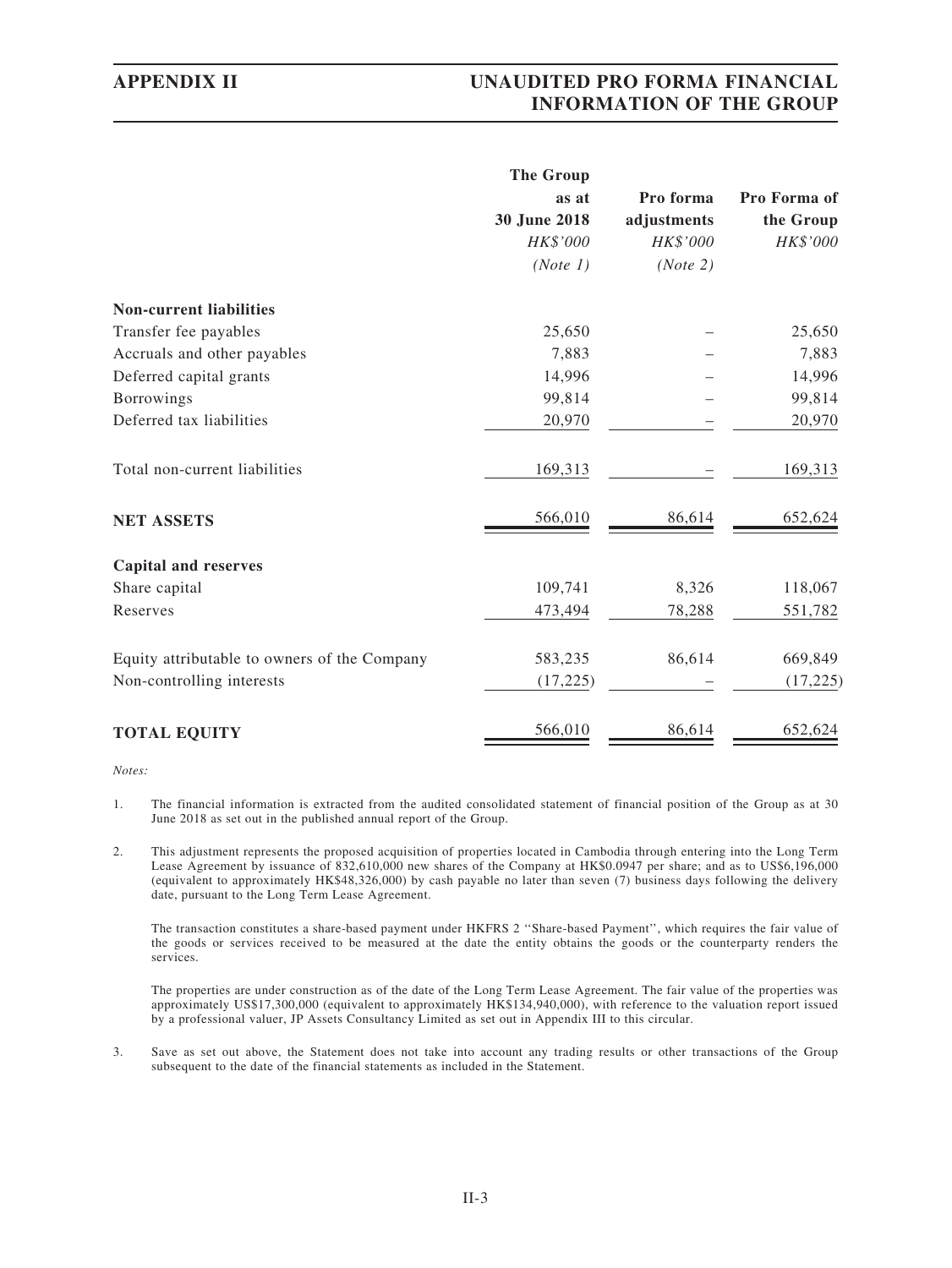| | The Group as at 30 June 2018 | Pro forma adjustments | Pro Forma of the Group |
|---|---|---|---|
| | *HK$'000* | *HK$'000* | *HK$'000* |
| | *(Note 1)* | *(Note 2)* | |
| **Non-current liabilities** | | | |
| Transfer fee payables | 25,650 | – | 25,650 |
| Accruals and other payables | 7,883 | – | 7,883 |
| Deferred capital grants | 14,996 | – | 14,996 |
| Borrowings | 99,814 | – | 99,814 |
| Deferred tax liabilities | 20,970 | – | 20,970 |
| Total non-current liabilities | 169,313 | – | 169,313 |
| **NET ASSETS** | 566,010 | 86,614 | 652,624 |
| **Capital and reserves** | | | |
| Share capital | 109,741 | 8,326 | 118,067 |
| Reserves | 473,494 | 78,288 | 551,782 |
| Equity attributable to owners of the Company | 583,235 | 86,614 | 669,849 |
| Non-controlling interests | (17,225) | – | (17,225) |
| **TOTAL EQUITY** | 566,010 | 86,614 | 652,624 |

*Notes:*

1. The financial information is extracted from the audited consolidated statement of financial position of the Group as at 30 June 2018 as set out in the published annual report of the Group.

2. This adjustment represents the proposed acquisition of properties located in Cambodia through entering into the Long Term Lease Agreement by issuance of 832,610,000 new shares of the Company at HK$0.0947 per share; and as to US$6,196,000 (equivalent to approximately HK$48,326,000) by cash payable no later than seven (7) business days following the delivery date, pursuant to the Long Term Lease Agreement.

   The transaction constitutes a share-based payment under HKFRS 2 ''Share-based Payment'', which requires the fair value of the goods or services received to be measured at the date the entity obtains the goods or the counterparty renders the services.

   The properties are under construction as of the date of the Long Term Lease Agreement. The fair value of the properties was approximately US$17,300,000 (equivalent to approximately HK$134,940,000), with reference to the valuation report issued by a professional valuer, JP Assets Consultancy Limited as set out in Appendix III to this circular.

3. Save as set out above, the Statement does not take into account any trading results or other transactions of the Group subsequent to the date of the financial statements as included in the Statement.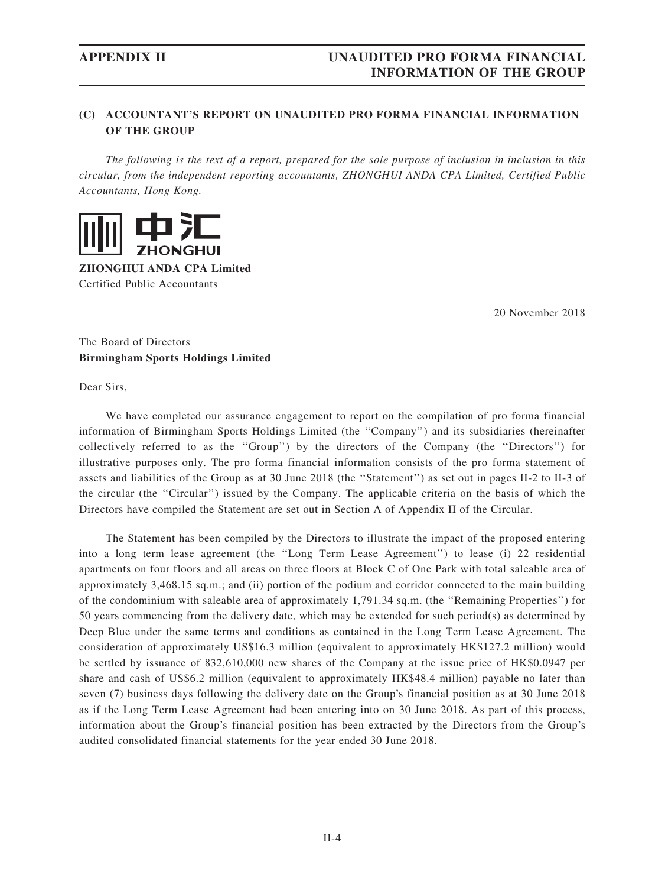## (C) ACCOUNTANT'S REPORT ON UNAUDITED PRO FORMA FINANCIAL INFORMATION OF THE GROUP

*The following is the text of a report, prepared for the sole purpose of inclusion in inclusion in this circular, from the independent reporting accountants, ZHONGHUI ANDA CPA Limited, Certified Public Accountants, Hong Kong.*

中汇
ZHONGHUI

**ZHONGHUI ANDA CPA Limited**
Certified Public Accountants

20 November 2018

The Board of Directors
**Birmingham Sports Holdings Limited**

Dear Sirs,

We have completed our assurance engagement to report on the compilation of pro forma financial information of Birmingham Sports Holdings Limited (the ''Company'') and its subsidiaries (hereinafter collectively referred to as the ''Group'') by the directors of the Company (the ''Directors'') for illustrative purposes only. The pro forma financial information consists of the pro forma statement of assets and liabilities of the Group as at 30 June 2018 (the ''Statement'') as set out in pages II-2 to II-3 of the circular (the ''Circular'') issued by the Company. The applicable criteria on the basis of which the Directors have compiled the Statement are set out in Section A of Appendix II of the Circular.

The Statement has been compiled by the Directors to illustrate the impact of the proposed entering into a long term lease agreement (the ''Long Term Lease Agreement'') to lease (i) 22 residential apartments on four floors and all areas on three floors at Block C of One Park with total saleable area of approximately 3,468.15 sq.m.; and (ii) portion of the podium and corridor connected to the main building of the condominium with saleable area of approximately 1,791.34 sq.m. (the ''Remaining Properties'') for 50 years commencing from the delivery date, which may be extended for such period(s) as determined by Deep Blue under the same terms and conditions as contained in the Long Term Lease Agreement. The consideration of approximately US$16.3 million (equivalent to approximately HK$127.2 million) would be settled by issuance of 832,610,000 new shares of the Company at the issue price of HK$0.0947 per share and cash of US$6.2 million (equivalent to approximately HK$48.4 million) payable no later than seven (7) business days following the delivery date on the Group's financial position as at 30 June 2018 as if the Long Term Lease Agreement had been entering into on 30 June 2018. As part of this process, information about the Group's financial position has been extracted by the Directors from the Group's audited consolidated financial statements for the year ended 30 June 2018.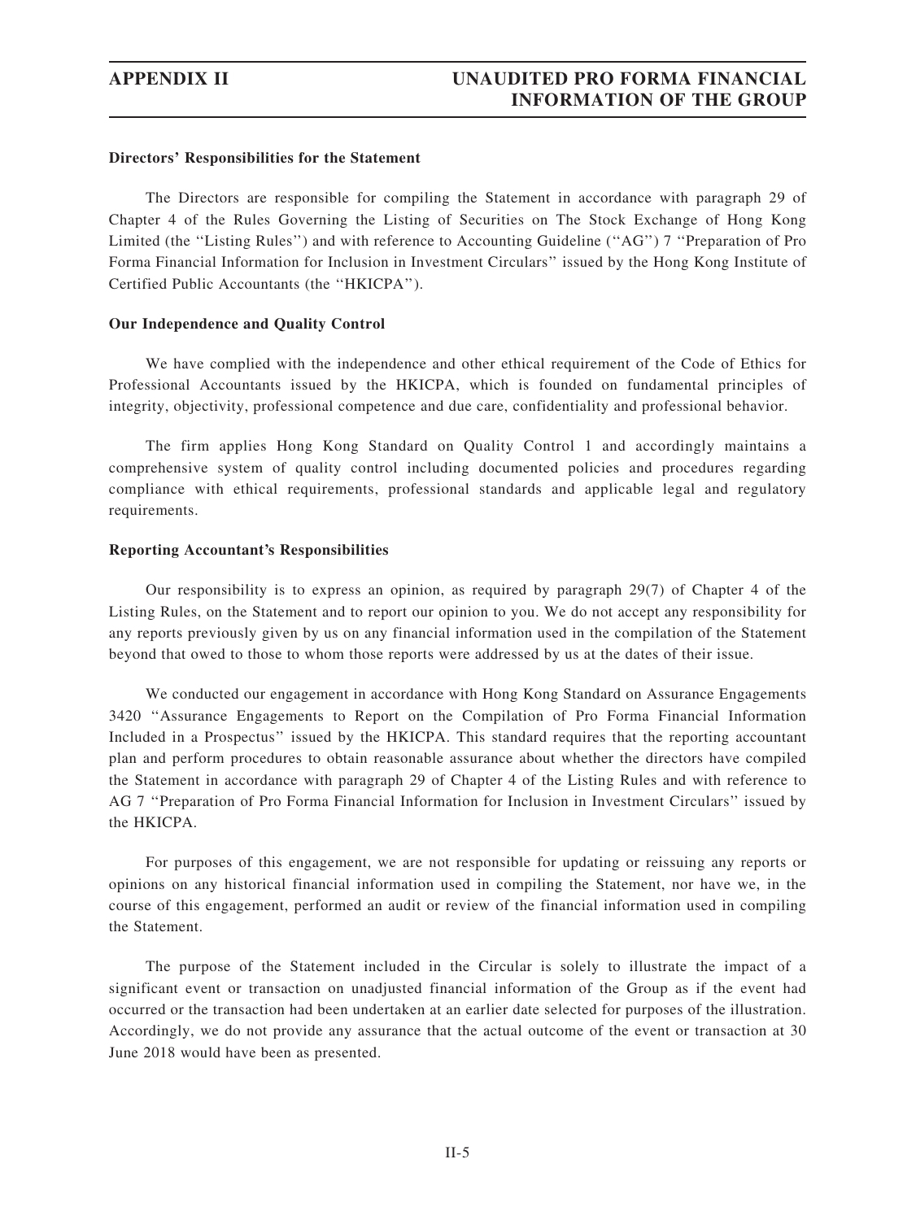**Directors' Responsibilities for the Statement**

The Directors are responsible for compiling the Statement in accordance with paragraph 29 of Chapter 4 of the Rules Governing the Listing of Securities on The Stock Exchange of Hong Kong Limited (the ''Listing Rules'') and with reference to Accounting Guideline (''AG'') 7 ''Preparation of Pro Forma Financial Information for Inclusion in Investment Circulars'' issued by the Hong Kong Institute of Certified Public Accountants (the ''HKICPA'').

**Our Independence and Quality Control**

We have complied with the independence and other ethical requirement of the Code of Ethics for Professional Accountants issued by the HKICPA, which is founded on fundamental principles of integrity, objectivity, professional competence and due care, confidentiality and professional behavior.

The firm applies Hong Kong Standard on Quality Control 1 and accordingly maintains a comprehensive system of quality control including documented policies and procedures regarding compliance with ethical requirements, professional standards and applicable legal and regulatory requirements.

**Reporting Accountant's Responsibilities**

Our responsibility is to express an opinion, as required by paragraph 29(7) of Chapter 4 of the Listing Rules, on the Statement and to report our opinion to you. We do not accept any responsibility for any reports previously given by us on any financial information used in the compilation of the Statement beyond that owed to those to whom those reports were addressed by us at the dates of their issue.

We conducted our engagement in accordance with Hong Kong Standard on Assurance Engagements 3420 ''Assurance Engagements to Report on the Compilation of Pro Forma Financial Information Included in a Prospectus'' issued by the HKICPA. This standard requires that the reporting accountant plan and perform procedures to obtain reasonable assurance about whether the directors have compiled the Statement in accordance with paragraph 29 of Chapter 4 of the Listing Rules and with reference to AG 7 ''Preparation of Pro Forma Financial Information for Inclusion in Investment Circulars'' issued by the HKICPA.

For purposes of this engagement, we are not responsible for updating or reissuing any reports or opinions on any historical financial information used in compiling the Statement, nor have we, in the course of this engagement, performed an audit or review of the financial information used in compiling the Statement.

The purpose of the Statement included in the Circular is solely to illustrate the impact of a significant event or transaction on unadjusted financial information of the Group as if the event had occurred or the transaction had been undertaken at an earlier date selected for purposes of the illustration. Accordingly, we do not provide any assurance that the actual outcome of the event or transaction at 30 June 2018 would have been as presented.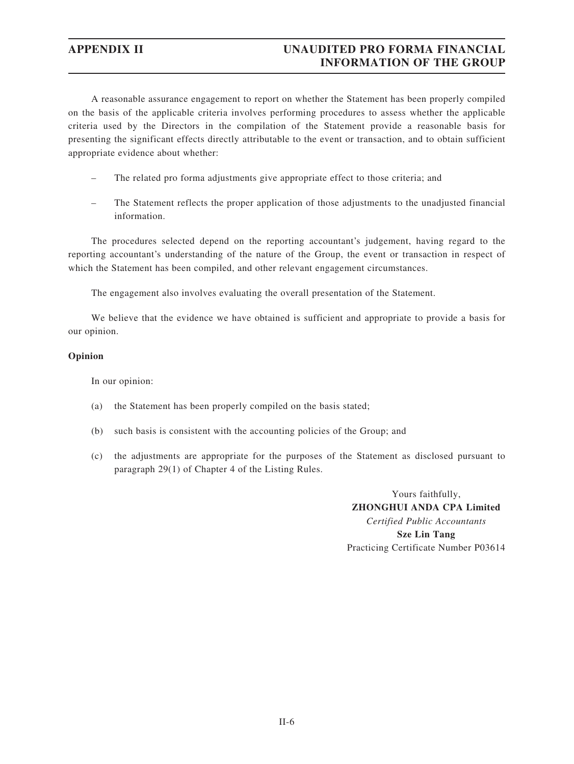A reasonable assurance engagement to report on whether the Statement has been properly compiled on the basis of the applicable criteria involves performing procedures to assess whether the applicable criteria used by the Directors in the compilation of the Statement provide a reasonable basis for presenting the significant effects directly attributable to the event or transaction, and to obtain sufficient appropriate evidence about whether:

- The related pro forma adjustments give appropriate effect to those criteria; and
- The Statement reflects the proper application of those adjustments to the unadjusted financial information.

The procedures selected depend on the reporting accountant's judgement, having regard to the reporting accountant's understanding of the nature of the Group, the event or transaction in respect of which the Statement has been compiled, and other relevant engagement circumstances.

The engagement also involves evaluating the overall presentation of the Statement.

We believe that the evidence we have obtained is sufficient and appropriate to provide a basis for our opinion.

**Opinion**

In our opinion:

(a) the Statement has been properly compiled on the basis stated;

(b) such basis is consistent with the accounting policies of the Group; and

(c) the adjustments are appropriate for the purposes of the Statement as disclosed pursuant to paragraph 29(1) of Chapter 4 of the Listing Rules.

Yours faithfully,
**ZHONGHUI ANDA CPA Limited**
*Certified Public Accountants*
**Sze Lin Tang**
Practicing Certificate Number P03614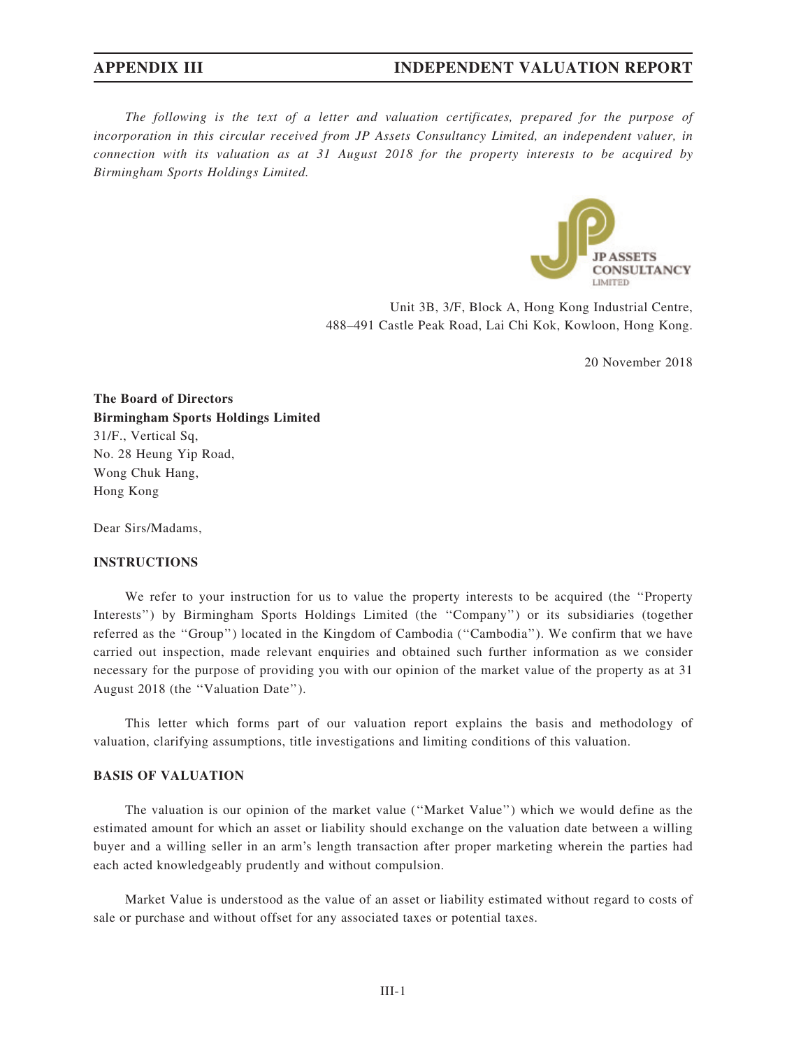# APPENDIX III — INDEPENDENT VALUATION REPORT

*The following is the text of a letter and valuation certificates, prepared for the purpose of incorporation in this circular received from JP Assets Consultancy Limited, an independent valuer, in connection with its valuation as at 31 August 2018 for the property interests to be acquired by Birmingham Sports Holdings Limited.*

JP ASSETS CONSULTANCY LIMITED

Unit 3B, 3/F, Block A, Hong Kong Industrial Centre,
488–491 Castle Peak Road, Lai Chi Kok, Kowloon, Hong Kong.

20 November 2018

**The Board of Directors**
**Birmingham Sports Holdings Limited**
31/F., Vertical Sq,
No. 28 Heung Yip Road,
Wong Chuk Hang,
Hong Kong

Dear Sirs/Madams,

## INSTRUCTIONS

We refer to your instruction for us to value the property interests to be acquired (the ''Property Interests'') by Birmingham Sports Holdings Limited (the ''Company'') or its subsidiaries (together referred as the ''Group'') located in the Kingdom of Cambodia (''Cambodia''). We confirm that we have carried out inspection, made relevant enquiries and obtained such further information as we consider necessary for the purpose of providing you with our opinion of the market value of the property as at 31 August 2018 (the ''Valuation Date'').

This letter which forms part of our valuation report explains the basis and methodology of valuation, clarifying assumptions, title investigations and limiting conditions of this valuation.

## BASIS OF VALUATION

The valuation is our opinion of the market value (''Market Value'') which we would define as the estimated amount for which an asset or liability should exchange on the valuation date between a willing buyer and a willing seller in an arm's length transaction after proper marketing wherein the parties had each acted knowledgeably prudently and without compulsion.

Market Value is understood as the value of an asset or liability estimated without regard to costs of sale or purchase and without offset for any associated taxes or potential taxes.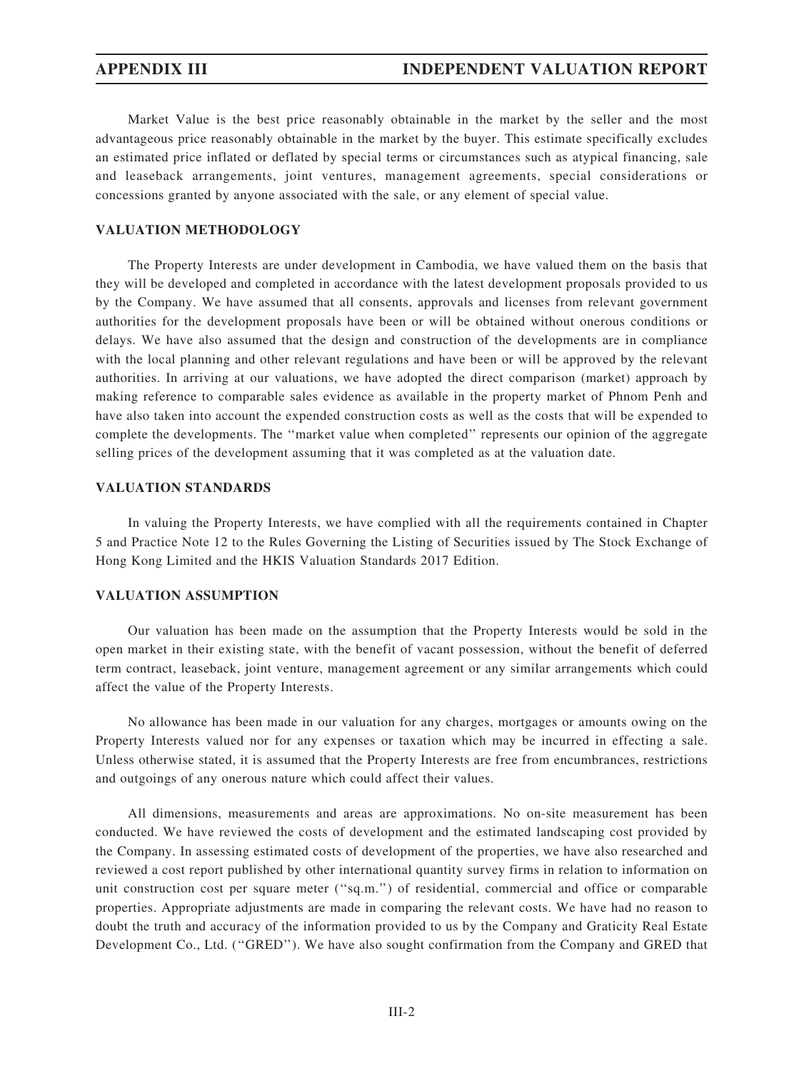Market Value is the best price reasonably obtainable in the market by the seller and the most advantageous price reasonably obtainable in the market by the buyer. This estimate specifically excludes an estimated price inflated or deflated by special terms or circumstances such as atypical financing, sale and leaseback arrangements, joint ventures, management agreements, special considerations or concessions granted by anyone associated with the sale, or any element of special value.

**VALUATION METHODOLOGY**

The Property Interests are under development in Cambodia, we have valued them on the basis that they will be developed and completed in accordance with the latest development proposals provided to us by the Company. We have assumed that all consents, approvals and licenses from relevant government authorities for the development proposals have been or will be obtained without onerous conditions or delays. We have also assumed that the design and construction of the developments are in compliance with the local planning and other relevant regulations and have been or will be approved by the relevant authorities. In arriving at our valuations, we have adopted the direct comparison (market) approach by making reference to comparable sales evidence as available in the property market of Phnom Penh and have also taken into account the expended construction costs as well as the costs that will be expended to complete the developments. The ''market value when completed'' represents our opinion of the aggregate selling prices of the development assuming that it was completed as at the valuation date.

**VALUATION STANDARDS**

In valuing the Property Interests, we have complied with all the requirements contained in Chapter 5 and Practice Note 12 to the Rules Governing the Listing of Securities issued by The Stock Exchange of Hong Kong Limited and the HKIS Valuation Standards 2017 Edition.

**VALUATION ASSUMPTION**

Our valuation has been made on the assumption that the Property Interests would be sold in the open market in their existing state, with the benefit of vacant possession, without the benefit of deferred term contract, leaseback, joint venture, management agreement or any similar arrangements which could affect the value of the Property Interests.

No allowance has been made in our valuation for any charges, mortgages or amounts owing on the Property Interests valued nor for any expenses or taxation which may be incurred in effecting a sale. Unless otherwise stated, it is assumed that the Property Interests are free from encumbrances, restrictions and outgoings of any onerous nature which could affect their values.

All dimensions, measurements and areas are approximations. No on-site measurement has been conducted. We have reviewed the costs of development and the estimated landscaping cost provided by the Company. In assessing estimated costs of development of the properties, we have also researched and reviewed a cost report published by other international quantity survey firms in relation to information on unit construction cost per square meter (''sq.m.'') of residential, commercial and office or comparable properties. Appropriate adjustments are made in comparing the relevant costs. We have had no reason to doubt the truth and accuracy of the information provided to us by the Company and Graticity Real Estate Development Co., Ltd. (''GRED''). We have also sought confirmation from the Company and GRED that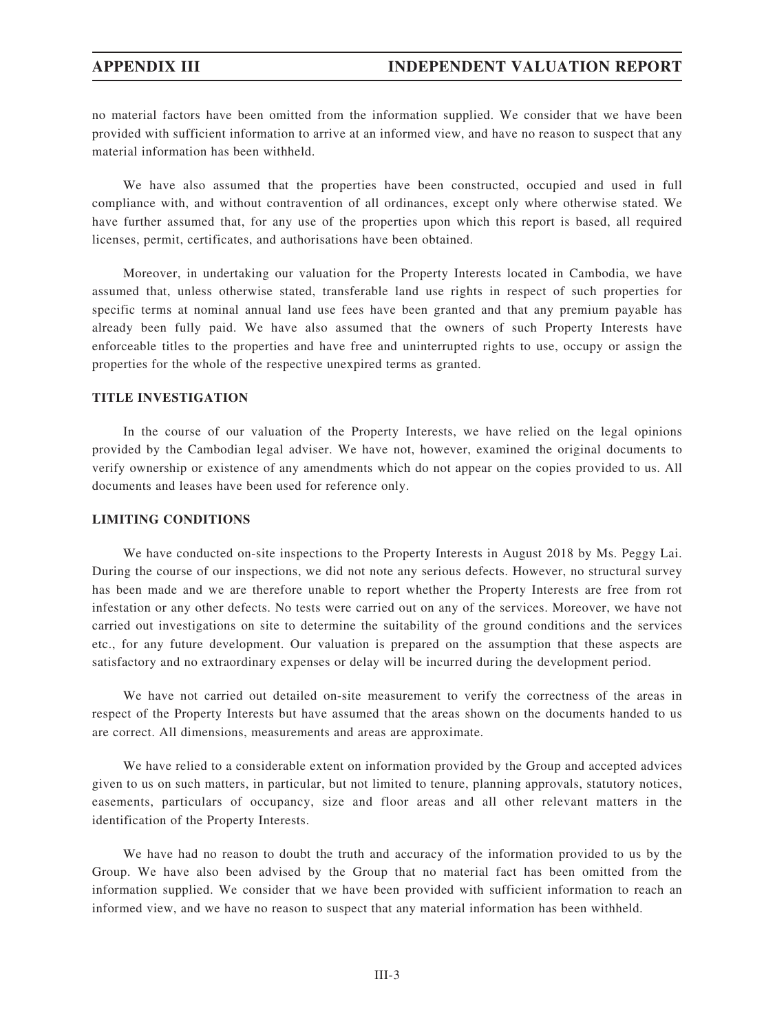no material factors have been omitted from the information supplied. We consider that we have been provided with sufficient information to arrive at an informed view, and have no reason to suspect that any material information has been withheld.

We have also assumed that the properties have been constructed, occupied and used in full compliance with, and without contravention of all ordinances, except only where otherwise stated. We have further assumed that, for any use of the properties upon which this report is based, all required licenses, permit, certificates, and authorisations have been obtained.

Moreover, in undertaking our valuation for the Property Interests located in Cambodia, we have assumed that, unless otherwise stated, transferable land use rights in respect of such properties for specific terms at nominal annual land use fees have been granted and that any premium payable has already been fully paid. We have also assumed that the owners of such Property Interests have enforceable titles to the properties and have free and uninterrupted rights to use, occupy or assign the properties for the whole of the respective unexpired terms as granted.

**TITLE INVESTIGATION**

In the course of our valuation of the Property Interests, we have relied on the legal opinions provided by the Cambodian legal adviser. We have not, however, examined the original documents to verify ownership or existence of any amendments which do not appear on the copies provided to us. All documents and leases have been used for reference only.

**LIMITING CONDITIONS**

We have conducted on-site inspections to the Property Interests in August 2018 by Ms. Peggy Lai. During the course of our inspections, we did not note any serious defects. However, no structural survey has been made and we are therefore unable to report whether the Property Interests are free from rot infestation or any other defects. No tests were carried out on any of the services. Moreover, we have not carried out investigations on site to determine the suitability of the ground conditions and the services etc., for any future development. Our valuation is prepared on the assumption that these aspects are satisfactory and no extraordinary expenses or delay will be incurred during the development period.

We have not carried out detailed on-site measurement to verify the correctness of the areas in respect of the Property Interests but have assumed that the areas shown on the documents handed to us are correct. All dimensions, measurements and areas are approximate.

We have relied to a considerable extent on information provided by the Group and accepted advices given to us on such matters, in particular, but not limited to tenure, planning approvals, statutory notices, easements, particulars of occupancy, size and floor areas and all other relevant matters in the identification of the Property Interests.

We have had no reason to doubt the truth and accuracy of the information provided to us by the Group. We have also been advised by the Group that no material fact has been omitted from the information supplied. We consider that we have been provided with sufficient information to reach an informed view, and we have no reason to suspect that any material information has been withheld.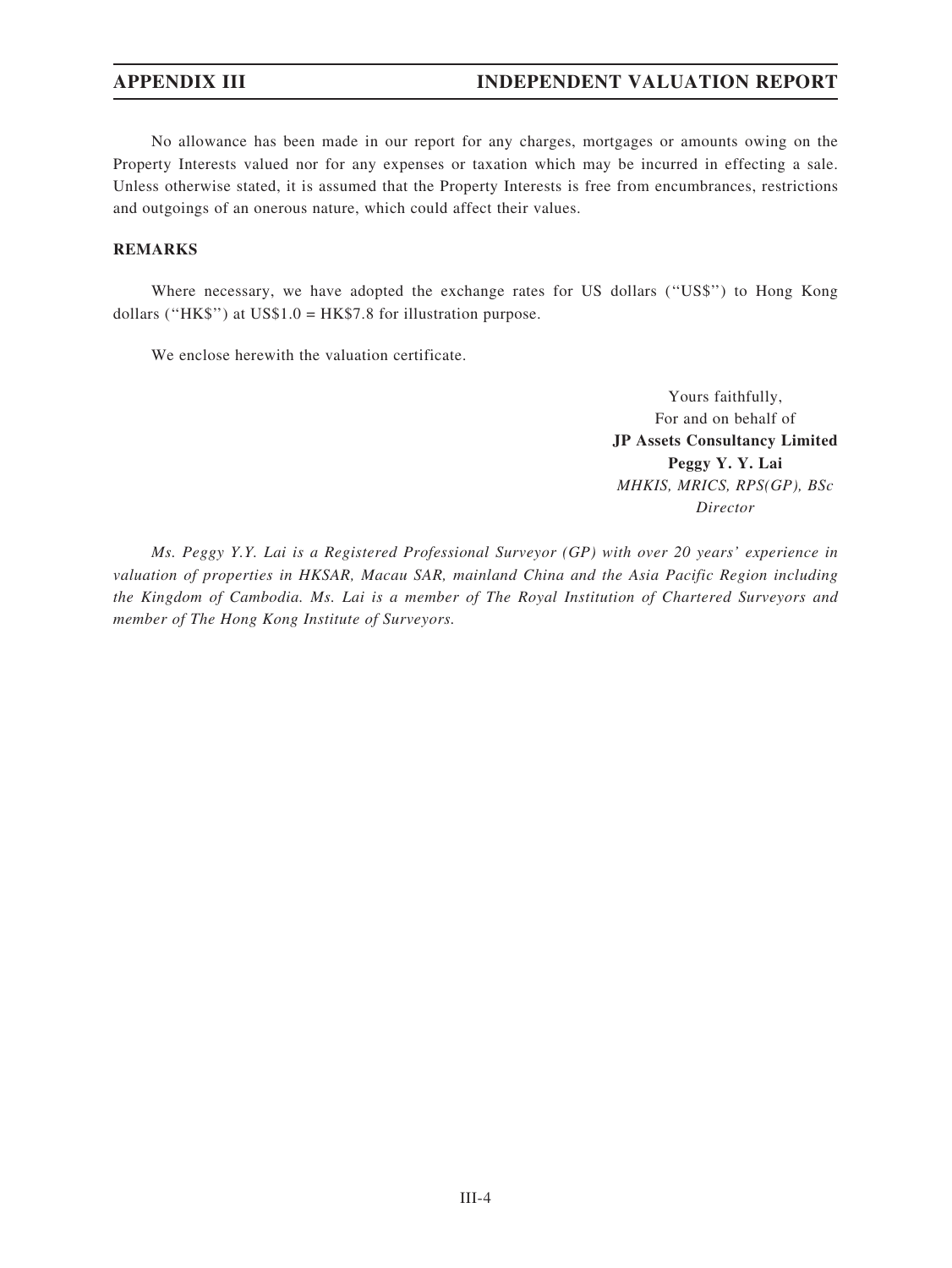No allowance has been made in our report for any charges, mortgages or amounts owing on the Property Interests valued nor for any expenses or taxation which may be incurred in effecting a sale. Unless otherwise stated, it is assumed that the Property Interests is free from encumbrances, restrictions and outgoings of an onerous nature, which could affect their values.

**REMARKS**

Where necessary, we have adopted the exchange rates for US dollars (''US$'') to Hong Kong dollars (''HK$'') at US$1.0 = HK$7.8 for illustration purpose.

We enclose herewith the valuation certificate.

Yours faithfully,
For and on behalf of
**JP Assets Consultancy Limited**
**Peggy Y. Y. Lai**
*MHKIS, MRICS, RPS(GP), BSc*
*Director*

*Ms. Peggy Y.Y. Lai is a Registered Professional Surveyor (GP) with over 20 years' experience in valuation of properties in HKSAR, Macau SAR, mainland China and the Asia Pacific Region including the Kingdom of Cambodia. Ms. Lai is a member of The Royal Institution of Chartered Surveyors and member of The Hong Kong Institute of Surveyors.*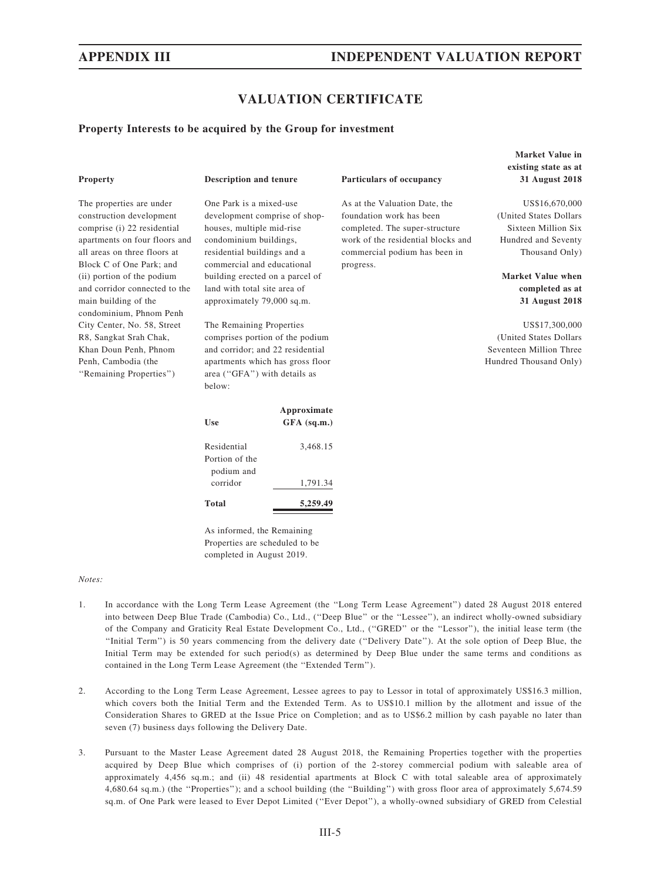## VALUATION CERTIFICATE

### Property Interests to be acquired by the Group for investment

| Property | Description and tenure | Particulars of occupancy | Market Value in existing state as at 31 August 2018 |
|---|---|---|---|
| The properties are under construction development comprise (i) 22 residential apartments on four floors and all areas on three floors at Block C of One Park; and (ii) portion of the podium and corridor connected to the main building of the condominium, Phnom Penh City Center, No. 58, Street R8, Sangkat Srah Chak, Khan Doun Penh, Phnom Penh, Cambodia (the "Remaining Properties") | One Park is a mixed-use development comprise of shop-houses, multiple mid-rise condominium buildings, residential buildings and a commercial and educational building erected on a parcel of land with total site area of approximately 79,000 sq.m.<br><br>The Remaining Properties comprises portion of the podium and corridor; and 22 residential apartments which has gross floor area ("GFA") with details as below: | As at the Valuation Date, the foundation work has been completed. The super-structure work of the residential blocks and commercial podium has been in progress. | US$16,670,000 (United States Dollars Sixteen Million Six Hundred and Seventy Thousand Only)<br><br>**Market Value when completed as at 31 August 2018**<br><br>US$17,300,000 (United States Dollars Seventeen Million Three Hundred Thousand Only) |

| Use | Approximate GFA (sq.m.) |
|---|---|
| Residential | 3,468.15 |
| Portion of the podium and corridor | 1,791.34 |
| **Total** | **5,259.49** |

As informed, the Remaining Properties are scheduled to be completed in August 2019.

*Notes:*

1. In accordance with the Long Term Lease Agreement (the "Long Term Lease Agreement") dated 28 August 2018 entered into between Deep Blue Trade (Cambodia) Co., Ltd., ("Deep Blue" or the "Lessee"), an indirect wholly-owned subsidiary of the Company and Graticity Real Estate Development Co., Ltd., ("GRED" or the "Lessor"), the initial lease term (the "Initial Term") is 50 years commencing from the delivery date ("Delivery Date"). At the sole option of Deep Blue, the Initial Term may be extended for such period(s) as determined by Deep Blue under the same terms and conditions as contained in the Long Term Lease Agreement (the "Extended Term").

2. According to the Long Term Lease Agreement, Lessee agrees to pay to Lessor in total of approximately US$16.3 million, which covers both the Initial Term and the Extended Term. As to US$10.1 million by the allotment and issue of the Consideration Shares to GRED at the Issue Price on Completion; and as to US$6.2 million by cash payable no later than seven (7) business days following the Delivery Date.

3. Pursuant to the Master Lease Agreement dated 28 August 2018, the Remaining Properties together with the properties acquired by Deep Blue which comprises of (i) portion of the 2-storey commercial podium with saleable area of approximately 4,456 sq.m.; and (ii) 48 residential apartments at Block C with total saleable area of approximately 4,680.64 sq.m.) (the "Properties"); and a school building (the "Building") with gross floor area of approximately 5,674.59 sq.m. of One Park were leased to Ever Depot Limited ("Ever Depot"), a wholly-owned subsidiary of GRED from Celestial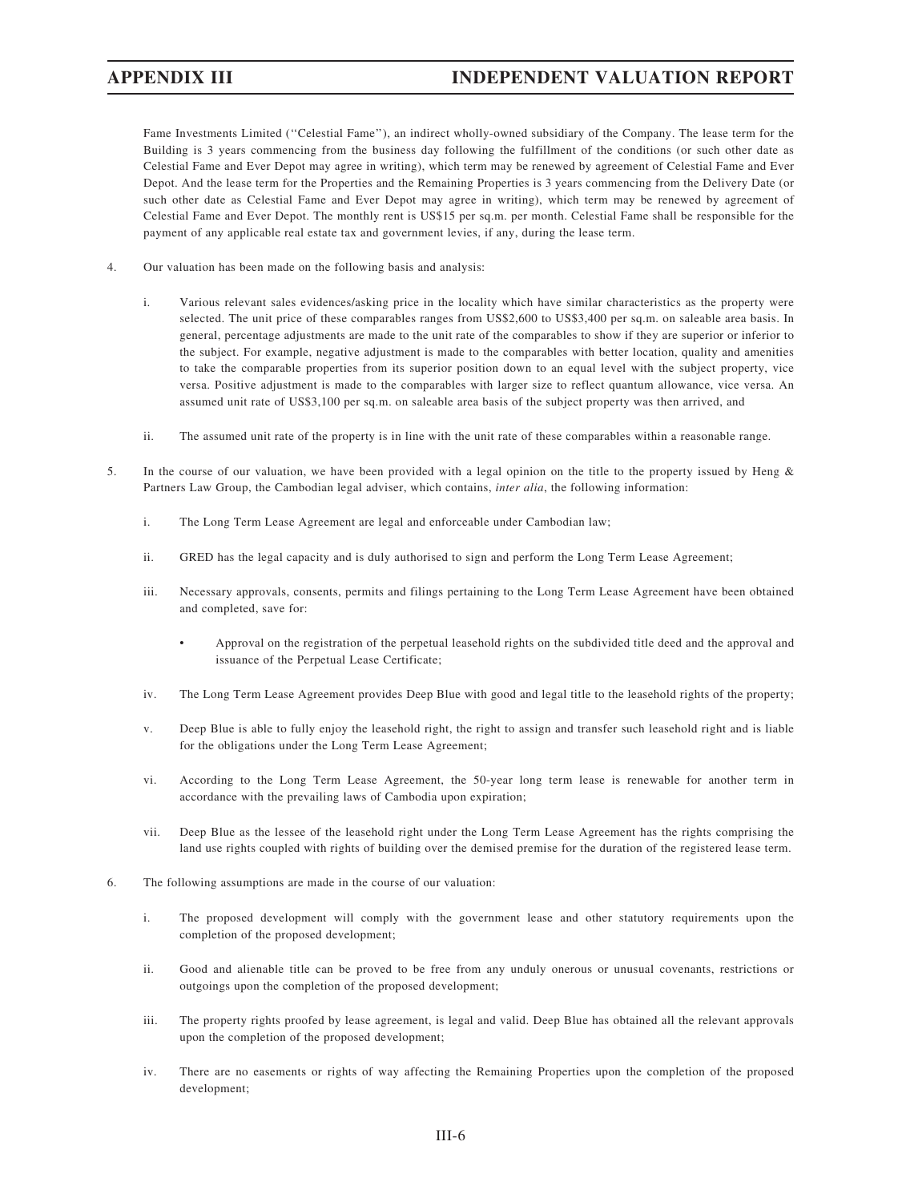Fame Investments Limited ("Celestial Fame"), an indirect wholly-owned subsidiary of the Company. The lease term for the Building is 3 years commencing from the business day following the fulfillment of the conditions (or such other date as Celestial Fame and Ever Depot may agree in writing), which term may be renewed by agreement of Celestial Fame and Ever Depot. And the lease term for the Properties and the Remaining Properties is 3 years commencing from the Delivery Date (or such other date as Celestial Fame and Ever Depot may agree in writing), which term may be renewed by agreement of Celestial Fame and Ever Depot. The monthly rent is US$15 per sq.m. per month. Celestial Fame shall be responsible for the payment of any applicable real estate tax and government levies, if any, during the lease term.

4. Our valuation has been made on the following basis and analysis:

   i. Various relevant sales evidences/asking price in the locality which have similar characteristics as the property were selected. The unit price of these comparables ranges from US$2,600 to US$3,400 per sq.m. on saleable area basis. In general, percentage adjustments are made to the unit rate of the comparables to show if they are superior or inferior to the subject. For example, negative adjustment is made to the comparables with better location, quality and amenities to take the comparable properties from its superior position down to an equal level with the subject property, vice versa. Positive adjustment is made to the comparables with larger size to reflect quantum allowance, vice versa. An assumed unit rate of US$3,100 per sq.m. on saleable area basis of the subject property was then arrived, and

   ii. The assumed unit rate of the property is in line with the unit rate of these comparables within a reasonable range.

5. In the course of our valuation, we have been provided with a legal opinion on the title to the property issued by Heng & Partners Law Group, the Cambodian legal adviser, which contains, *inter alia*, the following information:

   i. The Long Term Lease Agreement are legal and enforceable under Cambodian law;

   ii. GRED has the legal capacity and is duly authorised to sign and perform the Long Term Lease Agreement;

   iii. Necessary approvals, consents, permits and filings pertaining to the Long Term Lease Agreement have been obtained and completed, save for:

      - Approval on the registration of the perpetual leasehold rights on the subdivided title deed and the approval and issuance of the Perpetual Lease Certificate;

   iv. The Long Term Lease Agreement provides Deep Blue with good and legal title to the leasehold rights of the property;

   v. Deep Blue is able to fully enjoy the leasehold right, the right to assign and transfer such leasehold right and is liable for the obligations under the Long Term Lease Agreement;

   vi. According to the Long Term Lease Agreement, the 50-year long term lease is renewable for another term in accordance with the prevailing laws of Cambodia upon expiration;

   vii. Deep Blue as the lessee of the leasehold right under the Long Term Lease Agreement has the rights comprising the land use rights coupled with rights of building over the demised premise for the duration of the registered lease term.

6. The following assumptions are made in the course of our valuation:

   i. The proposed development will comply with the government lease and other statutory requirements upon the completion of the proposed development;

   ii. Good and alienable title can be proved to be free from any unduly onerous or unusual covenants, restrictions or outgoings upon the completion of the proposed development;

   iii. The property rights proofed by lease agreement, is legal and valid. Deep Blue has obtained all the relevant approvals upon the completion of the proposed development;

   iv. There are no easements or rights of way affecting the Remaining Properties upon the completion of the proposed development;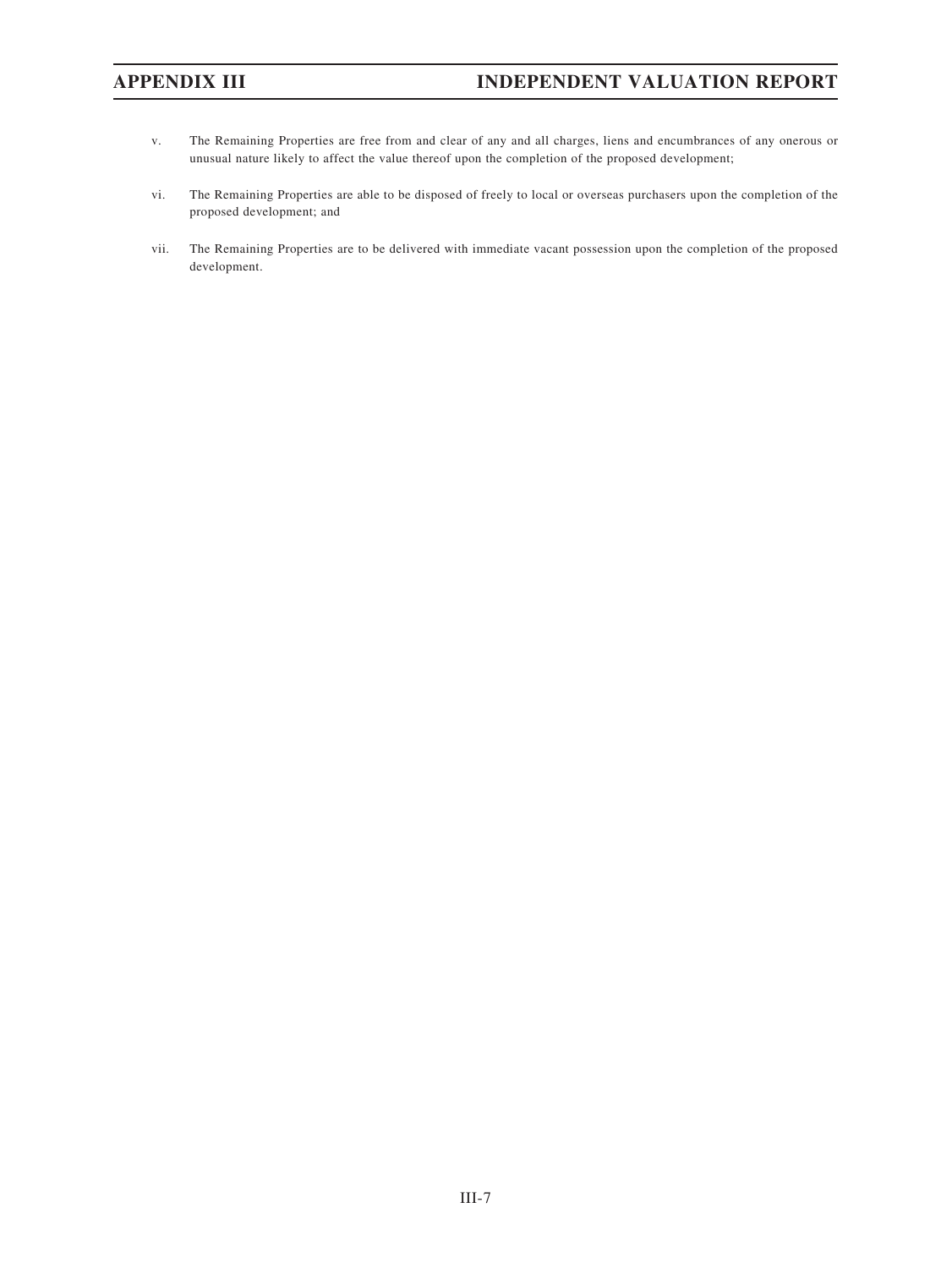v. The Remaining Properties are free from and clear of any and all charges, liens and encumbrances of any onerous or unusual nature likely to affect the value thereof upon the completion of the proposed development;

vi. The Remaining Properties are able to be disposed of freely to local or overseas purchasers upon the completion of the proposed development; and

vii. The Remaining Properties are to be delivered with immediate vacant possession upon the completion of the proposed development.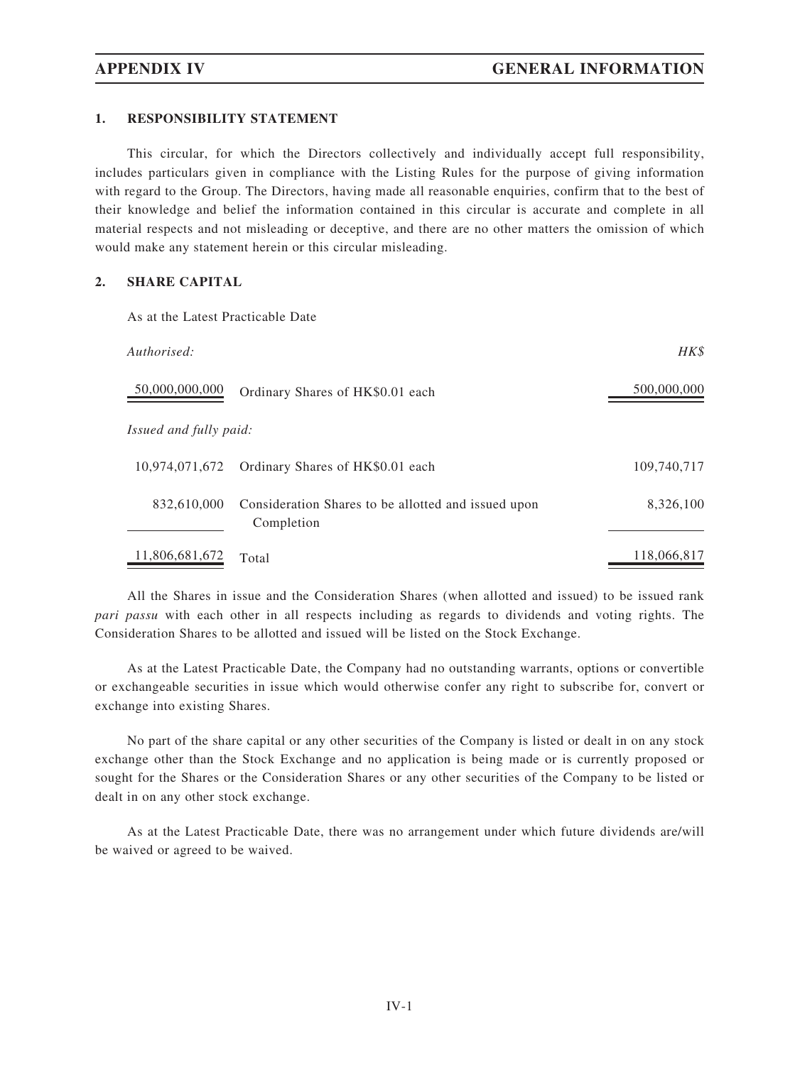## 1. RESPONSIBILITY STATEMENT

This circular, for which the Directors collectively and individually accept full responsibility, includes particulars given in compliance with the Listing Rules for the purpose of giving information with regard to the Group. The Directors, having made all reasonable enquiries, confirm that to the best of their knowledge and belief the information contained in this circular is accurate and complete in all material respects and not misleading or deceptive, and there are no other matters the omission of which would make any statement herein or this circular misleading.

## 2. SHARE CAPITAL

As at the Latest Practicable Date

| *Authorised:* | | *HK$* |
|---|---|---|
| 50,000,000,000 | Ordinary Shares of HK$0.01 each | 500,000,000 |
| *Issued and fully paid:* | | |
| 10,974,071,672 | Ordinary Shares of HK$0.01 each | 109,740,717 |
| 832,610,000 | Consideration Shares to be allotted and issued upon Completion | 8,326,100 |
| 11,806,681,672 | Total | 118,066,817 |

All the Shares in issue and the Consideration Shares (when allotted and issued) to be issued rank *pari passu* with each other in all respects including as regards to dividends and voting rights. The Consideration Shares to be allotted and issued will be listed on the Stock Exchange.

As at the Latest Practicable Date, the Company had no outstanding warrants, options or convertible or exchangeable securities in issue which would otherwise confer any right to subscribe for, convert or exchange into existing Shares.

No part of the share capital or any other securities of the Company is listed or dealt in on any stock exchange other than the Stock Exchange and no application is being made or is currently proposed or sought for the Shares or the Consideration Shares or any other securities of the Company to be listed or dealt in on any other stock exchange.

As at the Latest Practicable Date, there was no arrangement under which future dividends are/will be waived or agreed to be waived.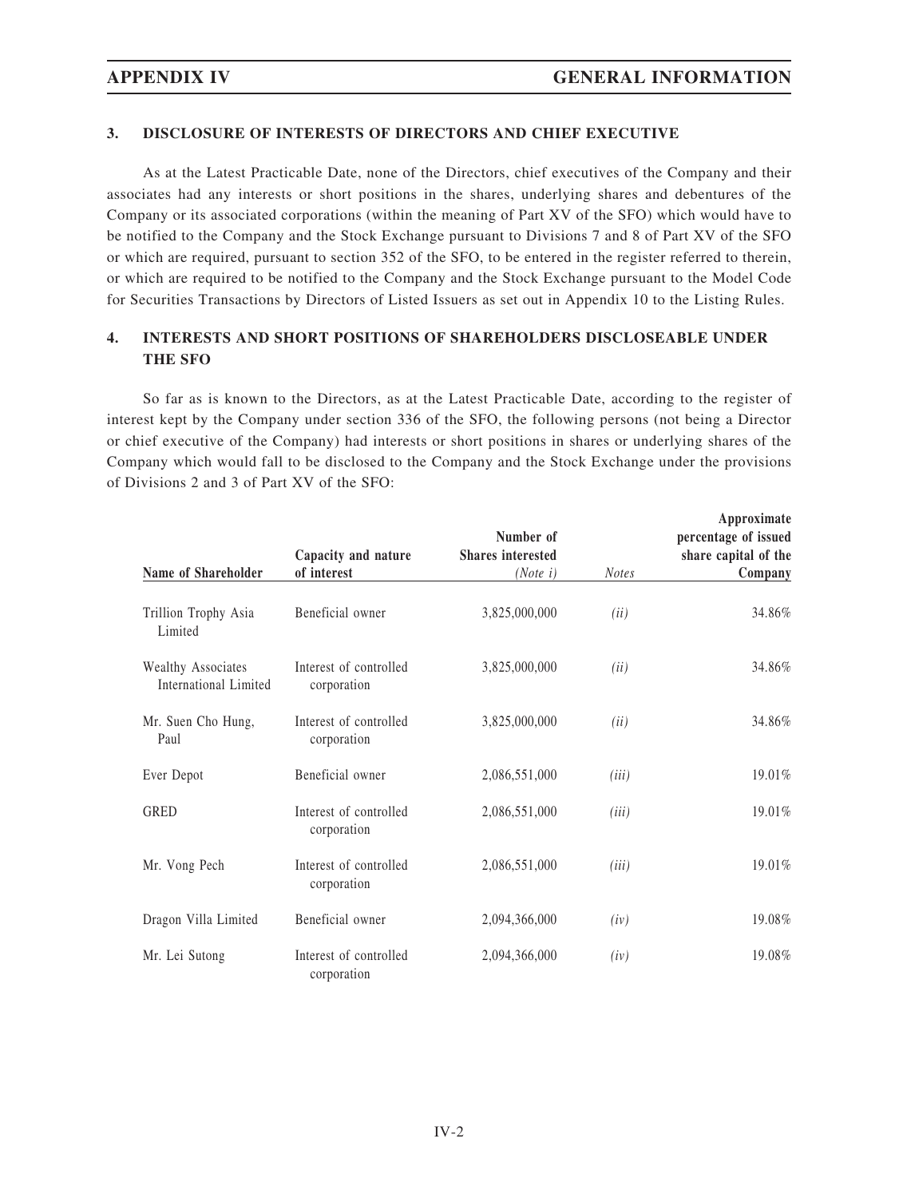### 3. DISCLOSURE OF INTERESTS OF DIRECTORS AND CHIEF EXECUTIVE

As at the Latest Practicable Date, none of the Directors, chief executives of the Company and their associates had any interests or short positions in the shares, underlying shares and debentures of the Company or its associated corporations (within the meaning of Part XV of the SFO) which would have to be notified to the Company and the Stock Exchange pursuant to Divisions 7 and 8 of Part XV of the SFO or which are required, pursuant to section 352 of the SFO, to be entered in the register referred to therein, or which are required to be notified to the Company and the Stock Exchange pursuant to the Model Code for Securities Transactions by Directors of Listed Issuers as set out in Appendix 10 to the Listing Rules.

### 4. INTERESTS AND SHORT POSITIONS OF SHAREHOLDERS DISCLOSEABLE UNDER THE SFO

So far as is known to the Directors, as at the Latest Practicable Date, according to the register of interest kept by the Company under section 336 of the SFO, the following persons (not being a Director or chief executive of the Company) had interests or short positions in shares or underlying shares of the Company which would fall to be disclosed to the Company and the Stock Exchange under the provisions of Divisions 2 and 3 of Part XV of the SFO:

| Name of Shareholder | Capacity and nature of interest | Number of Shares interested *(Note i)* | *Notes* | Approximate percentage of issued share capital of the Company |
|---|---|---|---|---|
| Trillion Trophy Asia Limited | Beneficial owner | 3,825,000,000 | *(ii)* | 34.86% |
| Wealthy Associates International Limited | Interest of controlled corporation | 3,825,000,000 | *(ii)* | 34.86% |
| Mr. Suen Cho Hung, Paul | Interest of controlled corporation | 3,825,000,000 | *(ii)* | 34.86% |
| Ever Depot | Beneficial owner | 2,086,551,000 | *(iii)* | 19.01% |
| GRED | Interest of controlled corporation | 2,086,551,000 | *(iii)* | 19.01% |
| Mr. Vong Pech | Interest of controlled corporation | 2,086,551,000 | *(iii)* | 19.01% |
| Dragon Villa Limited | Beneficial owner | 2,094,366,000 | *(iv)* | 19.08% |
| Mr. Lei Sutong | Interest of controlled corporation | 2,094,366,000 | *(iv)* | 19.08% |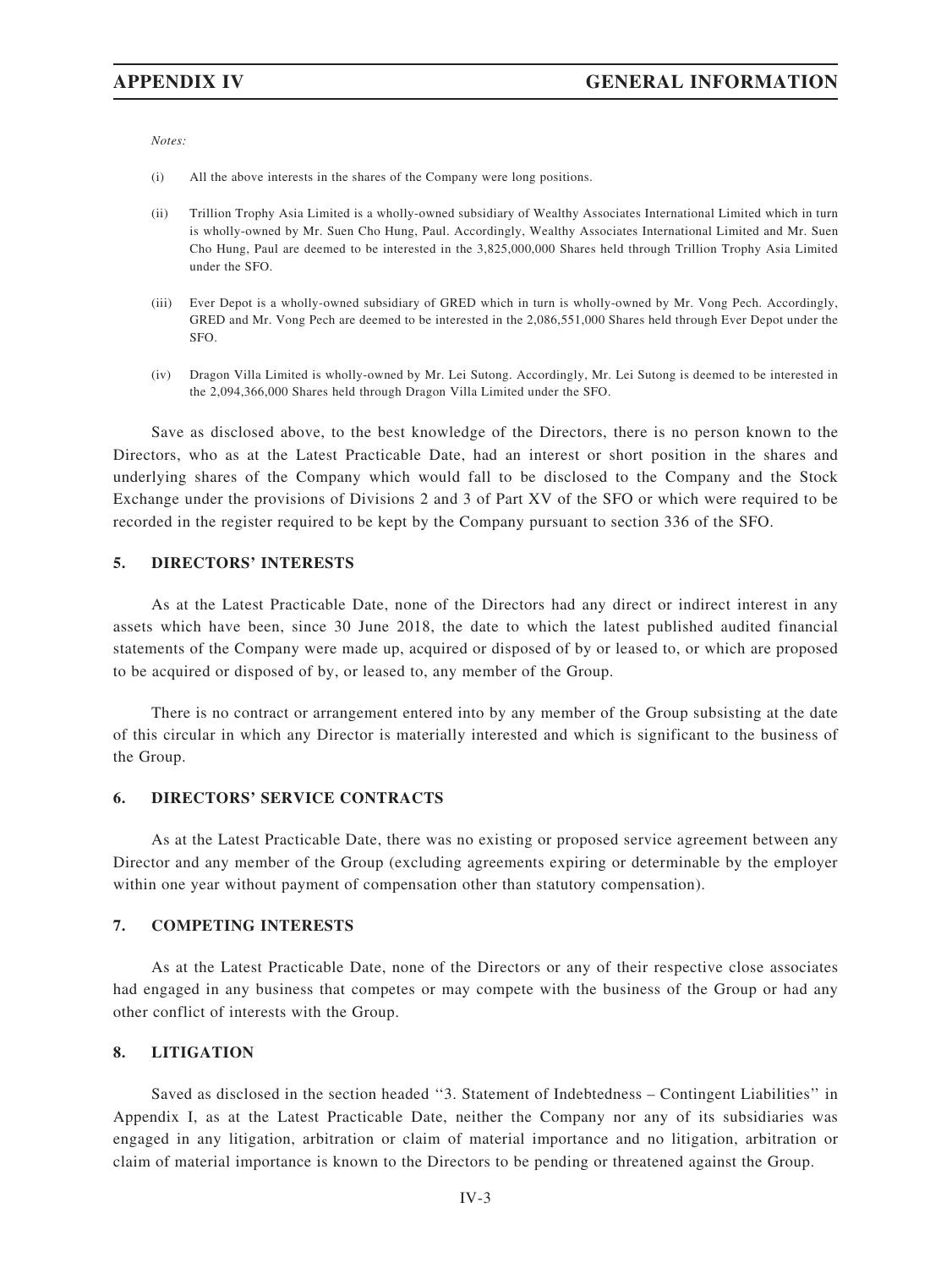*Notes:*

(i) All the above interests in the shares of the Company were long positions.

(ii) Trillion Trophy Asia Limited is a wholly-owned subsidiary of Wealthy Associates International Limited which in turn is wholly-owned by Mr. Suen Cho Hung, Paul. Accordingly, Wealthy Associates International Limited and Mr. Suen Cho Hung, Paul are deemed to be interested in the 3,825,000,000 Shares held through Trillion Trophy Asia Limited under the SFO.

(iii) Ever Depot is a wholly-owned subsidiary of GRED which in turn is wholly-owned by Mr. Vong Pech. Accordingly, GRED and Mr. Vong Pech are deemed to be interested in the 2,086,551,000 Shares held through Ever Depot under the SFO.

(iv) Dragon Villa Limited is wholly-owned by Mr. Lei Sutong. Accordingly, Mr. Lei Sutong is deemed to be interested in the 2,094,366,000 Shares held through Dragon Villa Limited under the SFO.

Save as disclosed above, to the best knowledge of the Directors, there is no person known to the Directors, who as at the Latest Practicable Date, had an interest or short position in the shares and underlying shares of the Company which would fall to be disclosed to the Company and the Stock Exchange under the provisions of Divisions 2 and 3 of Part XV of the SFO or which were required to be recorded in the register required to be kept by the Company pursuant to section 336 of the SFO.

## 5. DIRECTORS' INTERESTS

As at the Latest Practicable Date, none of the Directors had any direct or indirect interest in any assets which have been, since 30 June 2018, the date to which the latest published audited financial statements of the Company were made up, acquired or disposed of by or leased to, or which are proposed to be acquired or disposed of by, or leased to, any member of the Group.

There is no contract or arrangement entered into by any member of the Group subsisting at the date of this circular in which any Director is materially interested and which is significant to the business of the Group.

## 6. DIRECTORS' SERVICE CONTRACTS

As at the Latest Practicable Date, there was no existing or proposed service agreement between any Director and any member of the Group (excluding agreements expiring or determinable by the employer within one year without payment of compensation other than statutory compensation).

## 7. COMPETING INTERESTS

As at the Latest Practicable Date, none of the Directors or any of their respective close associates had engaged in any business that competes or may compete with the business of the Group or had any other conflict of interests with the Group.

## 8. LITIGATION

Saved as disclosed in the section headed ''3. Statement of Indebtedness – Contingent Liabilities'' in Appendix I, as at the Latest Practicable Date, neither the Company nor any of its subsidiaries was engaged in any litigation, arbitration or claim of material importance and no litigation, arbitration or claim of material importance is known to the Directors to be pending or threatened against the Group.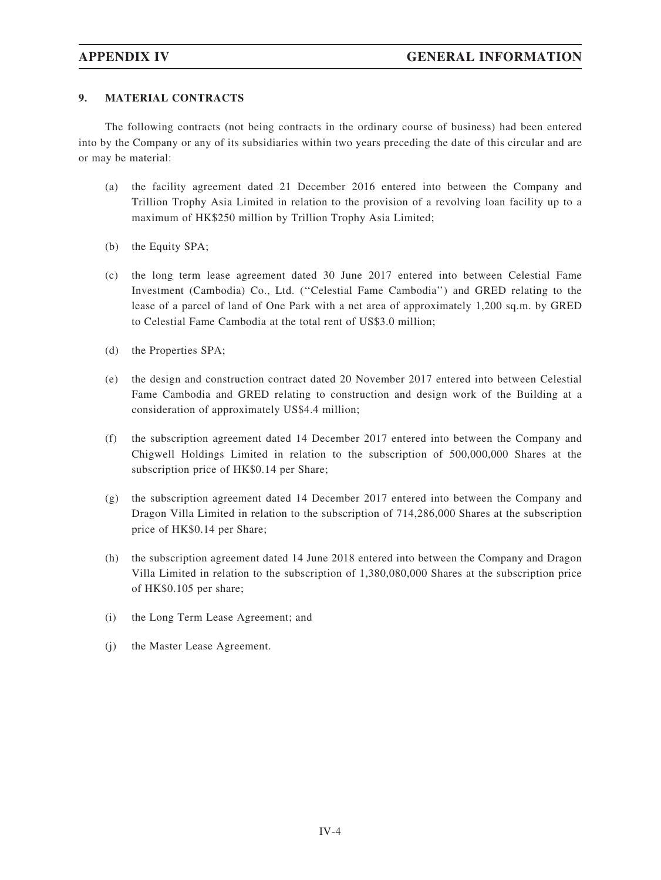## 9. MATERIAL CONTRACTS

The following contracts (not being contracts in the ordinary course of business) had been entered into by the Company or any of its subsidiaries within two years preceding the date of this circular and are or may be material:

(a) the facility agreement dated 21 December 2016 entered into between the Company and Trillion Trophy Asia Limited in relation to the provision of a revolving loan facility up to a maximum of HK$250 million by Trillion Trophy Asia Limited;

(b) the Equity SPA;

(c) the long term lease agreement dated 30 June 2017 entered into between Celestial Fame Investment (Cambodia) Co., Ltd. (''Celestial Fame Cambodia'') and GRED relating to the lease of a parcel of land of One Park with a net area of approximately 1,200 sq.m. by GRED to Celestial Fame Cambodia at the total rent of US$3.0 million;

(d) the Properties SPA;

(e) the design and construction contract dated 20 November 2017 entered into between Celestial Fame Cambodia and GRED relating to construction and design work of the Building at a consideration of approximately US$4.4 million;

(f) the subscription agreement dated 14 December 2017 entered into between the Company and Chigwell Holdings Limited in relation to the subscription of 500,000,000 Shares at the subscription price of HK$0.14 per Share;

(g) the subscription agreement dated 14 December 2017 entered into between the Company and Dragon Villa Limited in relation to the subscription of 714,286,000 Shares at the subscription price of HK$0.14 per Share;

(h) the subscription agreement dated 14 June 2018 entered into between the Company and Dragon Villa Limited in relation to the subscription of 1,380,080,000 Shares at the subscription price of HK$0.105 per share;

(i) the Long Term Lease Agreement; and

(j) the Master Lease Agreement.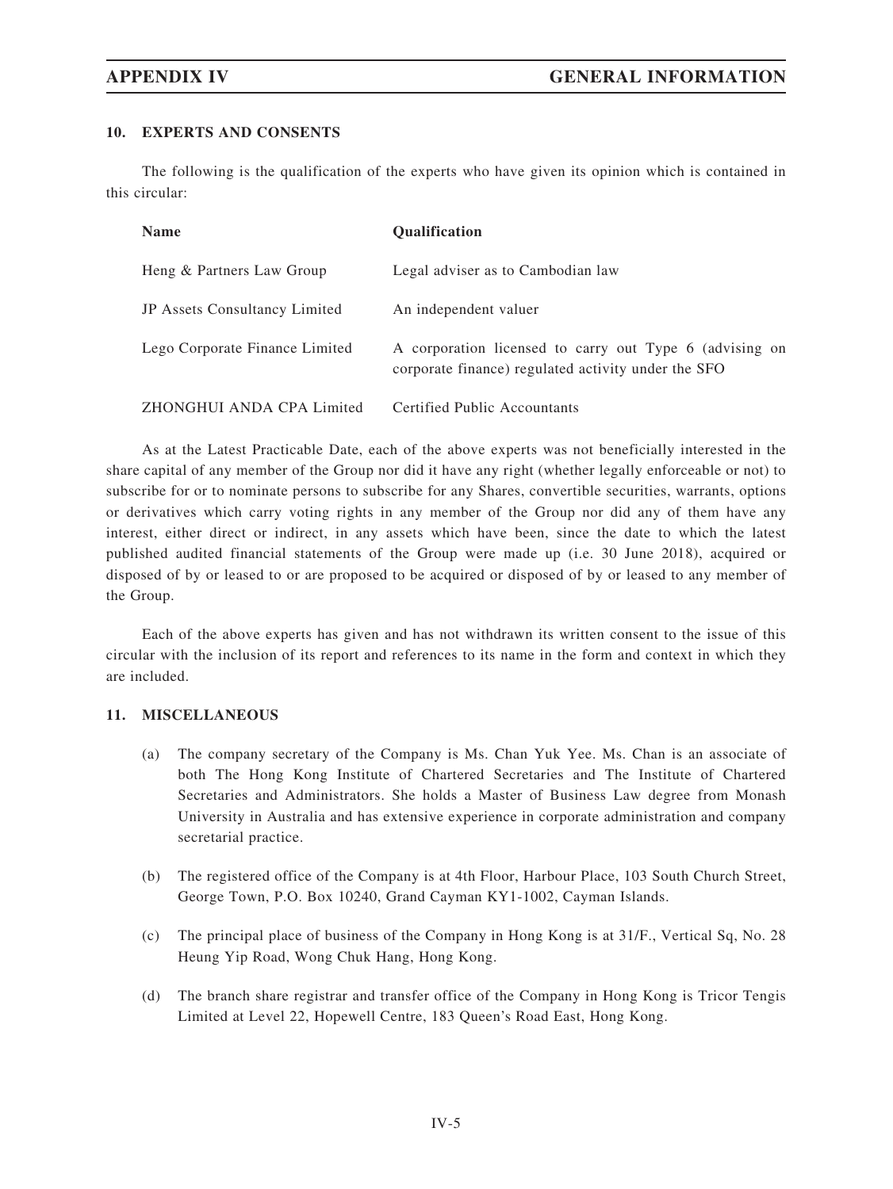## 10. EXPERTS AND CONSENTS

The following is the qualification of the experts who have given its opinion which is contained in this circular:

| Name | Qualification |
|---|---|
| Heng & Partners Law Group | Legal adviser as to Cambodian law |
| JP Assets Consultancy Limited | An independent valuer |
| Lego Corporate Finance Limited | A corporation licensed to carry out Type 6 (advising on corporate finance) regulated activity under the SFO |
| ZHONGHUI ANDA CPA Limited | Certified Public Accountants |

As at the Latest Practicable Date, each of the above experts was not beneficially interested in the share capital of any member of the Group nor did it have any right (whether legally enforceable or not) to subscribe for or to nominate persons to subscribe for any Shares, convertible securities, warrants, options or derivatives which carry voting rights in any member of the Group nor did any of them have any interest, either direct or indirect, in any assets which have been, since the date to which the latest published audited financial statements of the Group were made up (i.e. 30 June 2018), acquired or disposed of by or leased to or are proposed to be acquired or disposed of by or leased to any member of the Group.

Each of the above experts has given and has not withdrawn its written consent to the issue of this circular with the inclusion of its report and references to its name in the form and context in which they are included.

## 11. MISCELLANEOUS

(a) The company secretary of the Company is Ms. Chan Yuk Yee. Ms. Chan is an associate of both The Hong Kong Institute of Chartered Secretaries and The Institute of Chartered Secretaries and Administrators. She holds a Master of Business Law degree from Monash University in Australia and has extensive experience in corporate administration and company secretarial practice.

(b) The registered office of the Company is at 4th Floor, Harbour Place, 103 South Church Street, George Town, P.O. Box 10240, Grand Cayman KY1-1002, Cayman Islands.

(c) The principal place of business of the Company in Hong Kong is at 31/F., Vertical Sq, No. 28 Heung Yip Road, Wong Chuk Hang, Hong Kong.

(d) The branch share registrar and transfer office of the Company in Hong Kong is Tricor Tengis Limited at Level 22, Hopewell Centre, 183 Queen's Road East, Hong Kong.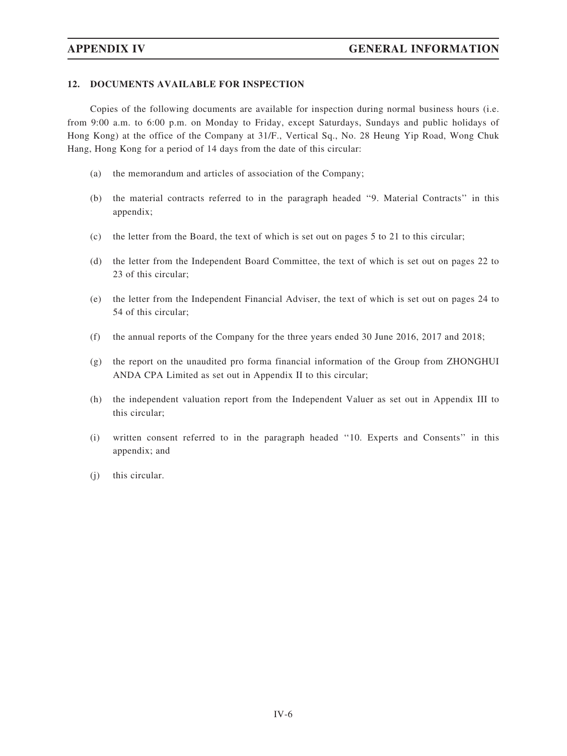## 12. DOCUMENTS AVAILABLE FOR INSPECTION

Copies of the following documents are available for inspection during normal business hours (i.e. from 9:00 a.m. to 6:00 p.m. on Monday to Friday, except Saturdays, Sundays and public holidays of Hong Kong) at the office of the Company at 31/F., Vertical Sq., No. 28 Heung Yip Road, Wong Chuk Hang, Hong Kong for a period of 14 days from the date of this circular:

(a) the memorandum and articles of association of the Company;

(b) the material contracts referred to in the paragraph headed "9. Material Contracts" in this appendix;

(c) the letter from the Board, the text of which is set out on pages 5 to 21 to this circular;

(d) the letter from the Independent Board Committee, the text of which is set out on pages 22 to 23 of this circular;

(e) the letter from the Independent Financial Adviser, the text of which is set out on pages 24 to 54 of this circular;

(f) the annual reports of the Company for the three years ended 30 June 2016, 2017 and 2018;

(g) the report on the unaudited pro forma financial information of the Group from ZHONGHUI ANDA CPA Limited as set out in Appendix II to this circular;

(h) the independent valuation report from the Independent Valuer as set out in Appendix III to this circular;

(i) written consent referred to in the paragraph headed "10. Experts and Consents" in this appendix; and

(j) this circular.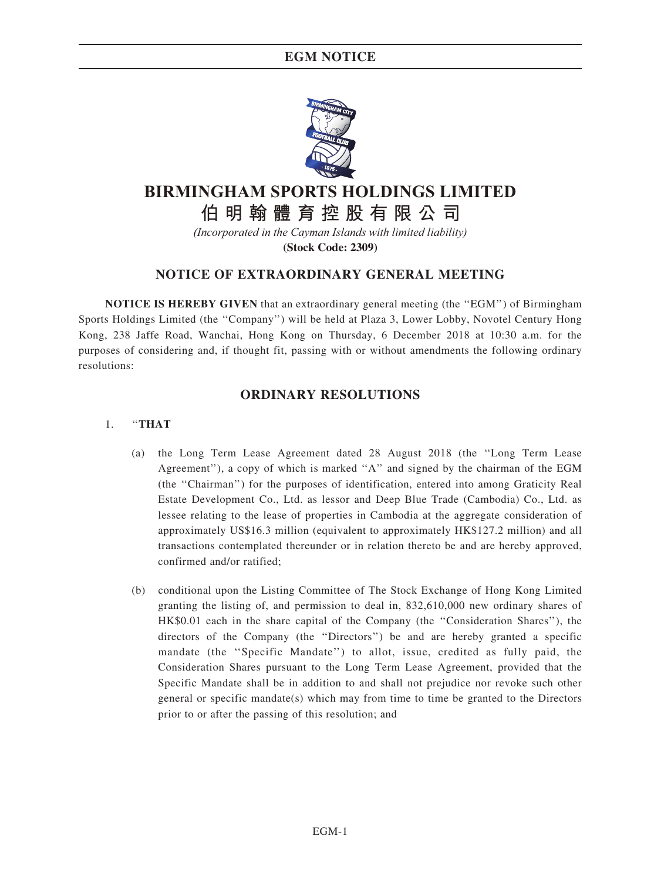# BIRMINGHAM SPORTS HOLDINGS LIMITED

# 伯明翰體育控股有限公司

*(Incorporated in the Cayman Islands with limited liability)*

**(Stock Code: 2309)**

## NOTICE OF EXTRAORDINARY GENERAL MEETING

**NOTICE IS HEREBY GIVEN** that an extraordinary general meeting (the ''EGM'') of Birmingham Sports Holdings Limited (the ''Company'') will be held at Plaza 3, Lower Lobby, Novotel Century Hong Kong, 238 Jaffe Road, Wanchai, Hong Kong on Thursday, 6 December 2018 at 10:30 a.m. for the purposes of considering and, if thought fit, passing with or without amendments the following ordinary resolutions:

## ORDINARY RESOLUTIONS

1. ''**THAT**

   (a) the Long Term Lease Agreement dated 28 August 2018 (the ''Long Term Lease Agreement''), a copy of which is marked ''A'' and signed by the chairman of the EGM (the ''Chairman'') for the purposes of identification, entered into among Graticity Real Estate Development Co., Ltd. as lessor and Deep Blue Trade (Cambodia) Co., Ltd. as lessee relating to the lease of properties in Cambodia at the aggregate consideration of approximately US$16.3 million (equivalent to approximately HK$127.2 million) and all transactions contemplated thereunder or in relation thereto be and are hereby approved, confirmed and/or ratified;

   (b) conditional upon the Listing Committee of The Stock Exchange of Hong Kong Limited granting the listing of, and permission to deal in, 832,610,000 new ordinary shares of HK$0.01 each in the share capital of the Company (the ''Consideration Shares''), the directors of the Company (the ''Directors'') be and are hereby granted a specific mandate (the ''Specific Mandate'') to allot, issue, credited as fully paid, the Consideration Shares pursuant to the Long Term Lease Agreement, provided that the Specific Mandate shall be in addition to and shall not prejudice nor revoke such other general or specific mandate(s) which may from time to time be granted to the Directors prior to or after the passing of this resolution; and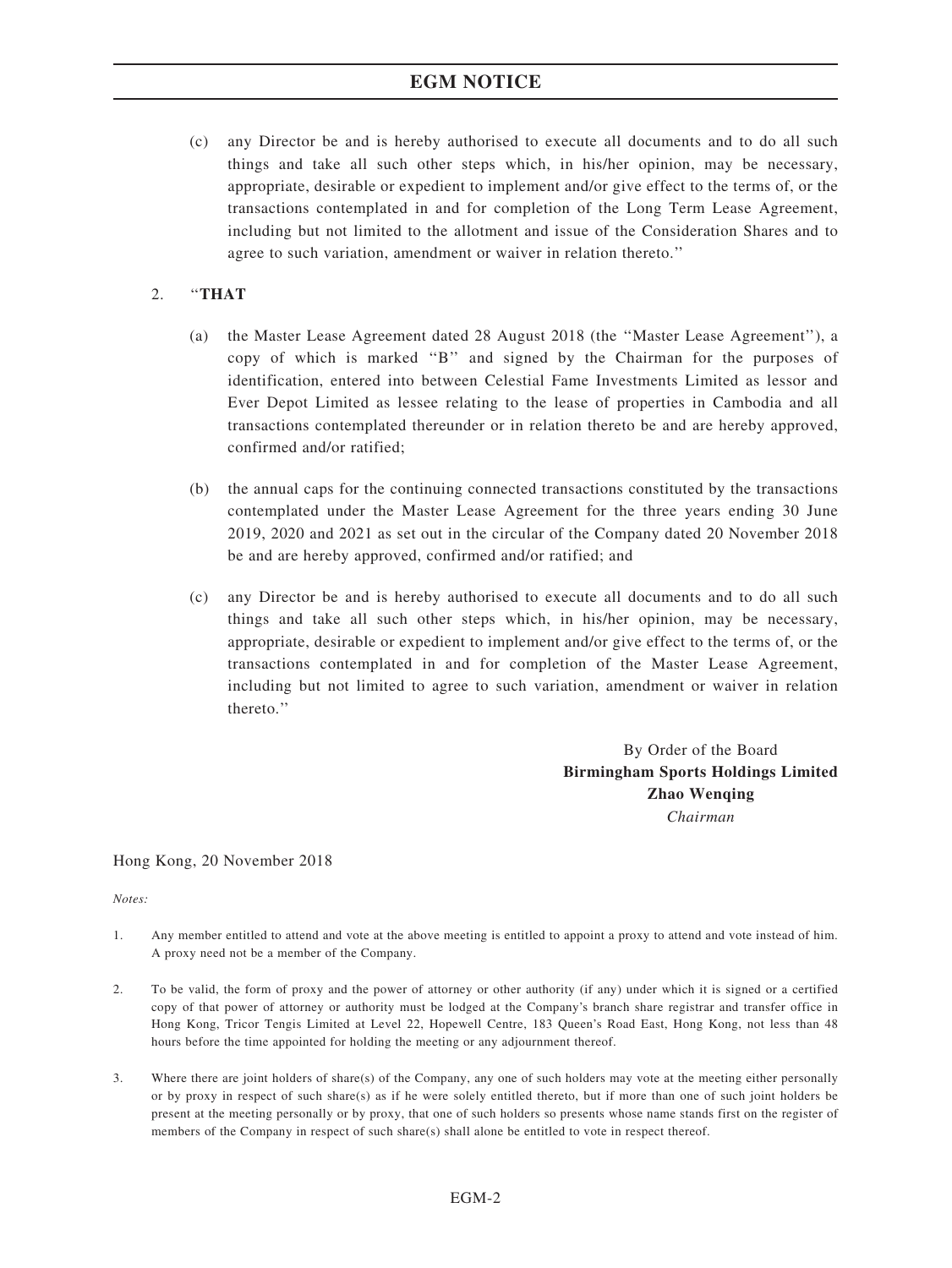(c) any Director be and is hereby authorised to execute all documents and to do all such things and take all such other steps which, in his/her opinion, may be necessary, appropriate, desirable or expedient to implement and/or give effect to the terms of, or the transactions contemplated in and for completion of the Long Term Lease Agreement, including but not limited to the allotment and issue of the Consideration Shares and to agree to such variation, amendment or waiver in relation thereto.''

2. ''**THAT**

(a) the Master Lease Agreement dated 28 August 2018 (the ''Master Lease Agreement''), a copy of which is marked ''B'' and signed by the Chairman for the purposes of identification, entered into between Celestial Fame Investments Limited as lessor and Ever Depot Limited as lessee relating to the lease of properties in Cambodia and all transactions contemplated thereunder or in relation thereto be and are hereby approved, confirmed and/or ratified;

(b) the annual caps for the continuing connected transactions constituted by the transactions contemplated under the Master Lease Agreement for the three years ending 30 June 2019, 2020 and 2021 as set out in the circular of the Company dated 20 November 2018 be and are hereby approved, confirmed and/or ratified; and

(c) any Director be and is hereby authorised to execute all documents and to do all such things and take all such other steps which, in his/her opinion, may be necessary, appropriate, desirable or expedient to implement and/or give effect to the terms of, or the transactions contemplated in and for completion of the Master Lease Agreement, including but not limited to agree to such variation, amendment or waiver in relation thereto.''

By Order of the Board
**Birmingham Sports Holdings Limited**
**Zhao Wenqing**
*Chairman*

Hong Kong, 20 November 2018

*Notes:*

1. Any member entitled to attend and vote at the above meeting is entitled to appoint a proxy to attend and vote instead of him. A proxy need not be a member of the Company.

2. To be valid, the form of proxy and the power of attorney or other authority (if any) under which it is signed or a certified copy of that power of attorney or authority must be lodged at the Company's branch share registrar and transfer office in Hong Kong, Tricor Tengis Limited at Level 22, Hopewell Centre, 183 Queen's Road East, Hong Kong, not less than 48 hours before the time appointed for holding the meeting or any adjournment thereof.

3. Where there are joint holders of share(s) of the Company, any one of such holders may vote at the meeting either personally or by proxy in respect of such share(s) as if he were solely entitled thereto, but if more than one of such joint holders be present at the meeting personally or by proxy, that one of such holders so presents whose name stands first on the register of members of the Company in respect of such share(s) shall alone be entitled to vote in respect thereof.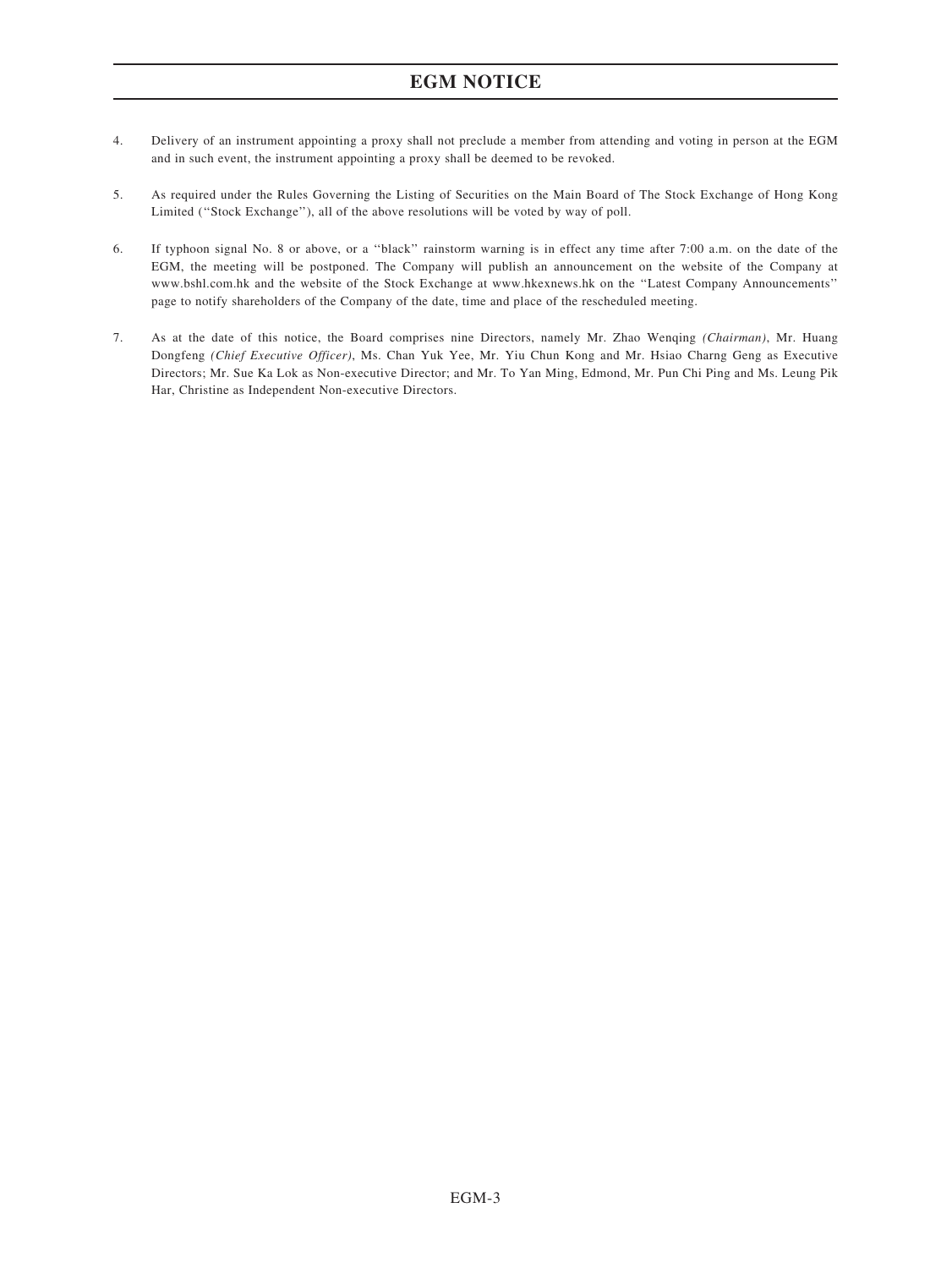4. Delivery of an instrument appointing a proxy shall not preclude a member from attending and voting in person at the EGM and in such event, the instrument appointing a proxy shall be deemed to be revoked.

5. As required under the Rules Governing the Listing of Securities on the Main Board of The Stock Exchange of Hong Kong Limited (''Stock Exchange''), all of the above resolutions will be voted by way of poll.

6. If typhoon signal No. 8 or above, or a ''black'' rainstorm warning is in effect any time after 7:00 a.m. on the date of the EGM, the meeting will be postponed. The Company will publish an announcement on the website of the Company at www.bshl.com.hk and the website of the Stock Exchange at www.hkexnews.hk on the ''Latest Company Announcements'' page to notify shareholders of the Company of the date, time and place of the rescheduled meeting.

7. As at the date of this notice, the Board comprises nine Directors, namely Mr. Zhao Wenqing *(Chairman)*, Mr. Huang Dongfeng *(Chief Executive Officer)*, Ms. Chan Yuk Yee, Mr. Yiu Chun Kong and Mr. Hsiao Charng Geng as Executive Directors; Mr. Sue Ka Lok as Non-executive Director; and Mr. To Yan Ming, Edmond, Mr. Pun Chi Ping and Ms. Leung Pik Har, Christine as Independent Non-executive Directors.